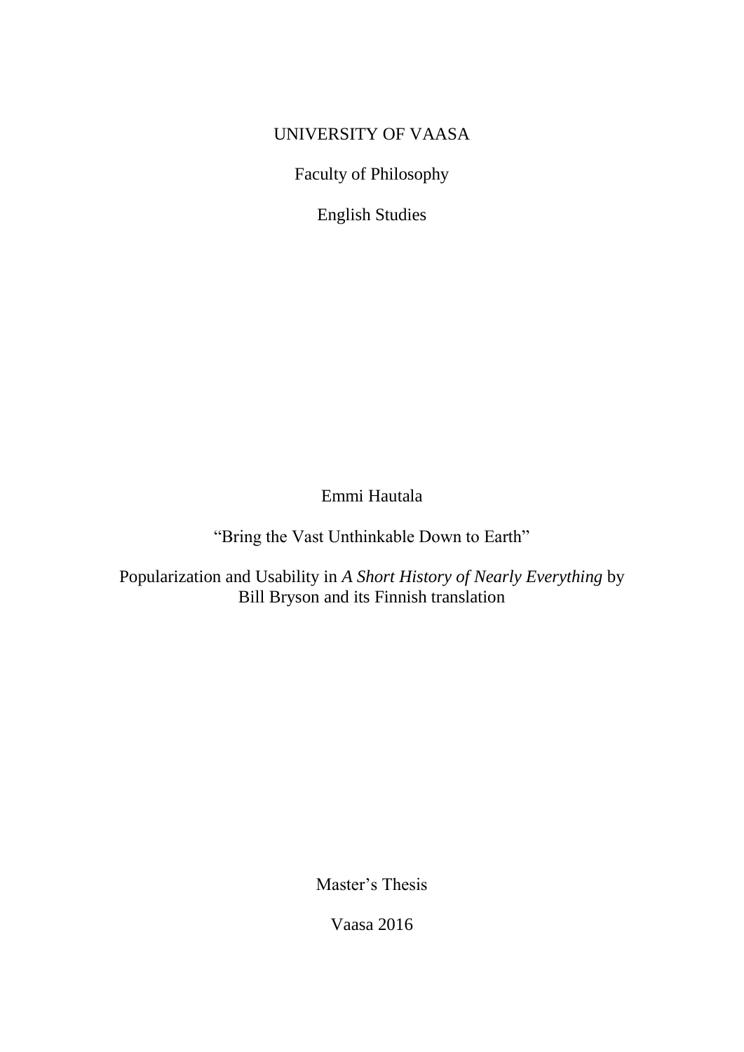UNIVERSITY OF VAASA

Faculty of Philosophy

English Studies

Emmi Hautala

# "Bring the Vast Unthinkable Down to Earth"

## Popularization and Usability in *A Short History of Nearly Everything* by Bill Bryson and its Finnish translation

Master's Thesis

Vaasa 2016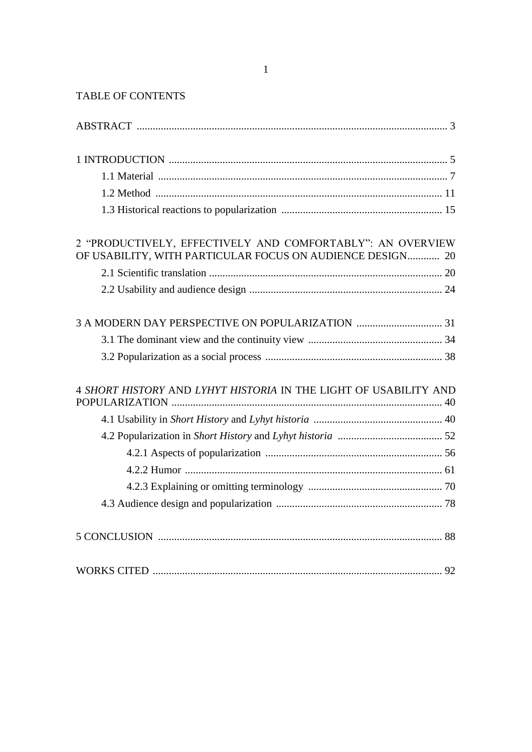# TABLE OF CONTENTS

ABSTRACT .................................................................................................................... 3

1 INTRODUCTION ........................................................................................................ 5

- 1.1 Material ........................................................................................................... 7
- 1.2 Method ........................................................................................................... 11
- 1.3 Historical reactions to popularization ............................................................ 15

2 "PRODUCTIVELY, EFFECTIVELY AND COMFORTABLY": AN OVERVIEW OF USABILITY, WITH PARTICULAR FOCUS ON AUDIENCE DESIGN............ 20

- 2.1 Scientific translation ....................................................................................... 20
- 2.2 Usability and audience design ........................................................................ 24

3 A MODERN DAY PERSPECTIVE ON POPULARIZATION ................................ 31

- 3.1 The dominant view and the continuity view .................................................. 34
- 3.2 Popularization as a social process .................................................................. 38

4 *SHORT HISTORY* AND *LYHYT HISTORIA* IN THE LIGHT OF USABILITY AND POPULARIZATION ..................................................................................................... 40

- 4.1 Usability in *Short History* and *Lyhyt historia* ................................................ 40
- 4.2 Popularization in *Short History* and *Lyhyt historia* ....................................... 52
  - 4.2.1 Aspects of popularization .................................................................. 56
  - 4.2.2 Humor ................................................................................................ 61
  - 4.2.3 Explaining or omitting terminology .................................................. 70
- 4.3 Audience design and popularization .............................................................. 78

5 CONCLUSION .......................................................................................................... 88

WORKS CITED ............................................................................................................ 92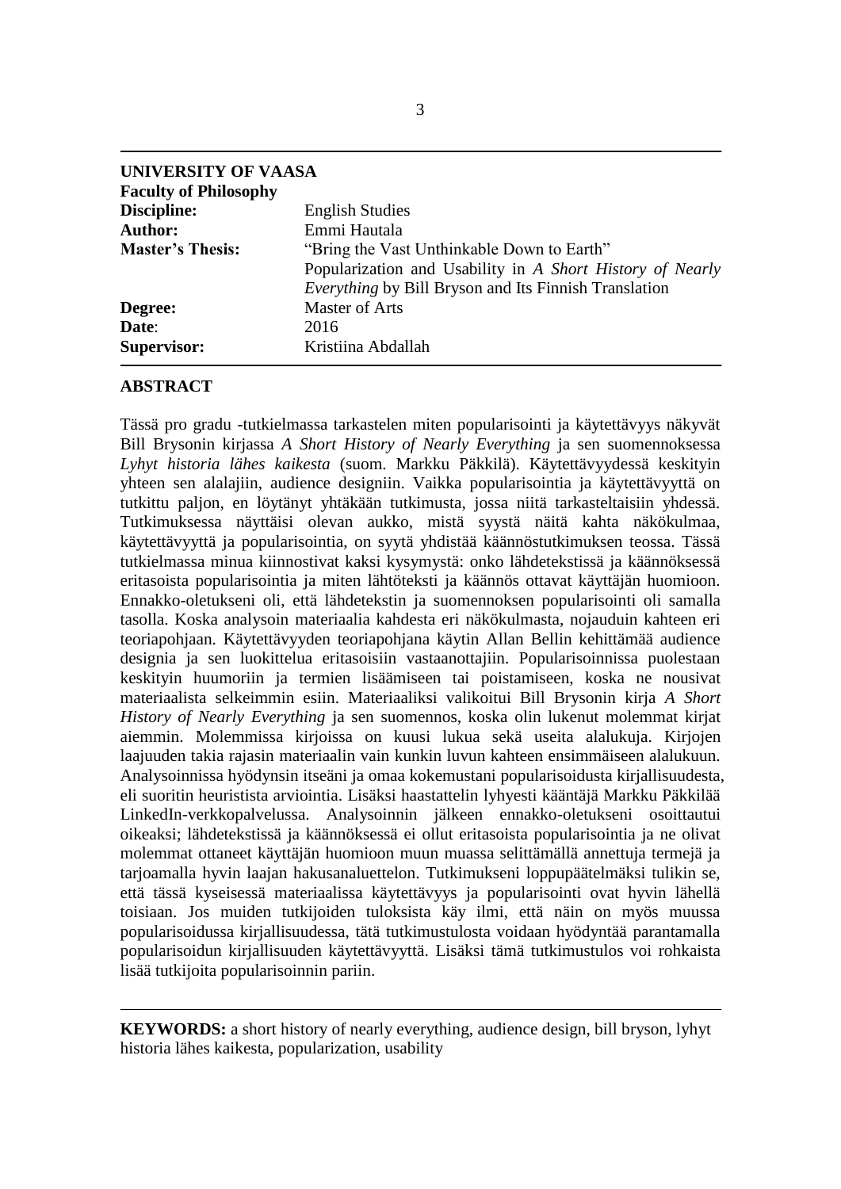**UNIVERSITY OF VAASA**
**Faculty of Philosophy**

| | |
|---|---|
| **Discipline:** | English Studies |
| **Author:** | Emmi Hautala |
| **Master's Thesis:** | "Bring the Vast Unthinkable Down to Earth" Popularization and Usability in *A Short History of Nearly Everything* by Bill Bryson and Its Finnish Translation |
| **Degree:** | Master of Arts |
| **Date:** | 2016 |
| **Supervisor:** | Kristiina Abdallah |

## ABSTRACT

Tässä pro gradu -tutkielmassa tarkastelen miten popularisointi ja käytettävyys näkyvät Bill Brysonin kirjassa *A Short History of Nearly Everything* ja sen suomennoksessa *Lyhyt historia lähes kaikesta* (suom. Markku Päkkilä). Käytettävyydessä keskityin yhteen sen alalajiin, audience designiin. Vaikka popularisointia ja käytettävyyttä on tutkittu paljon, en löytänyt yhtäkään tutkimusta, jossa niitä tarkasteltaisiin yhdessä. Tutkimuksessa näyttäisi olevan aukko, mistä syystä näitä kahta näkökulmaa, käytettävyyttä ja popularisointia, on syytä yhdistää käännöstutkimuksen teossa. Tässä tutkielmassa minua kiinnostivat kaksi kysymystä: onko lähdetekstissä ja käännöksessä eritasoista popularisointia ja miten lähtöteksti ja käännös ottavat käyttäjän huomioon. Ennakko-oletukseni oli, että lähdetekstin ja suomennoksen popularisointi oli samalla tasolla. Koska analysoin materiaalia kahdesta eri näkökulmasta, nojauduin kahteen eri teoriapohjaan. Käytettävyyden teoriapohjana käytin Allan Bellin kehittämää audience designia ja sen luokittelua eritasoisiin vastaanottajiin. Popularisoinnissa puolestaan keskityin huumoriin ja termien lisäämiseen tai poistamiseen, koska ne nousivat materiaalista selkeimmin esiin. Materiaaliksi valikoitui Bill Brysonin kirja *A Short History of Nearly Everything* ja sen suomennos, koska olin lukenut molemmat kirjat aiemmin. Molemmissa kirjoissa on kuusi lukua sekä useita alalukuja. Kirjojen laajuuden takia rajasin materiaalin vain kunkin luvun kahteen ensimmäiseen alalukuun. Analysoinnissa hyödynsin itseäni ja omaa kokemustani popularisoidusta kirjallisuudesta, eli suoritin heuristista arviointia. Lisäksi haastattelin lyhyesti kääntäjä Markku Päkkilää LinkedIn-verkkopalvelussa. Analysoinnin jälkeen ennakko-oletukseni osoittautui oikeaksi; lähdetekstissä ja käännöksessä ei ollut eritasoista popularisointia ja ne olivat molemmat ottaneet käyttäjän huomioon muun muassa selittämällä annettuja termejä ja tarjoamalla hyvin laajan hakusanaluettelon. Tutkimukseni loppupäätelmäksi tulikin se, että tässä kyseisessä materiaalissa käytettävyys ja popularisointi ovat hyvin lähellä toisiaan. Jos muiden tutkijoiden tuloksista käy ilmi, että näin on myös muussa popularisoidussa kirjallisuudessa, tätä tutkimustulosta voidaan hyödyntää parantamalla popularisoidun kirjallisuuden käytettävyyttä. Lisäksi tämä tutkimustulos voi rohkaista lisää tutkijoita popularisoinnin pariin.

**KEYWORDS:** a short history of nearly everything, audience design, bill bryson, lyhyt historia lähes kaikesta, popularization, usability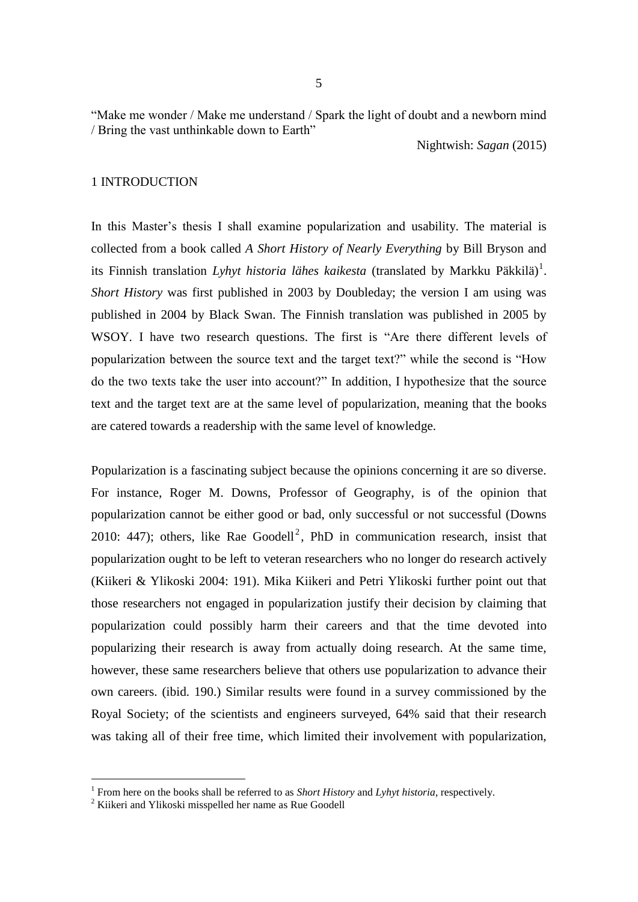"Make me wonder / Make me understand / Spark the light of doubt and a newborn mind / Bring the vast unthinkable down to Earth"

Nightwish: *Sagan* (2015)

# 1 INTRODUCTION

In this Master's thesis I shall examine popularization and usability. The material is collected from a book called *A Short History of Nearly Everything* by Bill Bryson and its Finnish translation *Lyhyt historia lähes kaikesta* (translated by Markku Päkkilä)[1]. *Short History* was first published in 2003 by Doubleday; the version I am using was published in 2004 by Black Swan. The Finnish translation was published in 2005 by WSOY. I have two research questions. The first is "Are there different levels of popularization between the source text and the target text?" while the second is "How do the two texts take the user into account?" In addition, I hypothesize that the source text and the target text are at the same level of popularization, meaning that the books are catered towards a readership with the same level of knowledge.

Popularization is a fascinating subject because the opinions concerning it are so diverse. For instance, Roger M. Downs, Professor of Geography, is of the opinion that popularization cannot be either good or bad, only successful or not successful (Downs 2010: 447); others, like Rae Goodell[2], PhD in communication research, insist that popularization ought to be left to veteran researchers who no longer do research actively (Kiikeri & Ylikoski 2004: 191). Mika Kiikeri and Petri Ylikoski further point out that those researchers not engaged in popularization justify their decision by claiming that popularization could possibly harm their careers and that the time devoted into popularizing their research is away from actually doing research. At the same time, however, these same researchers believe that others use popularization to advance their own careers. (ibid. 190.) Similar results were found in a survey commissioned by the Royal Society; of the scientists and engineers surveyed, 64% said that their research was taking all of their free time, which limited their involvement with popularization,

---

[1] From here on the books shall be referred to as *Short History* and *Lyhyt historia*, respectively.

[2] Kiikeri and Ylikoski misspelled her name as Rue Goodell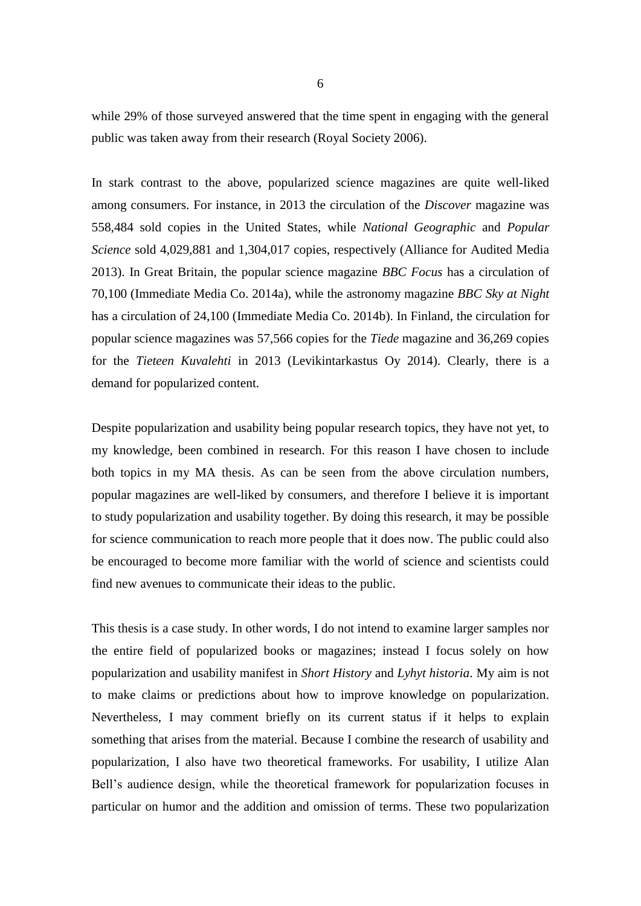while 29% of those surveyed answered that the time spent in engaging with the general public was taken away from their research (Royal Society 2006).

In stark contrast to the above, popularized science magazines are quite well-liked among consumers. For instance, in 2013 the circulation of the *Discover* magazine was 558,484 sold copies in the United States, while *National Geographic* and *Popular Science* sold 4,029,881 and 1,304,017 copies, respectively (Alliance for Audited Media 2013). In Great Britain, the popular science magazine *BBC Focus* has a circulation of 70,100 (Immediate Media Co. 2014a), while the astronomy magazine *BBC Sky at Night* has a circulation of 24,100 (Immediate Media Co. 2014b). In Finland, the circulation for popular science magazines was 57,566 copies for the *Tiede* magazine and 36,269 copies for the *Tieteen Kuvalehti* in 2013 (Levikintarkastus Oy 2014). Clearly, there is a demand for popularized content.

Despite popularization and usability being popular research topics, they have not yet, to my knowledge, been combined in research. For this reason I have chosen to include both topics in my MA thesis. As can be seen from the above circulation numbers, popular magazines are well-liked by consumers, and therefore I believe it is important to study popularization and usability together. By doing this research, it may be possible for science communication to reach more people that it does now. The public could also be encouraged to become more familiar with the world of science and scientists could find new avenues to communicate their ideas to the public.

This thesis is a case study. In other words, I do not intend to examine larger samples nor the entire field of popularized books or magazines; instead I focus solely on how popularization and usability manifest in *Short History* and *Lyhyt historia*. My aim is not to make claims or predictions about how to improve knowledge on popularization. Nevertheless, I may comment briefly on its current status if it helps to explain something that arises from the material. Because I combine the research of usability and popularization, I also have two theoretical frameworks. For usability, I utilize Alan Bell's audience design, while the theoretical framework for popularization focuses in particular on humor and the addition and omission of terms. These two popularization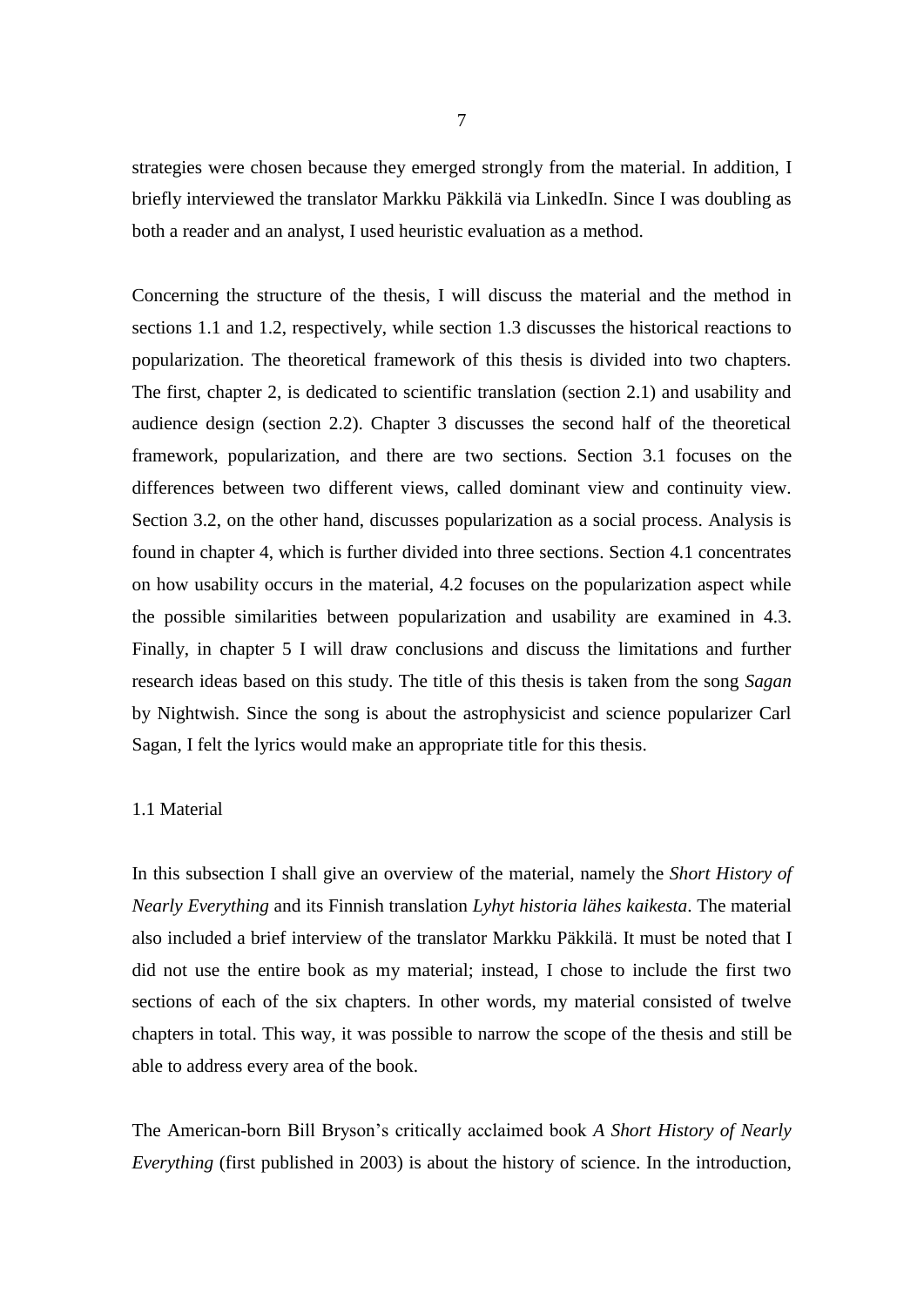strategies were chosen because they emerged strongly from the material. In addition, I briefly interviewed the translator Markku Päkkilä via LinkedIn. Since I was doubling as both a reader and an analyst, I used heuristic evaluation as a method.

Concerning the structure of the thesis, I will discuss the material and the method in sections 1.1 and 1.2, respectively, while section 1.3 discusses the historical reactions to popularization. The theoretical framework of this thesis is divided into two chapters. The first, chapter 2, is dedicated to scientific translation (section 2.1) and usability and audience design (section 2.2). Chapter 3 discusses the second half of the theoretical framework, popularization, and there are two sections. Section 3.1 focuses on the differences between two different views, called dominant view and continuity view. Section 3.2, on the other hand, discusses popularization as a social process. Analysis is found in chapter 4, which is further divided into three sections. Section 4.1 concentrates on how usability occurs in the material, 4.2 focuses on the popularization aspect while the possible similarities between popularization and usability are examined in 4.3. Finally, in chapter 5 I will draw conclusions and discuss the limitations and further research ideas based on this study. The title of this thesis is taken from the song *Sagan* by Nightwish. Since the song is about the astrophysicist and science popularizer Carl Sagan, I felt the lyrics would make an appropriate title for this thesis.

## 1.1 Material

In this subsection I shall give an overview of the material, namely the *Short History of Nearly Everything* and its Finnish translation *Lyhyt historia lähes kaikesta*. The material also included a brief interview of the translator Markku Päkkilä. It must be noted that I did not use the entire book as my material; instead, I chose to include the first two sections of each of the six chapters. In other words, my material consisted of twelve chapters in total. This way, it was possible to narrow the scope of the thesis and still be able to address every area of the book.

The American-born Bill Bryson's critically acclaimed book *A Short History of Nearly Everything* (first published in 2003) is about the history of science. In the introduction,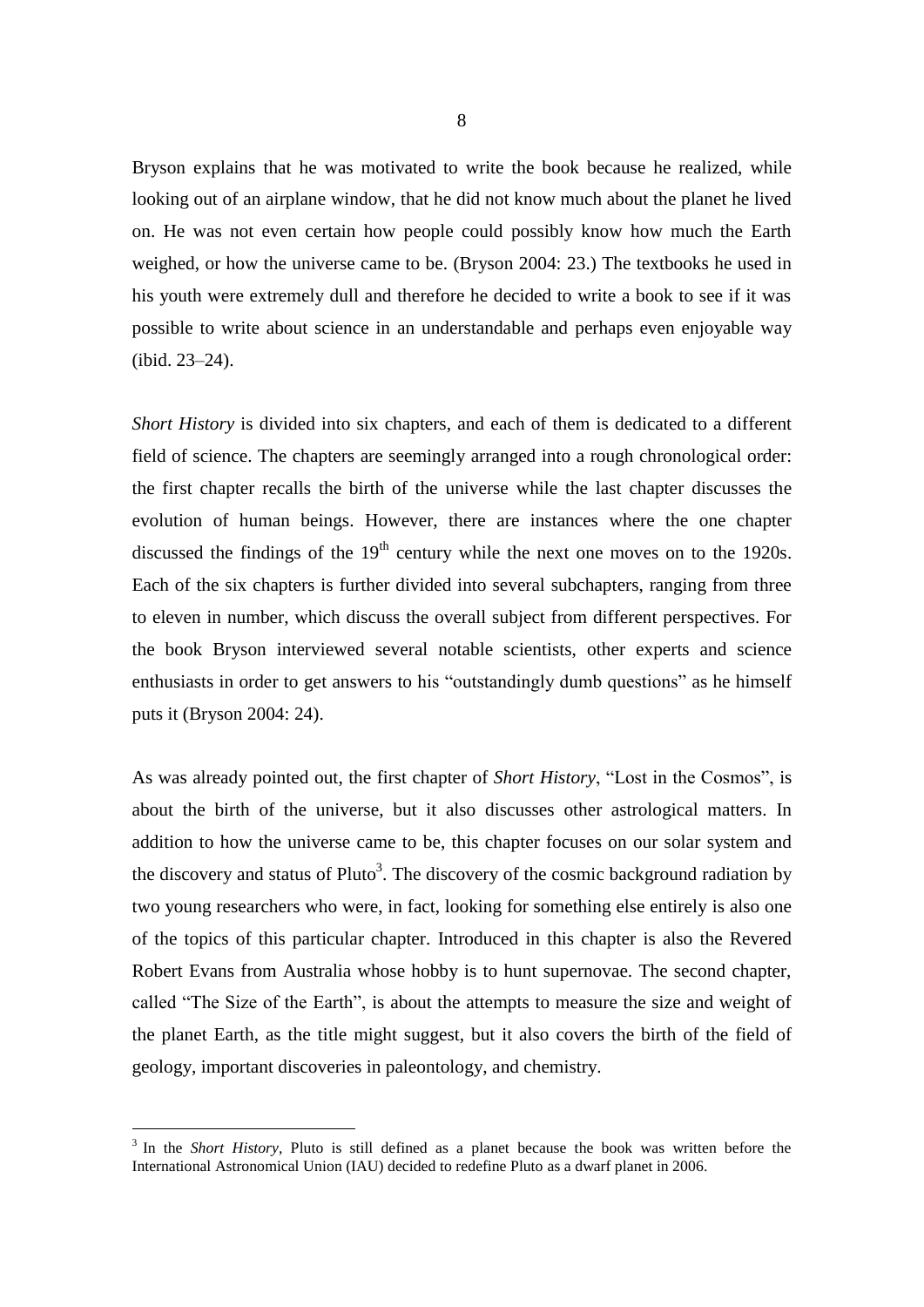Bryson explains that he was motivated to write the book because he realized, while looking out of an airplane window, that he did not know much about the planet he lived on. He was not even certain how people could possibly know how much the Earth weighed, or how the universe came to be. (Bryson 2004: 23.) The textbooks he used in his youth were extremely dull and therefore he decided to write a book to see if it was possible to write about science in an understandable and perhaps even enjoyable way (ibid. 23–24).

*Short History* is divided into six chapters, and each of them is dedicated to a different field of science. The chapters are seemingly arranged into a rough chronological order: the first chapter recalls the birth of the universe while the last chapter discusses the evolution of human beings. However, there are instances where the one chapter discussed the findings of the 19th century while the next one moves on to the 1920s. Each of the six chapters is further divided into several subchapters, ranging from three to eleven in number, which discuss the overall subject from different perspectives. For the book Bryson interviewed several notable scientists, other experts and science enthusiasts in order to get answers to his "outstandingly dumb questions" as he himself puts it (Bryson 2004: 24).

As was already pointed out, the first chapter of *Short History*, "Lost in the Cosmos", is about the birth of the universe, but it also discusses other astrological matters. In addition to how the universe came to be, this chapter focuses on our solar system and the discovery and status of Pluto[3]. The discovery of the cosmic background radiation by two young researchers who were, in fact, looking for something else entirely is also one of the topics of this particular chapter. Introduced in this chapter is also the Revered Robert Evans from Australia whose hobby is to hunt supernovae. The second chapter, called "The Size of the Earth", is about the attempts to measure the size and weight of the planet Earth, as the title might suggest, but it also covers the birth of the field of geology, important discoveries in paleontology, and chemistry.

---

[3] In the *Short History*, Pluto is still defined as a planet because the book was written before the International Astronomical Union (IAU) decided to redefine Pluto as a dwarf planet in 2006.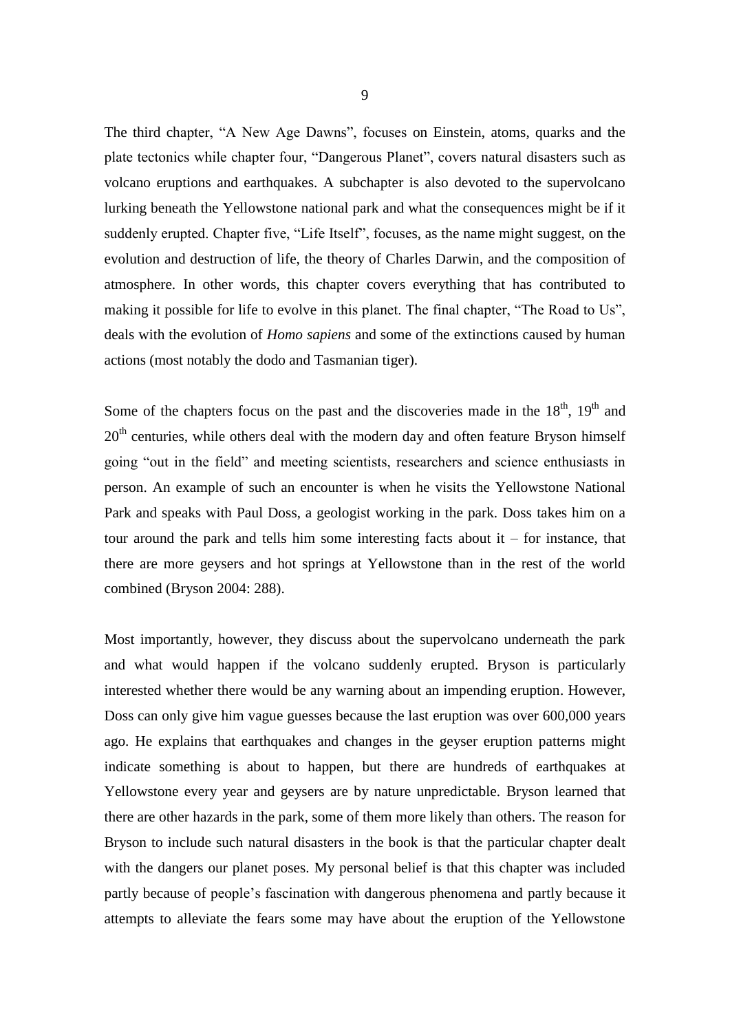The third chapter, "A New Age Dawns", focuses on Einstein, atoms, quarks and the plate tectonics while chapter four, "Dangerous Planet", covers natural disasters such as volcano eruptions and earthquakes. A subchapter is also devoted to the supervolcano lurking beneath the Yellowstone national park and what the consequences might be if it suddenly erupted. Chapter five, "Life Itself", focuses, as the name might suggest, on the evolution and destruction of life, the theory of Charles Darwin, and the composition of atmosphere. In other words, this chapter covers everything that has contributed to making it possible for life to evolve in this planet. The final chapter, "The Road to Us", deals with the evolution of *Homo sapiens* and some of the extinctions caused by human actions (most notably the dodo and Tasmanian tiger).

Some of the chapters focus on the past and the discoveries made in the 18th, 19th and 20th centuries, while others deal with the modern day and often feature Bryson himself going "out in the field" and meeting scientists, researchers and science enthusiasts in person. An example of such an encounter is when he visits the Yellowstone National Park and speaks with Paul Doss, a geologist working in the park. Doss takes him on a tour around the park and tells him some interesting facts about it – for instance, that there are more geysers and hot springs at Yellowstone than in the rest of the world combined (Bryson 2004: 288).

Most importantly, however, they discuss about the supervolcano underneath the park and what would happen if the volcano suddenly erupted. Bryson is particularly interested whether there would be any warning about an impending eruption. However, Doss can only give him vague guesses because the last eruption was over 600,000 years ago. He explains that earthquakes and changes in the geyser eruption patterns might indicate something is about to happen, but there are hundreds of earthquakes at Yellowstone every year and geysers are by nature unpredictable. Bryson learned that there are other hazards in the park, some of them more likely than others. The reason for Bryson to include such natural disasters in the book is that the particular chapter dealt with the dangers our planet poses. My personal belief is that this chapter was included partly because of people's fascination with dangerous phenomena and partly because it attempts to alleviate the fears some may have about the eruption of the Yellowstone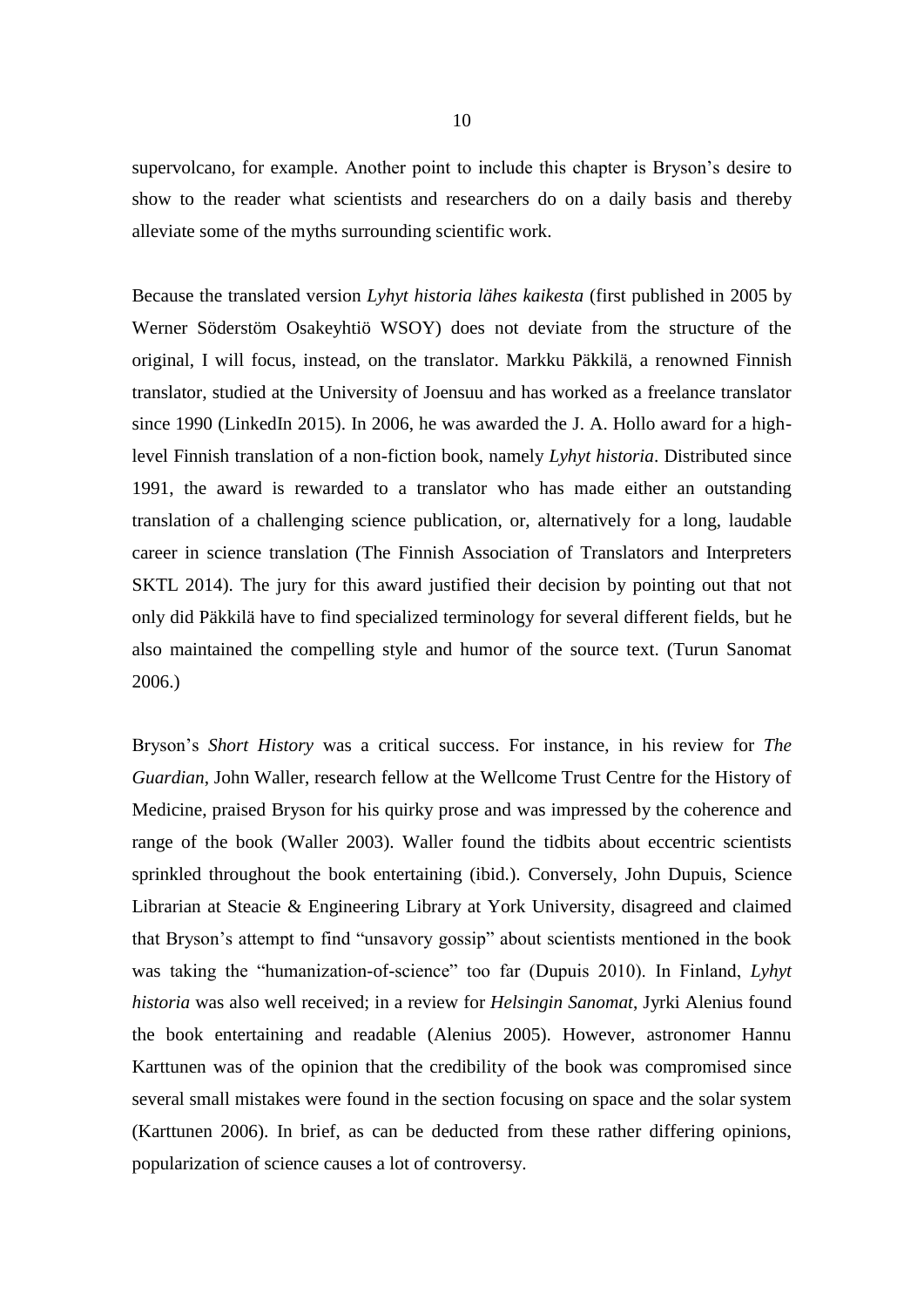supervolcano, for example. Another point to include this chapter is Bryson's desire to show to the reader what scientists and researchers do on a daily basis and thereby alleviate some of the myths surrounding scientific work.

Because the translated version *Lyhyt historia lähes kaikesta* (first published in 2005 by Werner Söderstöm Osakeyhtiö WSOY) does not deviate from the structure of the original, I will focus, instead, on the translator. Markku Päkkilä, a renowned Finnish translator, studied at the University of Joensuu and has worked as a freelance translator since 1990 (LinkedIn 2015). In 2006, he was awarded the J. A. Hollo award for a high-level Finnish translation of a non-fiction book, namely *Lyhyt historia*. Distributed since 1991, the award is rewarded to a translator who has made either an outstanding translation of a challenging science publication, or, alternatively for a long, laudable career in science translation (The Finnish Association of Translators and Interpreters SKTL 2014). The jury for this award justified their decision by pointing out that not only did Päkkilä have to find specialized terminology for several different fields, but he also maintained the compelling style and humor of the source text. (Turun Sanomat 2006.)

Bryson's *Short History* was a critical success. For instance, in his review for *The Guardian*, John Waller, research fellow at the Wellcome Trust Centre for the History of Medicine, praised Bryson for his quirky prose and was impressed by the coherence and range of the book (Waller 2003). Waller found the tidbits about eccentric scientists sprinkled throughout the book entertaining (ibid.). Conversely, John Dupuis, Science Librarian at Steacie & Engineering Library at York University, disagreed and claimed that Bryson's attempt to find "unsavory gossip" about scientists mentioned in the book was taking the "humanization-of-science" too far (Dupuis 2010). In Finland, *Lyhyt historia* was also well received; in a review for *Helsingin Sanomat*, Jyrki Alenius found the book entertaining and readable (Alenius 2005). However, astronomer Hannu Karttunen was of the opinion that the credibility of the book was compromised since several small mistakes were found in the section focusing on space and the solar system (Karttunen 2006). In brief, as can be deducted from these rather differing opinions, popularization of science causes a lot of controversy.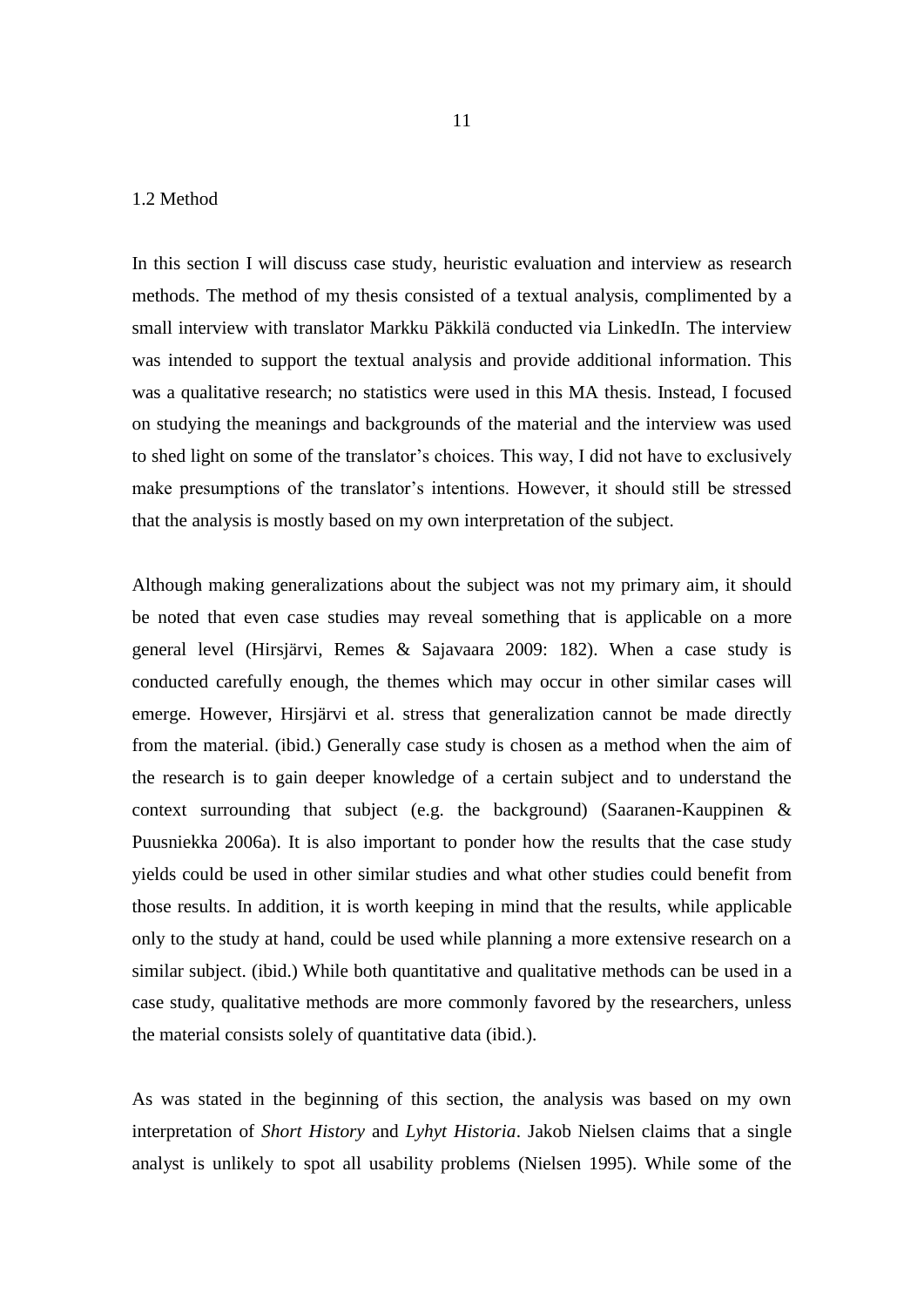## 1.2 Method

In this section I will discuss case study, heuristic evaluation and interview as research methods. The method of my thesis consisted of a textual analysis, complimented by a small interview with translator Markku Päkkilä conducted via LinkedIn. The interview was intended to support the textual analysis and provide additional information. This was a qualitative research; no statistics were used in this MA thesis. Instead, I focused on studying the meanings and backgrounds of the material and the interview was used to shed light on some of the translator's choices. This way, I did not have to exclusively make presumptions of the translator's intentions. However, it should still be stressed that the analysis is mostly based on my own interpretation of the subject.

Although making generalizations about the subject was not my primary aim, it should be noted that even case studies may reveal something that is applicable on a more general level (Hirsjärvi, Remes & Sajavaara 2009: 182). When a case study is conducted carefully enough, the themes which may occur in other similar cases will emerge. However, Hirsjärvi et al. stress that generalization cannot be made directly from the material. (ibid.) Generally case study is chosen as a method when the aim of the research is to gain deeper knowledge of a certain subject and to understand the context surrounding that subject (e.g. the background) (Saaranen-Kauppinen & Puusniekka 2006a). It is also important to ponder how the results that the case study yields could be used in other similar studies and what other studies could benefit from those results. In addition, it is worth keeping in mind that the results, while applicable only to the study at hand, could be used while planning a more extensive research on a similar subject. (ibid.) While both quantitative and qualitative methods can be used in a case study, qualitative methods are more commonly favored by the researchers, unless the material consists solely of quantitative data (ibid.).

As was stated in the beginning of this section, the analysis was based on my own interpretation of *Short History* and *Lyhyt Historia*. Jakob Nielsen claims that a single analyst is unlikely to spot all usability problems (Nielsen 1995). While some of the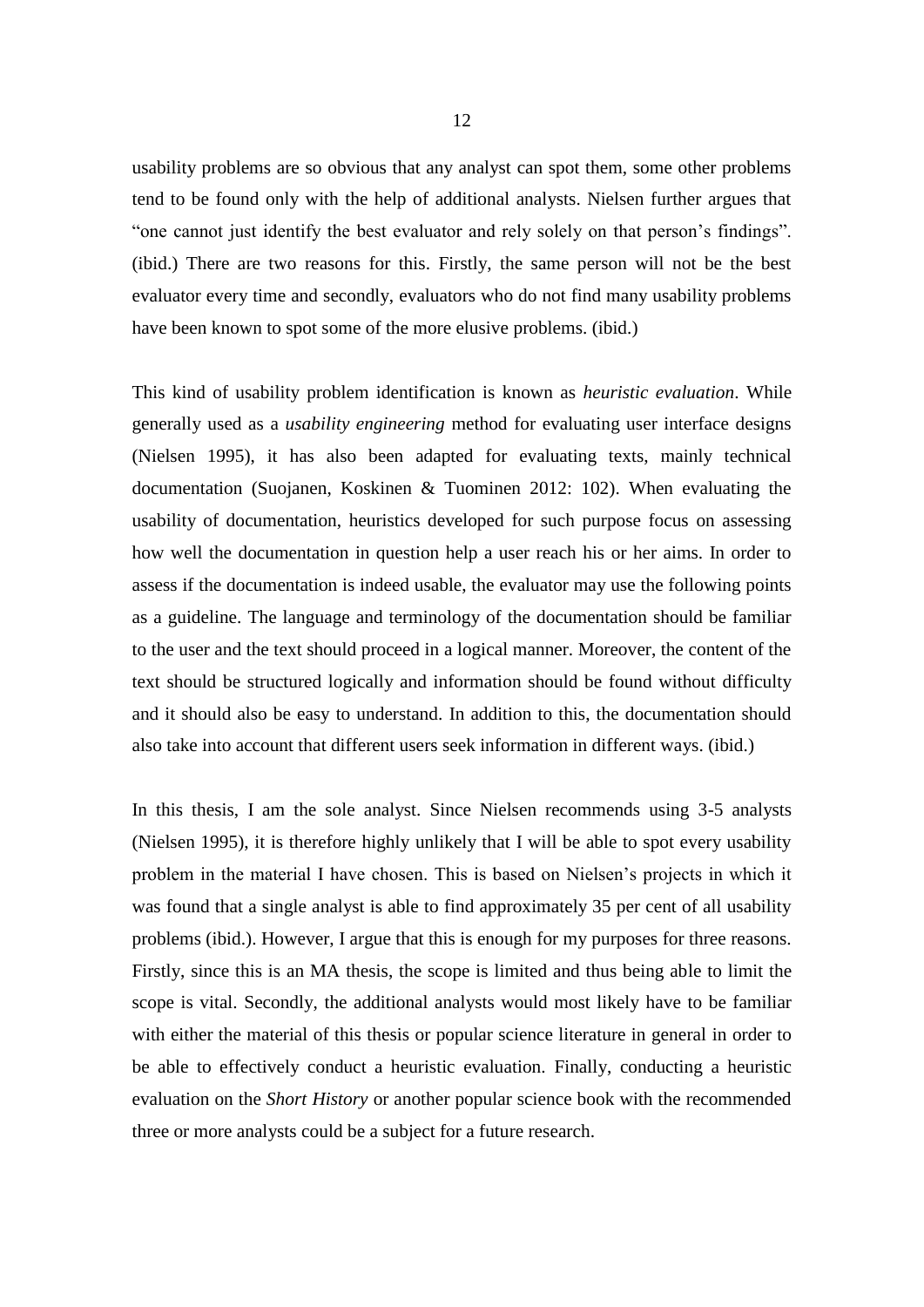usability problems are so obvious that any analyst can spot them, some other problems tend to be found only with the help of additional analysts. Nielsen further argues that "one cannot just identify the best evaluator and rely solely on that person's findings". (ibid.) There are two reasons for this. Firstly, the same person will not be the best evaluator every time and secondly, evaluators who do not find many usability problems have been known to spot some of the more elusive problems. (ibid.)

This kind of usability problem identification is known as *heuristic evaluation*. While generally used as a *usability engineering* method for evaluating user interface designs (Nielsen 1995), it has also been adapted for evaluating texts, mainly technical documentation (Suojanen, Koskinen & Tuominen 2012: 102). When evaluating the usability of documentation, heuristics developed for such purpose focus on assessing how well the documentation in question help a user reach his or her aims. In order to assess if the documentation is indeed usable, the evaluator may use the following points as a guideline. The language and terminology of the documentation should be familiar to the user and the text should proceed in a logical manner. Moreover, the content of the text should be structured logically and information should be found without difficulty and it should also be easy to understand. In addition to this, the documentation should also take into account that different users seek information in different ways. (ibid.)

In this thesis, I am the sole analyst. Since Nielsen recommends using 3-5 analysts (Nielsen 1995), it is therefore highly unlikely that I will be able to spot every usability problem in the material I have chosen. This is based on Nielsen's projects in which it was found that a single analyst is able to find approximately 35 per cent of all usability problems (ibid.). However, I argue that this is enough for my purposes for three reasons. Firstly, since this is an MA thesis, the scope is limited and thus being able to limit the scope is vital. Secondly, the additional analysts would most likely have to be familiar with either the material of this thesis or popular science literature in general in order to be able to effectively conduct a heuristic evaluation. Finally, conducting a heuristic evaluation on the *Short History* or another popular science book with the recommended three or more analysts could be a subject for a future research.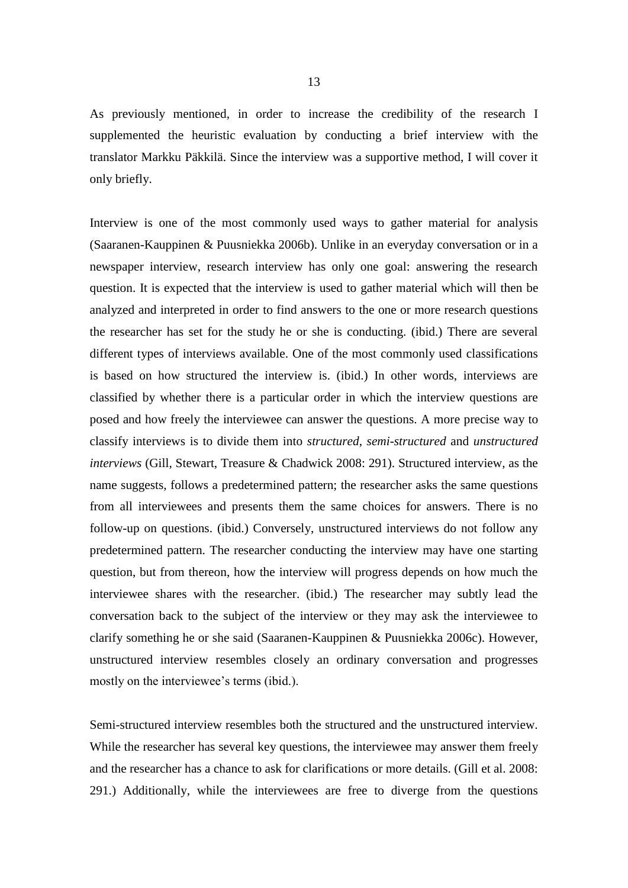As previously mentioned, in order to increase the credibility of the research I supplemented the heuristic evaluation by conducting a brief interview with the translator Markku Päkkilä. Since the interview was a supportive method, I will cover it only briefly.

Interview is one of the most commonly used ways to gather material for analysis (Saaranen-Kauppinen & Puusniekka 2006b). Unlike in an everyday conversation or in a newspaper interview, research interview has only one goal: answering the research question. It is expected that the interview is used to gather material which will then be analyzed and interpreted in order to find answers to the one or more research questions the researcher has set for the study he or she is conducting. (ibid.) There are several different types of interviews available. One of the most commonly used classifications is based on how structured the interview is. (ibid.) In other words, interviews are classified by whether there is a particular order in which the interview questions are posed and how freely the interviewee can answer the questions. A more precise way to classify interviews is to divide them into *structured*, *semi-structured* and *unstructured interviews* (Gill, Stewart, Treasure & Chadwick 2008: 291). Structured interview, as the name suggests, follows a predetermined pattern; the researcher asks the same questions from all interviewees and presents them the same choices for answers. There is no follow-up on questions. (ibid.) Conversely, unstructured interviews do not follow any predetermined pattern. The researcher conducting the interview may have one starting question, but from thereon, how the interview will progress depends on how much the interviewee shares with the researcher. (ibid.) The researcher may subtly lead the conversation back to the subject of the interview or they may ask the interviewee to clarify something he or she said (Saaranen-Kauppinen & Puusniekka 2006c). However, unstructured interview resembles closely an ordinary conversation and progresses mostly on the interviewee's terms (ibid.).

Semi-structured interview resembles both the structured and the unstructured interview. While the researcher has several key questions, the interviewee may answer them freely and the researcher has a chance to ask for clarifications or more details. (Gill et al. 2008: 291.) Additionally, while the interviewees are free to diverge from the questions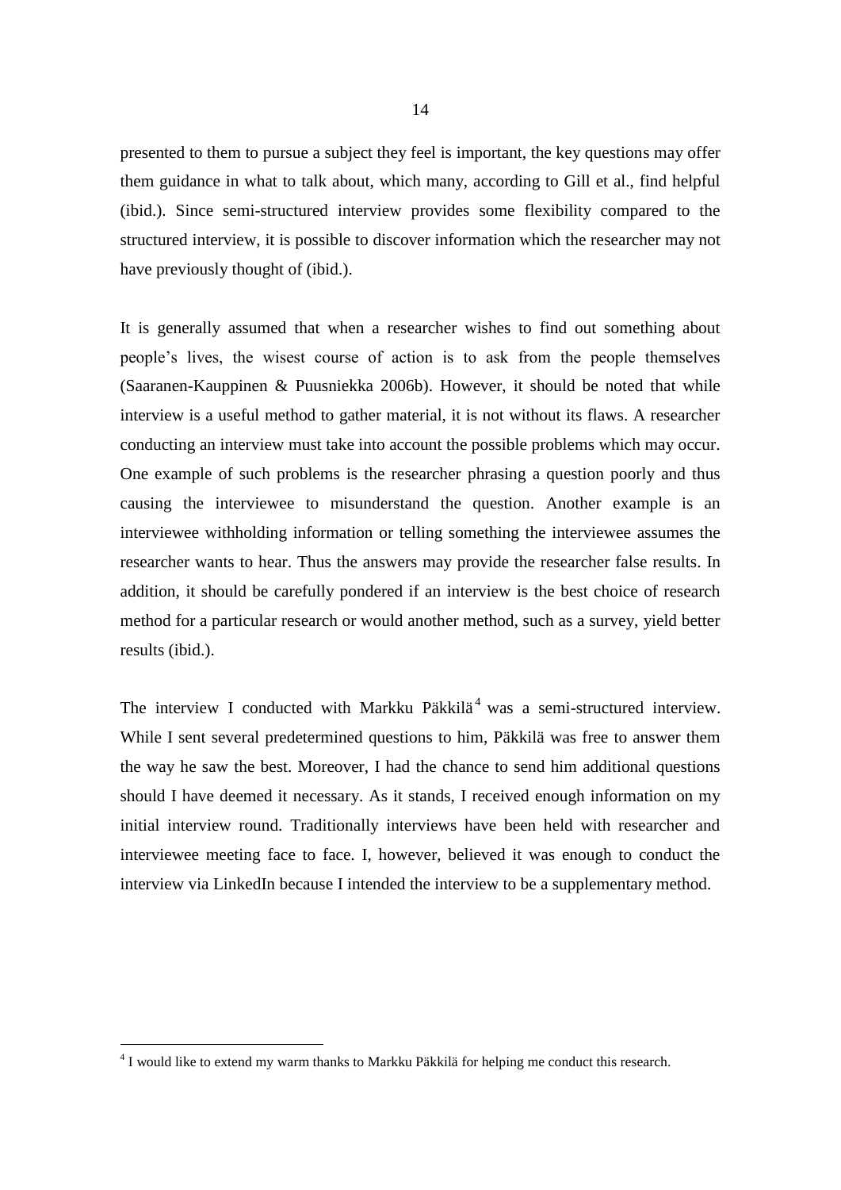presented to them to pursue a subject they feel is important, the key questions may offer them guidance in what to talk about, which many, according to Gill et al., find helpful (ibid.). Since semi-structured interview provides some flexibility compared to the structured interview, it is possible to discover information which the researcher may not have previously thought of (ibid.).

It is generally assumed that when a researcher wishes to find out something about people's lives, the wisest course of action is to ask from the people themselves (Saaranen-Kauppinen & Puusniekka 2006b). However, it should be noted that while interview is a useful method to gather material, it is not without its flaws. A researcher conducting an interview must take into account the possible problems which may occur. One example of such problems is the researcher phrasing a question poorly and thus causing the interviewee to misunderstand the question. Another example is an interviewee withholding information or telling something the interviewee assumes the researcher wants to hear. Thus the answers may provide the researcher false results. In addition, it should be carefully pondered if an interview is the best choice of research method for a particular research or would another method, such as a survey, yield better results (ibid.).

The interview I conducted with Markku Päkkilä[4] was a semi-structured interview. While I sent several predetermined questions to him, Päkkilä was free to answer them the way he saw the best. Moreover, I had the chance to send him additional questions should I have deemed it necessary. As it stands, I received enough information on my initial interview round. Traditionally interviews have been held with researcher and interviewee meeting face to face. I, however, believed it was enough to conduct the interview via LinkedIn because I intended the interview to be a supplementary method.

[4] I would like to extend my warm thanks to Markku Päkkilä for helping me conduct this research.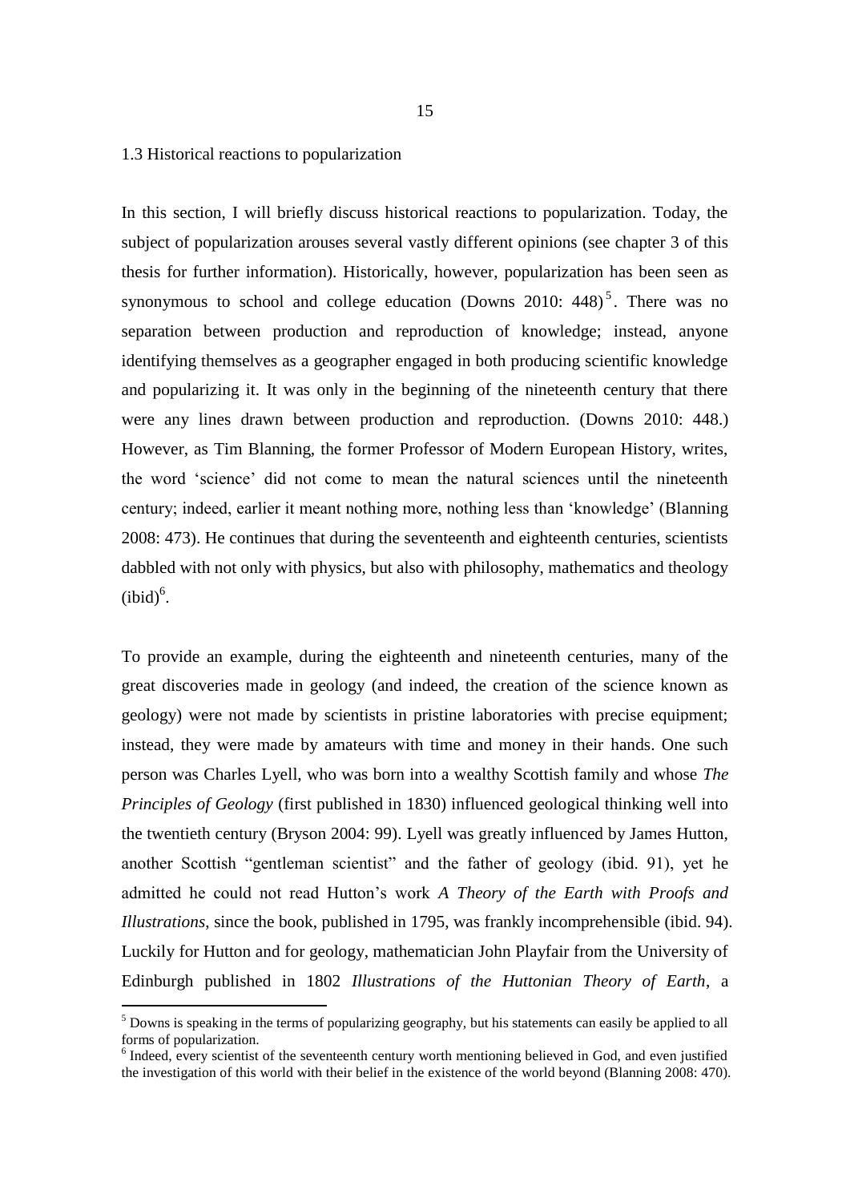## 1.3 Historical reactions to popularization

In this section, I will briefly discuss historical reactions to popularization. Today, the subject of popularization arouses several vastly different opinions (see chapter 3 of this thesis for further information). Historically, however, popularization has been seen as synonymous to school and college education (Downs 2010: 448)[5]. There was no separation between production and reproduction of knowledge; instead, anyone identifying themselves as a geographer engaged in both producing scientific knowledge and popularizing it. It was only in the beginning of the nineteenth century that there were any lines drawn between production and reproduction. (Downs 2010: 448.) However, as Tim Blanning, the former Professor of Modern European History, writes, the word 'science' did not come to mean the natural sciences until the nineteenth century; indeed, earlier it meant nothing more, nothing less than 'knowledge' (Blanning 2008: 473). He continues that during the seventeenth and eighteenth centuries, scientists dabbled with not only with physics, but also with philosophy, mathematics and theology (ibid)[6].

To provide an example, during the eighteenth and nineteenth centuries, many of the great discoveries made in geology (and indeed, the creation of the science known as geology) were not made by scientists in pristine laboratories with precise equipment; instead, they were made by amateurs with time and money in their hands. One such person was Charles Lyell, who was born into a wealthy Scottish family and whose *The Principles of Geology* (first published in 1830) influenced geological thinking well into the twentieth century (Bryson 2004: 99). Lyell was greatly influenced by James Hutton, another Scottish "gentleman scientist" and the father of geology (ibid. 91), yet he admitted he could not read Hutton's work *A Theory of the Earth with Proofs and Illustrations*, since the book, published in 1795, was frankly incomprehensible (ibid. 94). Luckily for Hutton and for geology, mathematician John Playfair from the University of Edinburgh published in 1802 *Illustrations of the Huttonian Theory of Earth*, a

[5] Downs is speaking in the terms of popularizing geography, but his statements can easily be applied to all forms of popularization.

[6] Indeed, every scientist of the seventeenth century worth mentioning believed in God, and even justified the investigation of this world with their belief in the existence of the world beyond (Blanning 2008: 470).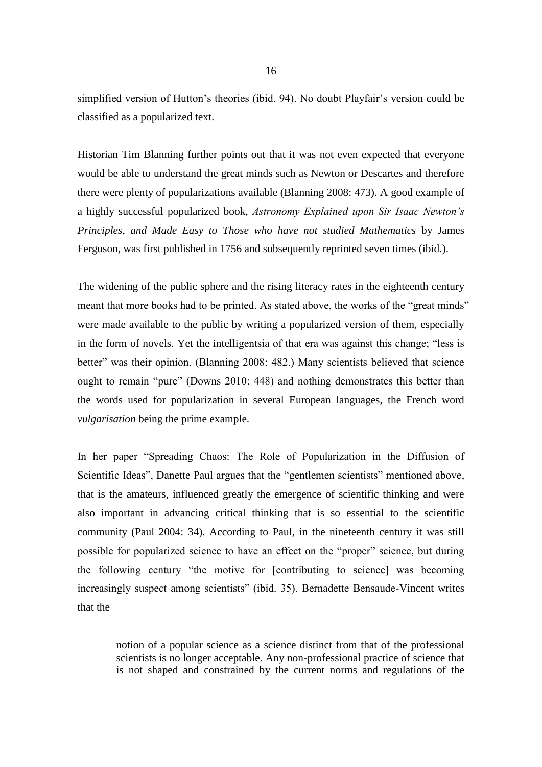simplified version of Hutton's theories (ibid. 94). No doubt Playfair's version could be classified as a popularized text.

Historian Tim Blanning further points out that it was not even expected that everyone would be able to understand the great minds such as Newton or Descartes and therefore there were plenty of popularizations available (Blanning 2008: 473). A good example of a highly successful popularized book, *Astronomy Explained upon Sir Isaac Newton's Principles, and Made Easy to Those who have not studied Mathematics* by James Ferguson, was first published in 1756 and subsequently reprinted seven times (ibid.).

The widening of the public sphere and the rising literacy rates in the eighteenth century meant that more books had to be printed. As stated above, the works of the "great minds" were made available to the public by writing a popularized version of them, especially in the form of novels. Yet the intelligentsia of that era was against this change; "less is better" was their opinion. (Blanning 2008: 482.) Many scientists believed that science ought to remain "pure" (Downs 2010: 448) and nothing demonstrates this better than the words used for popularization in several European languages, the French word *vulgarisation* being the prime example.

In her paper "Spreading Chaos: The Role of Popularization in the Diffusion of Scientific Ideas", Danette Paul argues that the "gentlemen scientists" mentioned above, that is the amateurs, influenced greatly the emergence of scientific thinking and were also important in advancing critical thinking that is so essential to the scientific community (Paul 2004: 34). According to Paul, in the nineteenth century it was still possible for popularized science to have an effect on the "proper" science, but during the following century "the motive for [contributing to science] was becoming increasingly suspect among scientists" (ibid. 35). Bernadette Bensaude-Vincent writes that the

> notion of a popular science as a science distinct from that of the professional scientists is no longer acceptable. Any non-professional practice of science that is not shaped and constrained by the current norms and regulations of the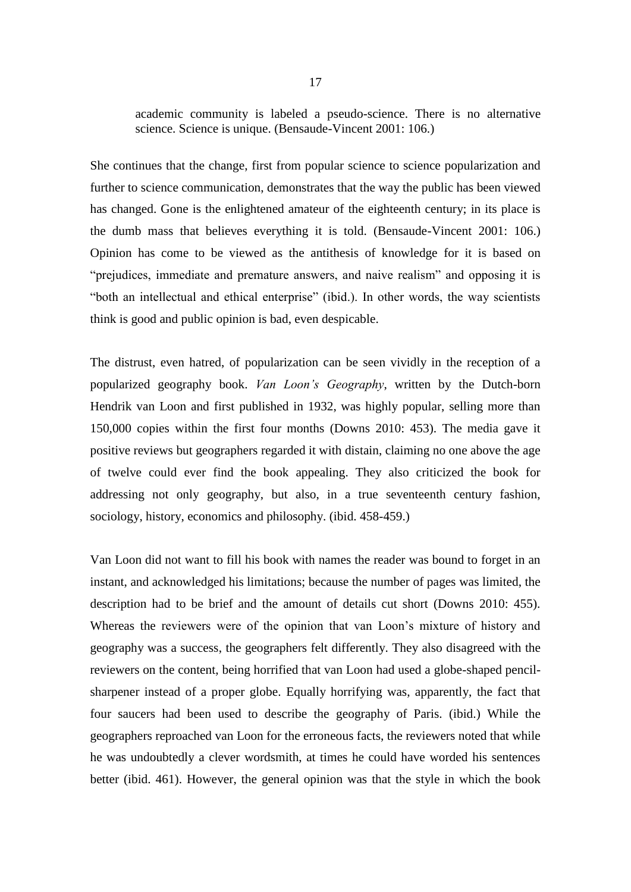> academic community is labeled a pseudo-science. There is no alternative science. Science is unique. (Bensaude-Vincent 2001: 106.)

She continues that the change, first from popular science to science popularization and further to science communication, demonstrates that the way the public has been viewed has changed. Gone is the enlightened amateur of the eighteenth century; in its place is the dumb mass that believes everything it is told. (Bensaude-Vincent 2001: 106.) Opinion has come to be viewed as the antithesis of knowledge for it is based on "prejudices, immediate and premature answers, and naive realism" and opposing it is "both an intellectual and ethical enterprise" (ibid.). In other words, the way scientists think is good and public opinion is bad, even despicable.

The distrust, even hatred, of popularization can be seen vividly in the reception of a popularized geography book. *Van Loon's Geography*, written by the Dutch-born Hendrik van Loon and first published in 1932, was highly popular, selling more than 150,000 copies within the first four months (Downs 2010: 453). The media gave it positive reviews but geographers regarded it with distain, claiming no one above the age of twelve could ever find the book appealing. They also criticized the book for addressing not only geography, but also, in a true seventeenth century fashion, sociology, history, economics and philosophy. (ibid. 458-459.)

Van Loon did not want to fill his book with names the reader was bound to forget in an instant, and acknowledged his limitations; because the number of pages was limited, the description had to be brief and the amount of details cut short (Downs 2010: 455). Whereas the reviewers were of the opinion that van Loon's mixture of history and geography was a success, the geographers felt differently. They also disagreed with the reviewers on the content, being horrified that van Loon had used a globe-shaped pencil-sharpener instead of a proper globe. Equally horrifying was, apparently, the fact that four saucers had been used to describe the geography of Paris. (ibid.) While the geographers reproached van Loon for the erroneous facts, the reviewers noted that while he was undoubtedly a clever wordsmith, at times he could have worded his sentences better (ibid. 461). However, the general opinion was that the style in which the book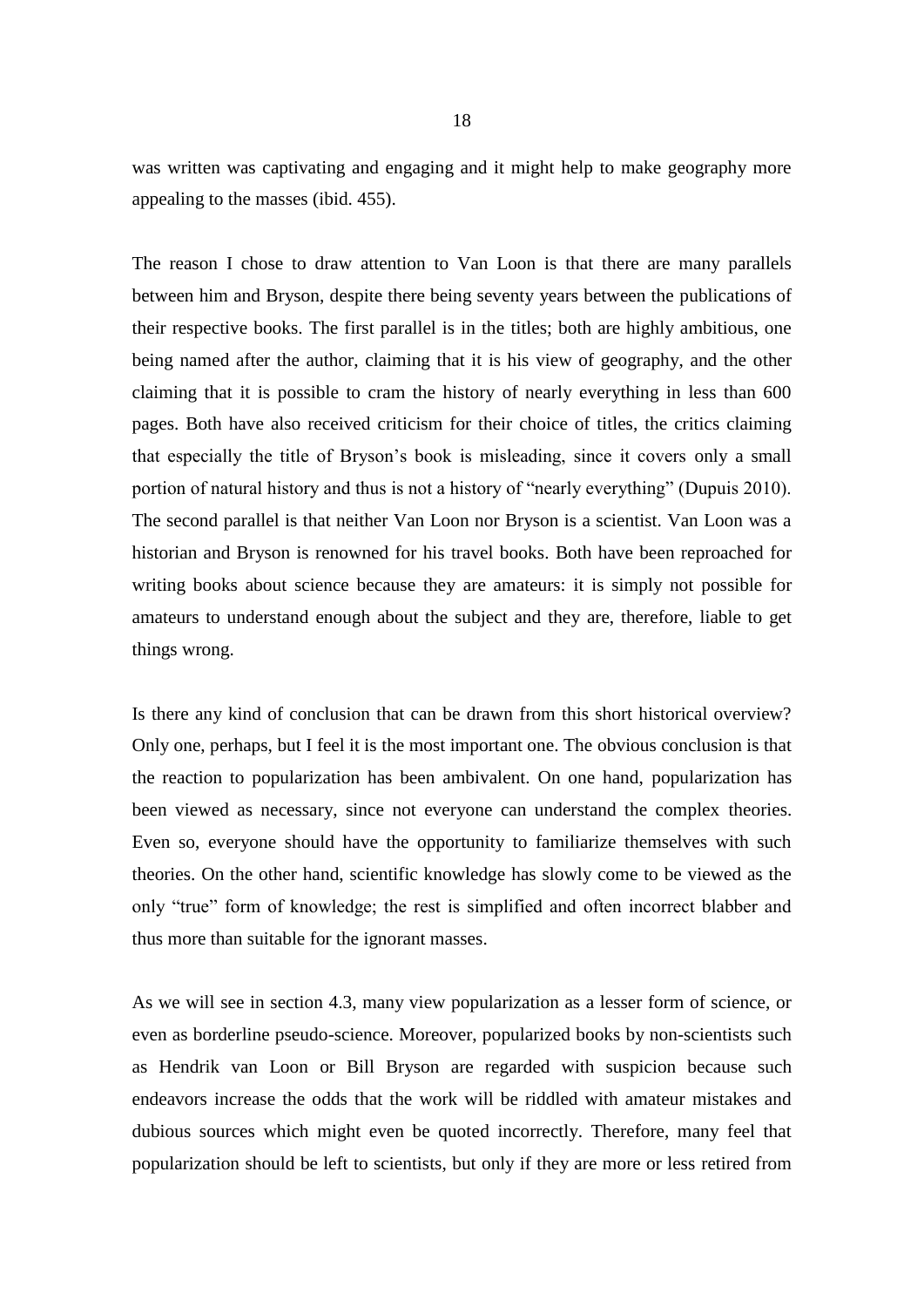was written was captivating and engaging and it might help to make geography more appealing to the masses (ibid. 455).

The reason I chose to draw attention to Van Loon is that there are many parallels between him and Bryson, despite there being seventy years between the publications of their respective books. The first parallel is in the titles; both are highly ambitious, one being named after the author, claiming that it is his view of geography, and the other claiming that it is possible to cram the history of nearly everything in less than 600 pages. Both have also received criticism for their choice of titles, the critics claiming that especially the title of Bryson's book is misleading, since it covers only a small portion of natural history and thus is not a history of "nearly everything" (Dupuis 2010). The second parallel is that neither Van Loon nor Bryson is a scientist. Van Loon was a historian and Bryson is renowned for his travel books. Both have been reproached for writing books about science because they are amateurs: it is simply not possible for amateurs to understand enough about the subject and they are, therefore, liable to get things wrong.

Is there any kind of conclusion that can be drawn from this short historical overview? Only one, perhaps, but I feel it is the most important one. The obvious conclusion is that the reaction to popularization has been ambivalent. On one hand, popularization has been viewed as necessary, since not everyone can understand the complex theories. Even so, everyone should have the opportunity to familiarize themselves with such theories. On the other hand, scientific knowledge has slowly come to be viewed as the only "true" form of knowledge; the rest is simplified and often incorrect blabber and thus more than suitable for the ignorant masses.

As we will see in section 4.3, many view popularization as a lesser form of science, or even as borderline pseudo-science. Moreover, popularized books by non-scientists such as Hendrik van Loon or Bill Bryson are regarded with suspicion because such endeavors increase the odds that the work will be riddled with amateur mistakes and dubious sources which might even be quoted incorrectly. Therefore, many feel that popularization should be left to scientists, but only if they are more or less retired from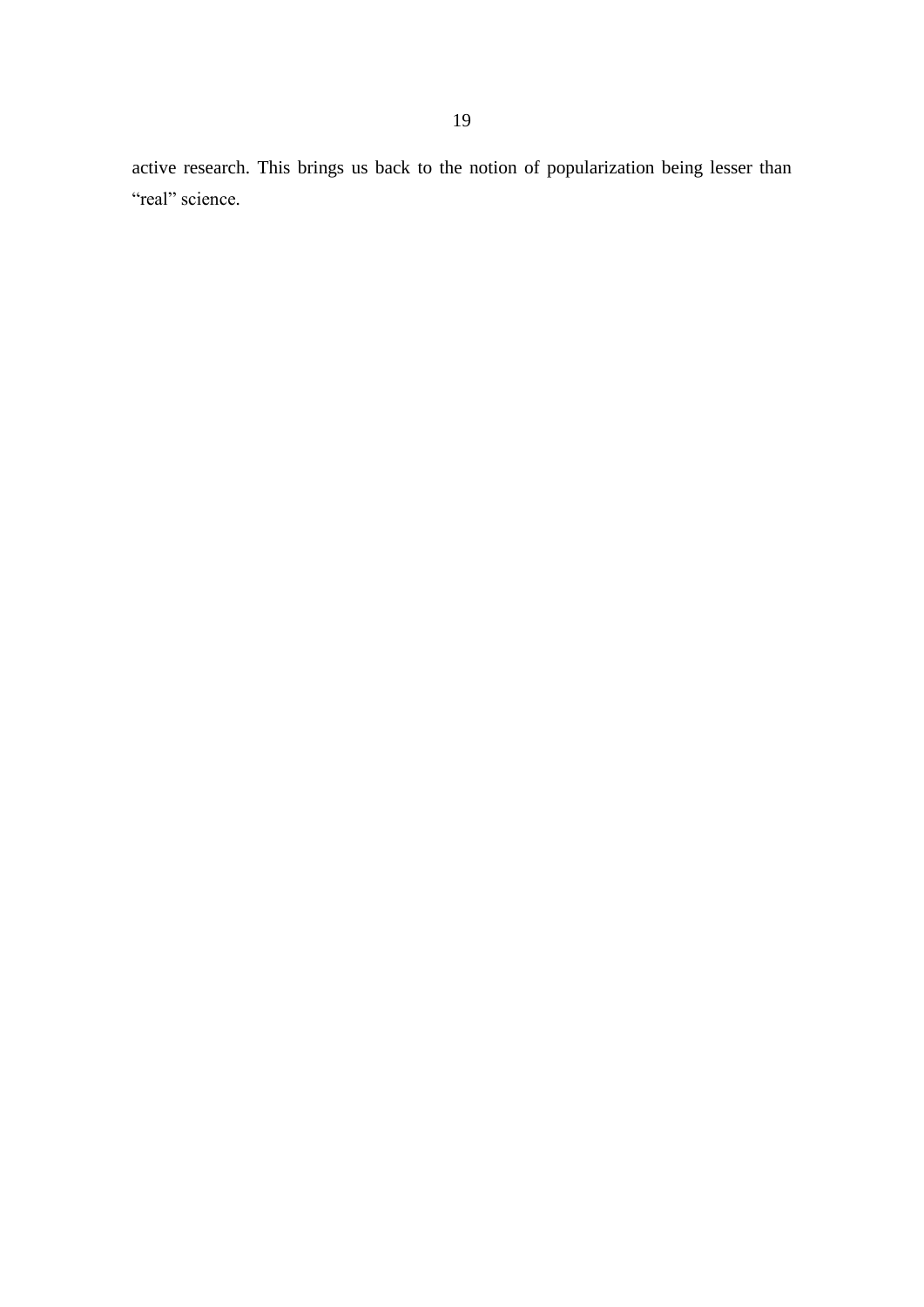active research. This brings us back to the notion of popularization being lesser than "real" science.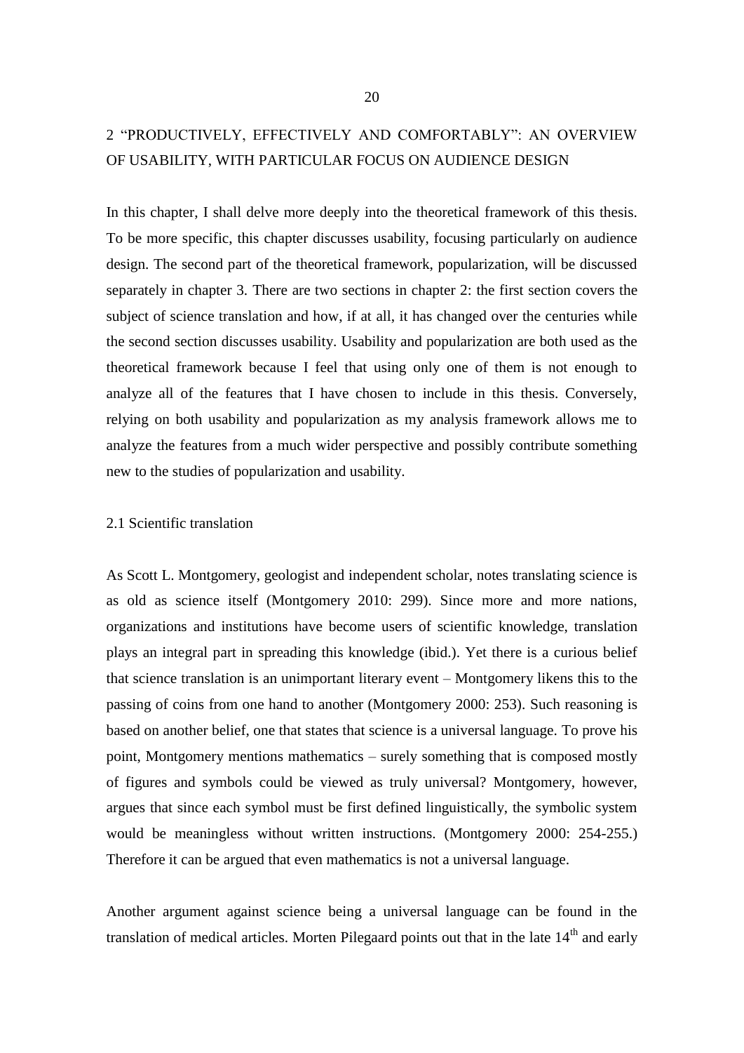## 2 "PRODUCTIVELY, EFFECTIVELY AND COMFORTABLY": AN OVERVIEW OF USABILITY, WITH PARTICULAR FOCUS ON AUDIENCE DESIGN

In this chapter, I shall delve more deeply into the theoretical framework of this thesis. To be more specific, this chapter discusses usability, focusing particularly on audience design. The second part of the theoretical framework, popularization, will be discussed separately in chapter 3. There are two sections in chapter 2: the first section covers the subject of science translation and how, if at all, it has changed over the centuries while the second section discusses usability. Usability and popularization are both used as the theoretical framework because I feel that using only one of them is not enough to analyze all of the features that I have chosen to include in this thesis. Conversely, relying on both usability and popularization as my analysis framework allows me to analyze the features from a much wider perspective and possibly contribute something new to the studies of popularization and usability.

### 2.1 Scientific translation

As Scott L. Montgomery, geologist and independent scholar, notes translating science is as old as science itself (Montgomery 2010: 299). Since more and more nations, organizations and institutions have become users of scientific knowledge, translation plays an integral part in spreading this knowledge (ibid.). Yet there is a curious belief that science translation is an unimportant literary event – Montgomery likens this to the passing of coins from one hand to another (Montgomery 2000: 253). Such reasoning is based on another belief, one that states that science is a universal language. To prove his point, Montgomery mentions mathematics – surely something that is composed mostly of figures and symbols could be viewed as truly universal? Montgomery, however, argues that since each symbol must be first defined linguistically, the symbolic system would be meaningless without written instructions. (Montgomery 2000: 254-255.) Therefore it can be argued that even mathematics is not a universal language.

Another argument against science being a universal language can be found in the translation of medical articles. Morten Pilegaard points out that in the late 14th and early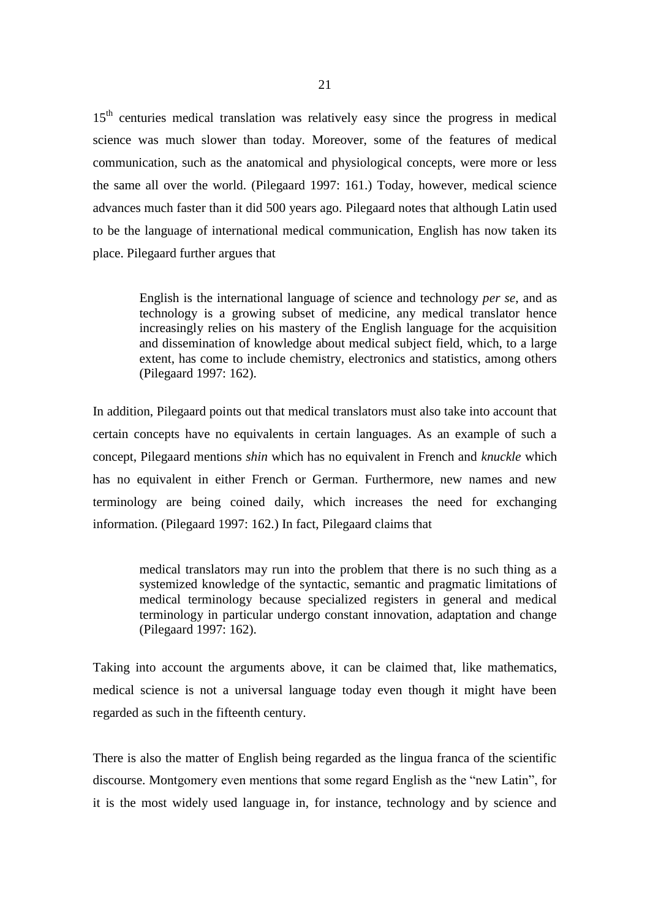15th centuries medical translation was relatively easy since the progress in medical science was much slower than today. Moreover, some of the features of medical communication, such as the anatomical and physiological concepts, were more or less the same all over the world. (Pilegaard 1997: 161.) Today, however, medical science advances much faster than it did 500 years ago. Pilegaard notes that although Latin used to be the language of international medical communication, English has now taken its place. Pilegaard further argues that

> English is the international language of science and technology *per se*, and as technology is a growing subset of medicine, any medical translator hence increasingly relies on his mastery of the English language for the acquisition and dissemination of knowledge about medical subject field, which, to a large extent, has come to include chemistry, electronics and statistics, among others (Pilegaard 1997: 162).

In addition, Pilegaard points out that medical translators must also take into account that certain concepts have no equivalents in certain languages. As an example of such a concept, Pilegaard mentions *shin* which has no equivalent in French and *knuckle* which has no equivalent in either French or German. Furthermore, new names and new terminology are being coined daily, which increases the need for exchanging information. (Pilegaard 1997: 162.) In fact, Pilegaard claims that

> medical translators may run into the problem that there is no such thing as a systemized knowledge of the syntactic, semantic and pragmatic limitations of medical terminology because specialized registers in general and medical terminology in particular undergo constant innovation, adaptation and change (Pilegaard 1997: 162).

Taking into account the arguments above, it can be claimed that, like mathematics, medical science is not a universal language today even though it might have been regarded as such in the fifteenth century.

There is also the matter of English being regarded as the lingua franca of the scientific discourse. Montgomery even mentions that some regard English as the "new Latin", for it is the most widely used language in, for instance, technology and by science and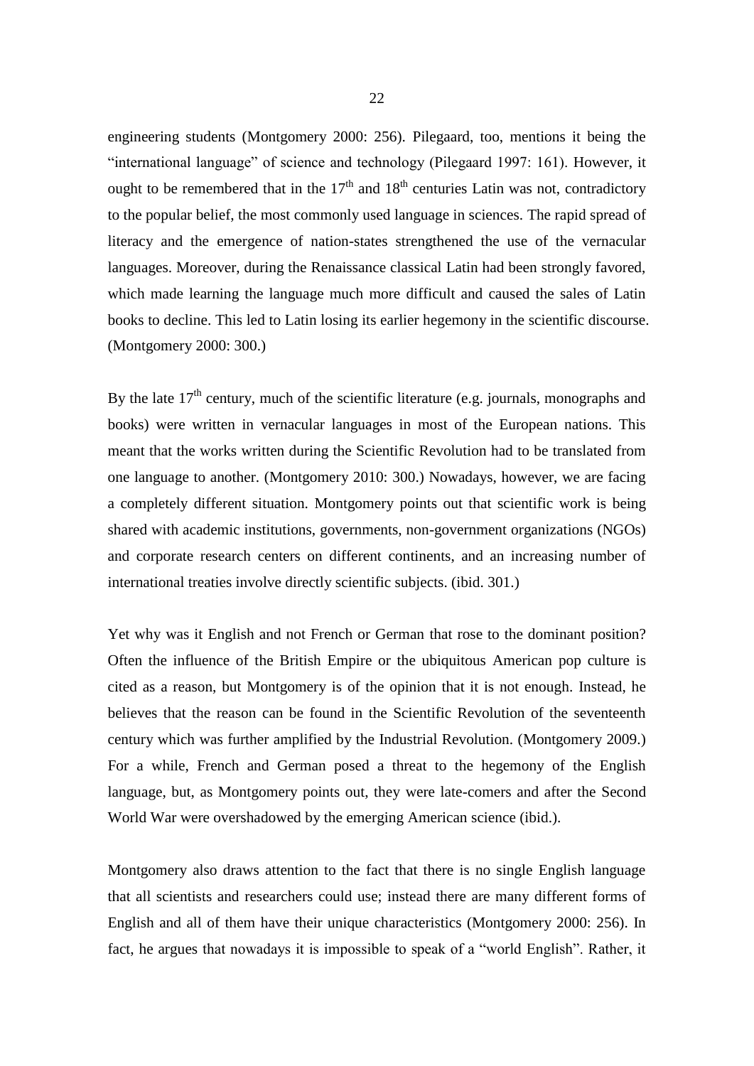engineering students (Montgomery 2000: 256). Pilegaard, too, mentions it being the "international language" of science and technology (Pilegaard 1997: 161). However, it ought to be remembered that in the 17th and 18th centuries Latin was not, contradictory to the popular belief, the most commonly used language in sciences. The rapid spread of literacy and the emergence of nation-states strengthened the use of the vernacular languages. Moreover, during the Renaissance classical Latin had been strongly favored, which made learning the language much more difficult and caused the sales of Latin books to decline. This led to Latin losing its earlier hegemony in the scientific discourse. (Montgomery 2000: 300.)

By the late 17th century, much of the scientific literature (e.g. journals, monographs and books) were written in vernacular languages in most of the European nations. This meant that the works written during the Scientific Revolution had to be translated from one language to another. (Montgomery 2010: 300.) Nowadays, however, we are facing a completely different situation. Montgomery points out that scientific work is being shared with academic institutions, governments, non-government organizations (NGOs) and corporate research centers on different continents, and an increasing number of international treaties involve directly scientific subjects. (ibid. 301.)

Yet why was it English and not French or German that rose to the dominant position? Often the influence of the British Empire or the ubiquitous American pop culture is cited as a reason, but Montgomery is of the opinion that it is not enough. Instead, he believes that the reason can be found in the Scientific Revolution of the seventeenth century which was further amplified by the Industrial Revolution. (Montgomery 2009.) For a while, French and German posed a threat to the hegemony of the English language, but, as Montgomery points out, they were late-comers and after the Second World War were overshadowed by the emerging American science (ibid.).

Montgomery also draws attention to the fact that there is no single English language that all scientists and researchers could use; instead there are many different forms of English and all of them have their unique characteristics (Montgomery 2000: 256). In fact, he argues that nowadays it is impossible to speak of a "world English". Rather, it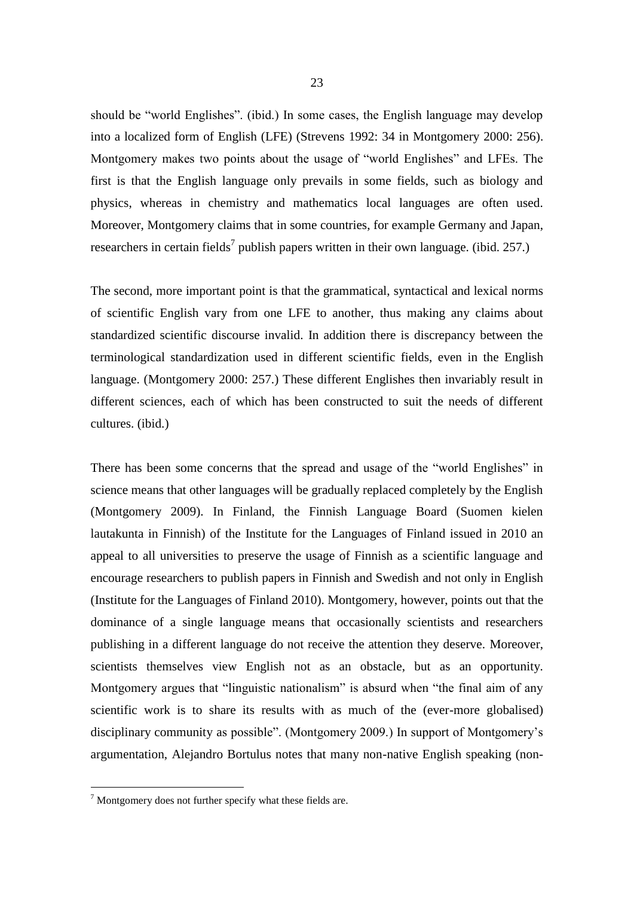should be "world Englishes". (ibid.) In some cases, the English language may develop into a localized form of English (LFE) (Strevens 1992: 34 in Montgomery 2000: 256). Montgomery makes two points about the usage of "world Englishes" and LFEs. The first is that the English language only prevails in some fields, such as biology and physics, whereas in chemistry and mathematics local languages are often used. Moreover, Montgomery claims that in some countries, for example Germany and Japan, researchers in certain fields[7] publish papers written in their own language. (ibid. 257.)

The second, more important point is that the grammatical, syntactical and lexical norms of scientific English vary from one LFE to another, thus making any claims about standardized scientific discourse invalid. In addition there is discrepancy between the terminological standardization used in different scientific fields, even in the English language. (Montgomery 2000: 257.) These different Englishes then invariably result in different sciences, each of which has been constructed to suit the needs of different cultures. (ibid.)

There has been some concerns that the spread and usage of the "world Englishes" in science means that other languages will be gradually replaced completely by the English (Montgomery 2009). In Finland, the Finnish Language Board (Suomen kielen lautakunta in Finnish) of the Institute for the Languages of Finland issued in 2010 an appeal to all universities to preserve the usage of Finnish as a scientific language and encourage researchers to publish papers in Finnish and Swedish and not only in English (Institute for the Languages of Finland 2010). Montgomery, however, points out that the dominance of a single language means that occasionally scientists and researchers publishing in a different language do not receive the attention they deserve. Moreover, scientists themselves view English not as an obstacle, but as an opportunity. Montgomery argues that "linguistic nationalism" is absurd when "the final aim of any scientific work is to share its results with as much of the (ever-more globalised) disciplinary community as possible". (Montgomery 2009.) In support of Montgomery's argumentation, Alejandro Bortulus notes that many non-native English speaking (non-

[7] Montgomery does not further specify what these fields are.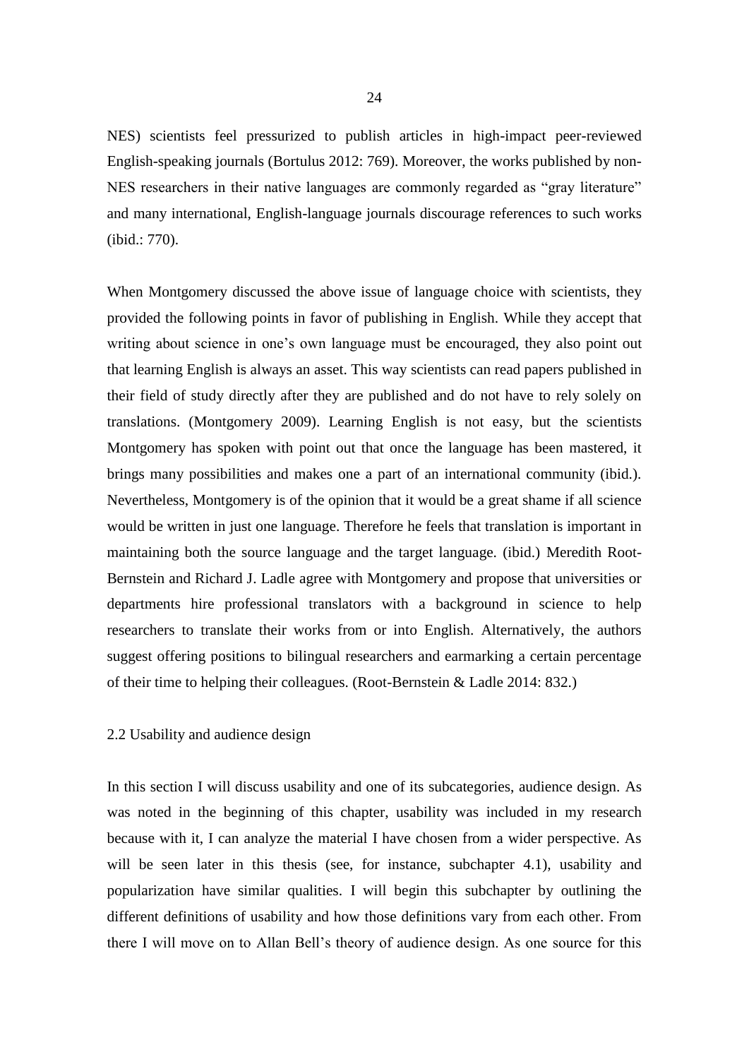NES) scientists feel pressurized to publish articles in high-impact peer-reviewed English-speaking journals (Bortulus 2012: 769). Moreover, the works published by non-NES researchers in their native languages are commonly regarded as "gray literature" and many international, English-language journals discourage references to such works (ibid.: 770).

When Montgomery discussed the above issue of language choice with scientists, they provided the following points in favor of publishing in English. While they accept that writing about science in one's own language must be encouraged, they also point out that learning English is always an asset. This way scientists can read papers published in their field of study directly after they are published and do not have to rely solely on translations. (Montgomery 2009). Learning English is not easy, but the scientists Montgomery has spoken with point out that once the language has been mastered, it brings many possibilities and makes one a part of an international community (ibid.). Nevertheless, Montgomery is of the opinion that it would be a great shame if all science would be written in just one language. Therefore he feels that translation is important in maintaining both the source language and the target language. (ibid.) Meredith Root-Bernstein and Richard J. Ladle agree with Montgomery and propose that universities or departments hire professional translators with a background in science to help researchers to translate their works from or into English. Alternatively, the authors suggest offering positions to bilingual researchers and earmarking a certain percentage of their time to helping their colleagues. (Root-Bernstein & Ladle 2014: 832.)

## 2.2 Usability and audience design

In this section I will discuss usability and one of its subcategories, audience design. As was noted in the beginning of this chapter, usability was included in my research because with it, I can analyze the material I have chosen from a wider perspective. As will be seen later in this thesis (see, for instance, subchapter 4.1), usability and popularization have similar qualities. I will begin this subchapter by outlining the different definitions of usability and how those definitions vary from each other. From there I will move on to Allan Bell's theory of audience design. As one source for this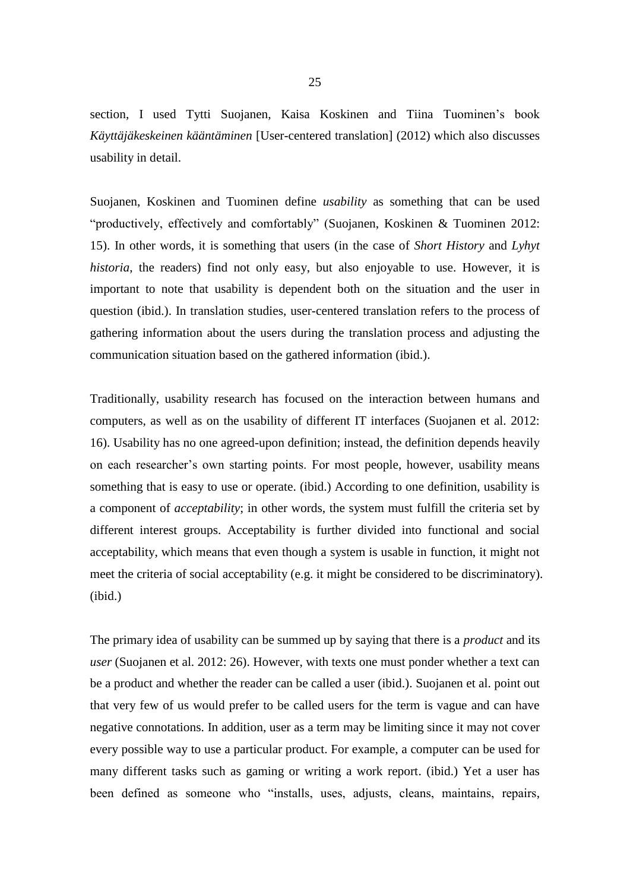section, I used Tytti Suojanen, Kaisa Koskinen and Tiina Tuominen's book *Käyttäjäkeskeinen kääntäminen* [User-centered translation] (2012) which also discusses usability in detail.

Suojanen, Koskinen and Tuominen define *usability* as something that can be used "productively, effectively and comfortably" (Suojanen, Koskinen & Tuominen 2012: 15). In other words, it is something that users (in the case of *Short History* and *Lyhyt historia*, the readers) find not only easy, but also enjoyable to use. However, it is important to note that usability is dependent both on the situation and the user in question (ibid.). In translation studies, user-centered translation refers to the process of gathering information about the users during the translation process and adjusting the communication situation based on the gathered information (ibid.).

Traditionally, usability research has focused on the interaction between humans and computers, as well as on the usability of different IT interfaces (Suojanen et al. 2012: 16). Usability has no one agreed-upon definition; instead, the definition depends heavily on each researcher's own starting points. For most people, however, usability means something that is easy to use or operate. (ibid.) According to one definition, usability is a component of *acceptability*; in other words, the system must fulfill the criteria set by different interest groups. Acceptability is further divided into functional and social acceptability, which means that even though a system is usable in function, it might not meet the criteria of social acceptability (e.g. it might be considered to be discriminatory). (ibid.)

The primary idea of usability can be summed up by saying that there is a *product* and its *user* (Suojanen et al. 2012: 26). However, with texts one must ponder whether a text can be a product and whether the reader can be called a user (ibid.). Suojanen et al. point out that very few of us would prefer to be called users for the term is vague and can have negative connotations. In addition, user as a term may be limiting since it may not cover every possible way to use a particular product. For example, a computer can be used for many different tasks such as gaming or writing a work report. (ibid.) Yet a user has been defined as someone who "installs, uses, adjusts, cleans, maintains, repairs,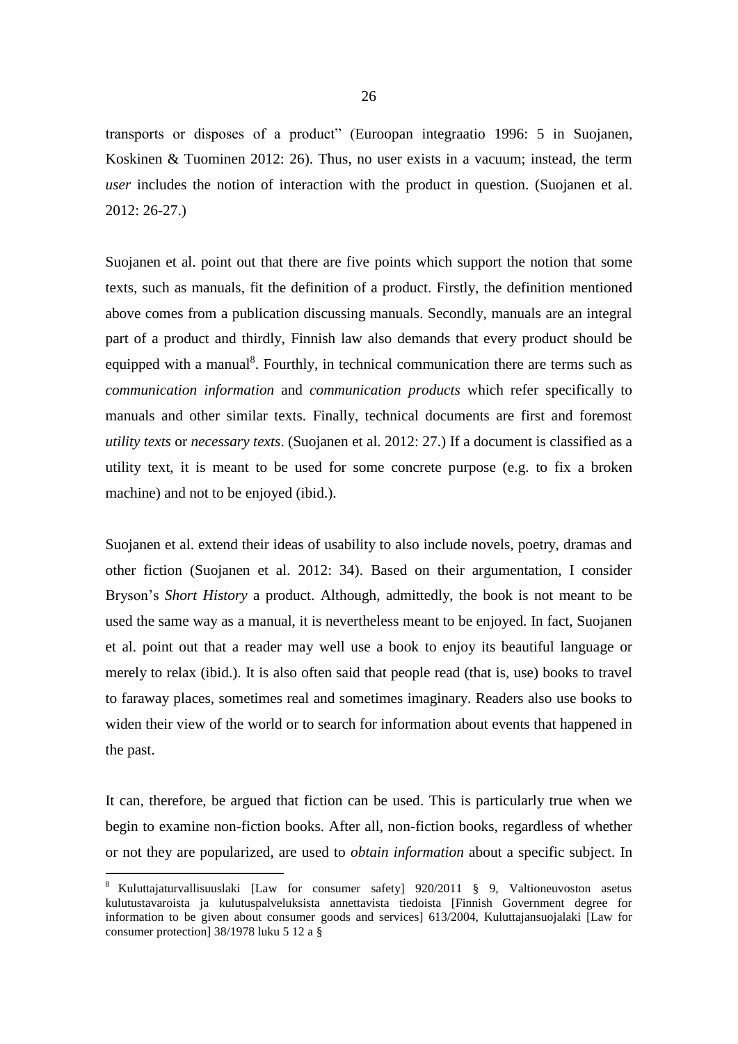transports or disposes of a product" (Euroopan integraatio 1996: 5 in Suojanen, Koskinen & Tuominen 2012: 26). Thus, no user exists in a vacuum; instead, the term *user* includes the notion of interaction with the product in question. (Suojanen et al. 2012: 26-27.)

Suojanen et al. point out that there are five points which support the notion that some texts, such as manuals, fit the definition of a product. Firstly, the definition mentioned above comes from a publication discussing manuals. Secondly, manuals are an integral part of a product and thirdly, Finnish law also demands that every product should be equipped with a manual[8]. Fourthly, in technical communication there are terms such as *communication information* and *communication products* which refer specifically to manuals and other similar texts. Finally, technical documents are first and foremost *utility texts* or *necessary texts*. (Suojanen et al. 2012: 27.) If a document is classified as a utility text, it is meant to be used for some concrete purpose (e.g. to fix a broken machine) and not to be enjoyed (ibid.).

Suojanen et al. extend their ideas of usability to also include novels, poetry, dramas and other fiction (Suojanen et al. 2012: 34). Based on their argumentation, I consider Bryson's *Short History* a product. Although, admittedly, the book is not meant to be used the same way as a manual, it is nevertheless meant to be enjoyed. In fact, Suojanen et al. point out that a reader may well use a book to enjoy its beautiful language or merely to relax (ibid.). It is also often said that people read (that is, use) books to travel to faraway places, sometimes real and sometimes imaginary. Readers also use books to widen their view of the world or to search for information about events that happened in the past.

It can, therefore, be argued that fiction can be used. This is particularly true when we begin to examine non-fiction books. After all, non-fiction books, regardless of whether or not they are popularized, are used to *obtain information* about a specific subject. In

---

[8] Kuluttajaturvallisuuslaki [Law for consumer safety] 920/2011 § 9, Valtioneuvoston asetus kulutustavaroista ja kulutuspalveluksista annettavista tiedoista [Finnish Government degree for information to be given about consumer goods and services] 613/2004, Kuluttajansuojalaki [Law for consumer protection] 38/1978 luku 5 12 a §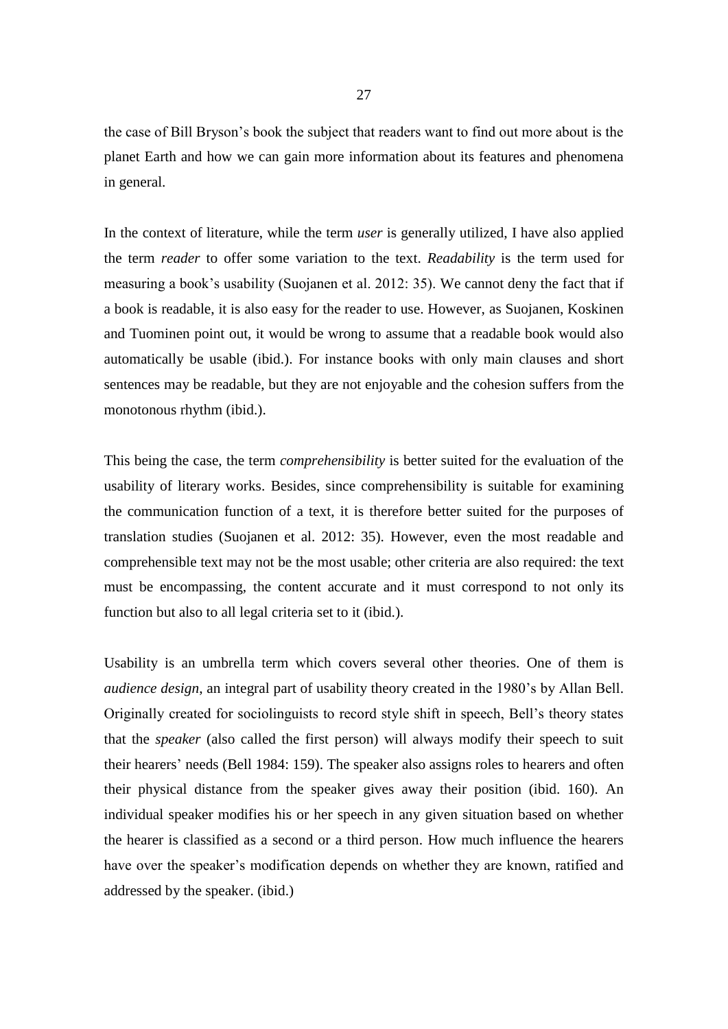the case of Bill Bryson's book the subject that readers want to find out more about is the planet Earth and how we can gain more information about its features and phenomena in general.

In the context of literature, while the term *user* is generally utilized, I have also applied the term *reader* to offer some variation to the text. *Readability* is the term used for measuring a book's usability (Suojanen et al. 2012: 35). We cannot deny the fact that if a book is readable, it is also easy for the reader to use. However, as Suojanen, Koskinen and Tuominen point out, it would be wrong to assume that a readable book would also automatically be usable (ibid.). For instance books with only main clauses and short sentences may be readable, but they are not enjoyable and the cohesion suffers from the monotonous rhythm (ibid.).

This being the case, the term *comprehensibility* is better suited for the evaluation of the usability of literary works. Besides, since comprehensibility is suitable for examining the communication function of a text, it is therefore better suited for the purposes of translation studies (Suojanen et al. 2012: 35). However, even the most readable and comprehensible text may not be the most usable; other criteria are also required: the text must be encompassing, the content accurate and it must correspond to not only its function but also to all legal criteria set to it (ibid.).

Usability is an umbrella term which covers several other theories. One of them is *audience design*, an integral part of usability theory created in the 1980's by Allan Bell. Originally created for sociolinguists to record style shift in speech, Bell's theory states that the *speaker* (also called the first person) will always modify their speech to suit their hearers' needs (Bell 1984: 159). The speaker also assigns roles to hearers and often their physical distance from the speaker gives away their position (ibid. 160). An individual speaker modifies his or her speech in any given situation based on whether the hearer is classified as a second or a third person. How much influence the hearers have over the speaker's modification depends on whether they are known, ratified and addressed by the speaker. (ibid.)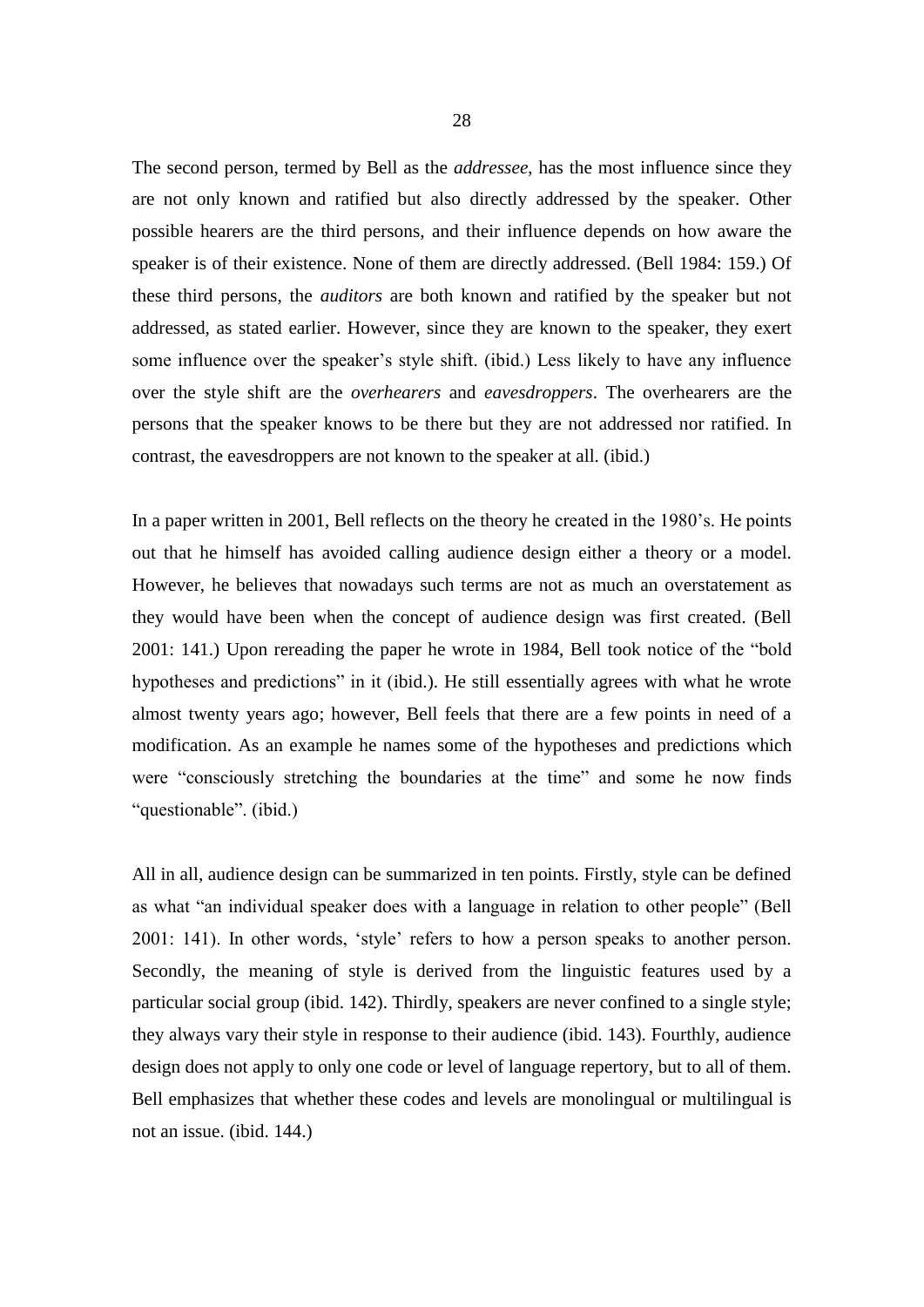The second person, termed by Bell as the *addressee*, has the most influence since they are not only known and ratified but also directly addressed by the speaker. Other possible hearers are the third persons, and their influence depends on how aware the speaker is of their existence. None of them are directly addressed. (Bell 1984: 159.) Of these third persons, the *auditors* are both known and ratified by the speaker but not addressed, as stated earlier. However, since they are known to the speaker, they exert some influence over the speaker's style shift. (ibid.) Less likely to have any influence over the style shift are the *overhearers* and *eavesdroppers*. The overhearers are the persons that the speaker knows to be there but they are not addressed nor ratified. In contrast, the eavesdroppers are not known to the speaker at all. (ibid.)

In a paper written in 2001, Bell reflects on the theory he created in the 1980's. He points out that he himself has avoided calling audience design either a theory or a model. However, he believes that nowadays such terms are not as much an overstatement as they would have been when the concept of audience design was first created. (Bell 2001: 141.) Upon rereading the paper he wrote in 1984, Bell took notice of the "bold hypotheses and predictions" in it (ibid.). He still essentially agrees with what he wrote almost twenty years ago; however, Bell feels that there are a few points in need of a modification. As an example he names some of the hypotheses and predictions which were "consciously stretching the boundaries at the time" and some he now finds "questionable". (ibid.)

All in all, audience design can be summarized in ten points. Firstly, style can be defined as what "an individual speaker does with a language in relation to other people" (Bell 2001: 141). In other words, 'style' refers to how a person speaks to another person. Secondly, the meaning of style is derived from the linguistic features used by a particular social group (ibid. 142). Thirdly, speakers are never confined to a single style; they always vary their style in response to their audience (ibid. 143). Fourthly, audience design does not apply to only one code or level of language repertory, but to all of them. Bell emphasizes that whether these codes and levels are monolingual or multilingual is not an issue. (ibid. 144.)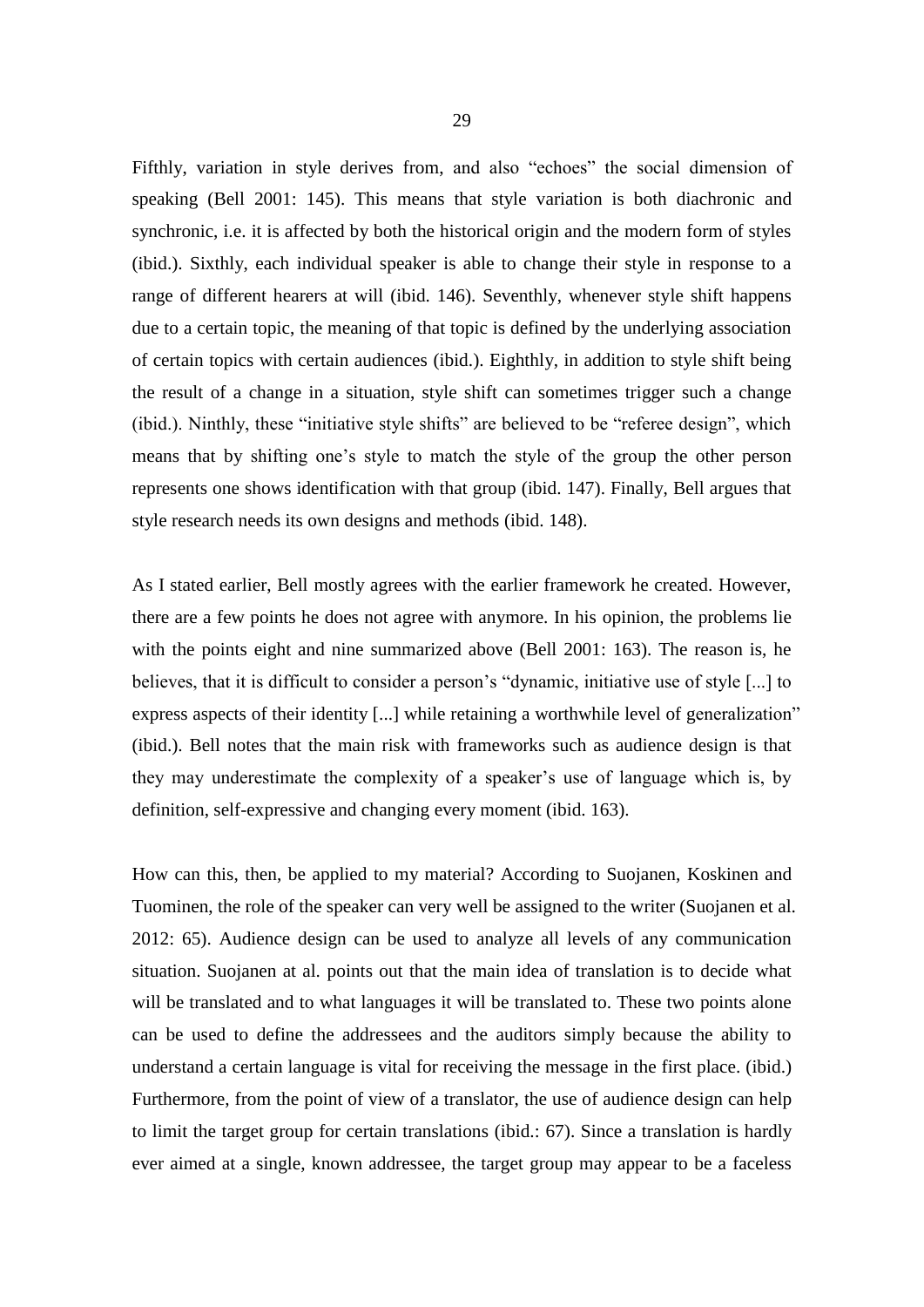Fifthly, variation in style derives from, and also "echoes" the social dimension of speaking (Bell 2001: 145). This means that style variation is both diachronic and synchronic, i.e. it is affected by both the historical origin and the modern form of styles (ibid.). Sixthly, each individual speaker is able to change their style in response to a range of different hearers at will (ibid. 146). Seventhly, whenever style shift happens due to a certain topic, the meaning of that topic is defined by the underlying association of certain topics with certain audiences (ibid.). Eighthly, in addition to style shift being the result of a change in a situation, style shift can sometimes trigger such a change (ibid.). Ninthly, these "initiative style shifts" are believed to be "referee design", which means that by shifting one's style to match the style of the group the other person represents one shows identification with that group (ibid. 147). Finally, Bell argues that style research needs its own designs and methods (ibid. 148).

As I stated earlier, Bell mostly agrees with the earlier framework he created. However, there are a few points he does not agree with anymore. In his opinion, the problems lie with the points eight and nine summarized above (Bell 2001: 163). The reason is, he believes, that it is difficult to consider a person's "dynamic, initiative use of style [...] to express aspects of their identity [...] while retaining a worthwhile level of generalization" (ibid.). Bell notes that the main risk with frameworks such as audience design is that they may underestimate the complexity of a speaker's use of language which is, by definition, self-expressive and changing every moment (ibid. 163).

How can this, then, be applied to my material? According to Suojanen, Koskinen and Tuominen, the role of the speaker can very well be assigned to the writer (Suojanen et al. 2012: 65). Audience design can be used to analyze all levels of any communication situation. Suojanen at al. points out that the main idea of translation is to decide what will be translated and to what languages it will be translated to. These two points alone can be used to define the addressees and the auditors simply because the ability to understand a certain language is vital for receiving the message in the first place. (ibid.) Furthermore, from the point of view of a translator, the use of audience design can help to limit the target group for certain translations (ibid.: 67). Since a translation is hardly ever aimed at a single, known addressee, the target group may appear to be a faceless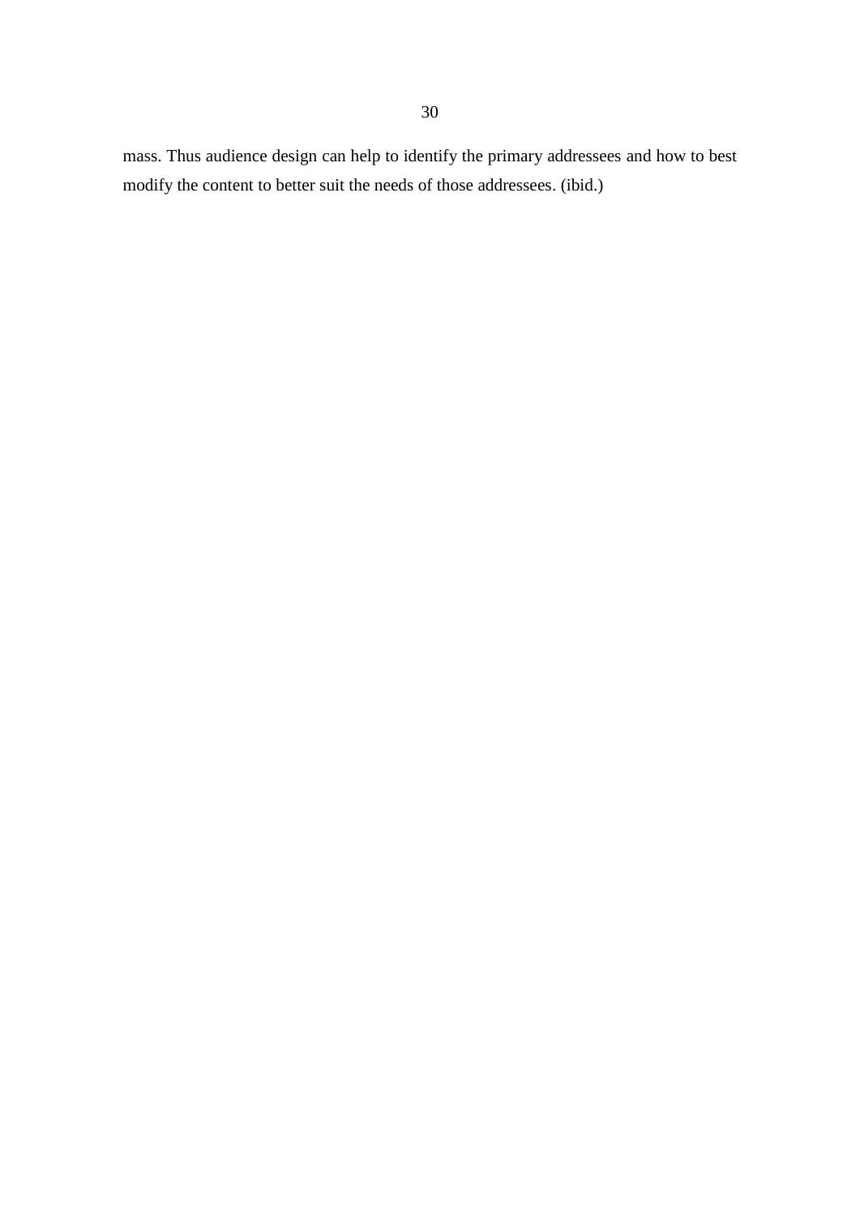mass. Thus audience design can help to identify the primary addressees and how to best modify the content to better suit the needs of those addressees. (ibid.)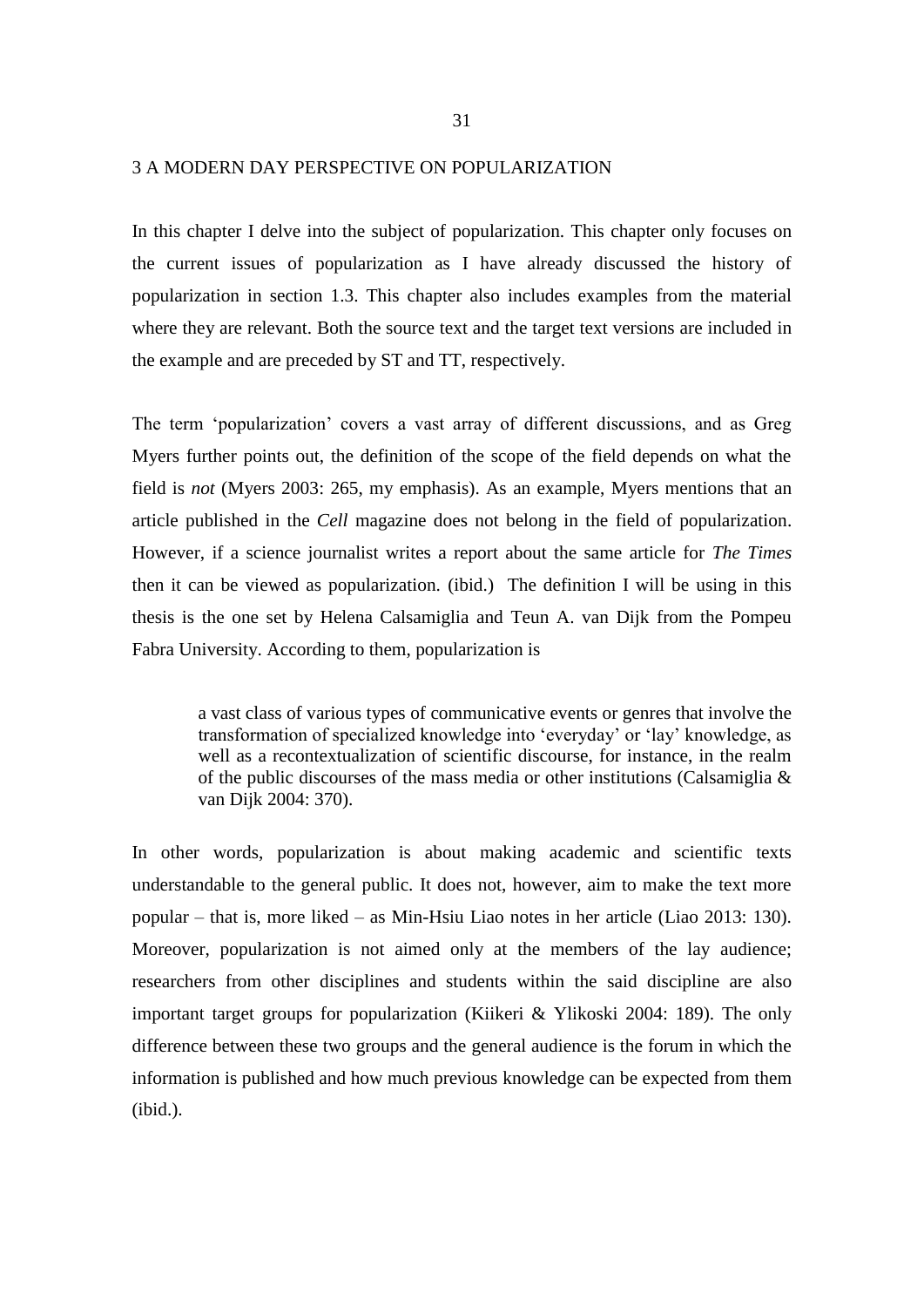# 3 A MODERN DAY PERSPECTIVE ON POPULARIZATION

In this chapter I delve into the subject of popularization. This chapter only focuses on the current issues of popularization as I have already discussed the history of popularization in section 1.3. This chapter also includes examples from the material where they are relevant. Both the source text and the target text versions are included in the example and are preceded by ST and TT, respectively.

The term 'popularization' covers a vast array of different discussions, and as Greg Myers further points out, the definition of the scope of the field depends on what the field is *not* (Myers 2003: 265, my emphasis). As an example, Myers mentions that an article published in the *Cell* magazine does not belong in the field of popularization. However, if a science journalist writes a report about the same article for *The Times* then it can be viewed as popularization. (ibid.) The definition I will be using in this thesis is the one set by Helena Calsamiglia and Teun A. van Dijk from the Pompeu Fabra University. According to them, popularization is

> a vast class of various types of communicative events or genres that involve the transformation of specialized knowledge into 'everyday' or 'lay' knowledge, as well as a recontextualization of scientific discourse, for instance, in the realm of the public discourses of the mass media or other institutions (Calsamiglia & van Dijk 2004: 370).

In other words, popularization is about making academic and scientific texts understandable to the general public. It does not, however, aim to make the text more popular – that is, more liked – as Min-Hsiu Liao notes in her article (Liao 2013: 130). Moreover, popularization is not aimed only at the members of the lay audience; researchers from other disciplines and students within the said discipline are also important target groups for popularization (Kiikeri & Ylikoski 2004: 189). The only difference between these two groups and the general audience is the forum in which the information is published and how much previous knowledge can be expected from them (ibid.).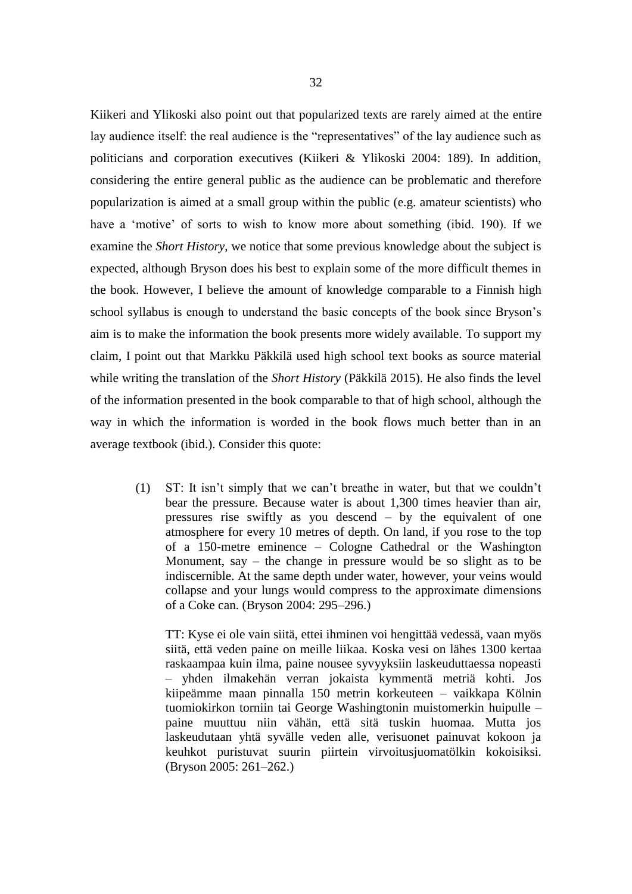Kiikeri and Ylikoski also point out that popularized texts are rarely aimed at the entire lay audience itself: the real audience is the "representatives" of the lay audience such as politicians and corporation executives (Kiikeri & Ylikoski 2004: 189). In addition, considering the entire general public as the audience can be problematic and therefore popularization is aimed at a small group within the public (e.g. amateur scientists) who have a 'motive' of sorts to wish to know more about something (ibid. 190). If we examine the *Short History*, we notice that some previous knowledge about the subject is expected, although Bryson does his best to explain some of the more difficult themes in the book. However, I believe the amount of knowledge comparable to a Finnish high school syllabus is enough to understand the basic concepts of the book since Bryson's aim is to make the information the book presents more widely available. To support my claim, I point out that Markku Päkkilä used high school text books as source material while writing the translation of the *Short History* (Päkkilä 2015). He also finds the level of the information presented in the book comparable to that of high school, although the way in which the information is worded in the book flows much better than in an average textbook (ibid.). Consider this quote:

> (1) ST: It isn't simply that we can't breathe in water, but that we couldn't bear the pressure. Because water is about 1,300 times heavier than air, pressures rise swiftly as you descend – by the equivalent of one atmosphere for every 10 metres of depth. On land, if you rose to the top of a 150-metre eminence – Cologne Cathedral or the Washington Monument, say – the change in pressure would be so slight as to be indiscernible. At the same depth under water, however, your veins would collapse and your lungs would compress to the approximate dimensions of a Coke can. (Bryson 2004: 295–296.)
>
> TT: Kyse ei ole vain siitä, ettei ihminen voi hengittää vedessä, vaan myös siitä, että veden paine on meille liikaa. Koska vesi on lähes 1300 kertaa raskaampaa kuin ilma, paine nousee syvyyksiin laskeuduttaessa nopeasti – yhden ilmakehän verran jokaista kymmentä metriä kohti. Jos kiipeämme maan pinnalla 150 metrin korkeuteen – vaikkapa Kölnin tuomiokirkon torniin tai George Washingtonin muistomerkin huipulle – paine muuttuu niin vähän, että sitä tuskin huomaa. Mutta jos laskeudutaan yhtä syvälle veden alle, verisuonet painuvat kokoon ja keuhkot puristuvat suurin piirtein virvoitusjuomatölkin kokoisiksi. (Bryson 2005: 261–262.)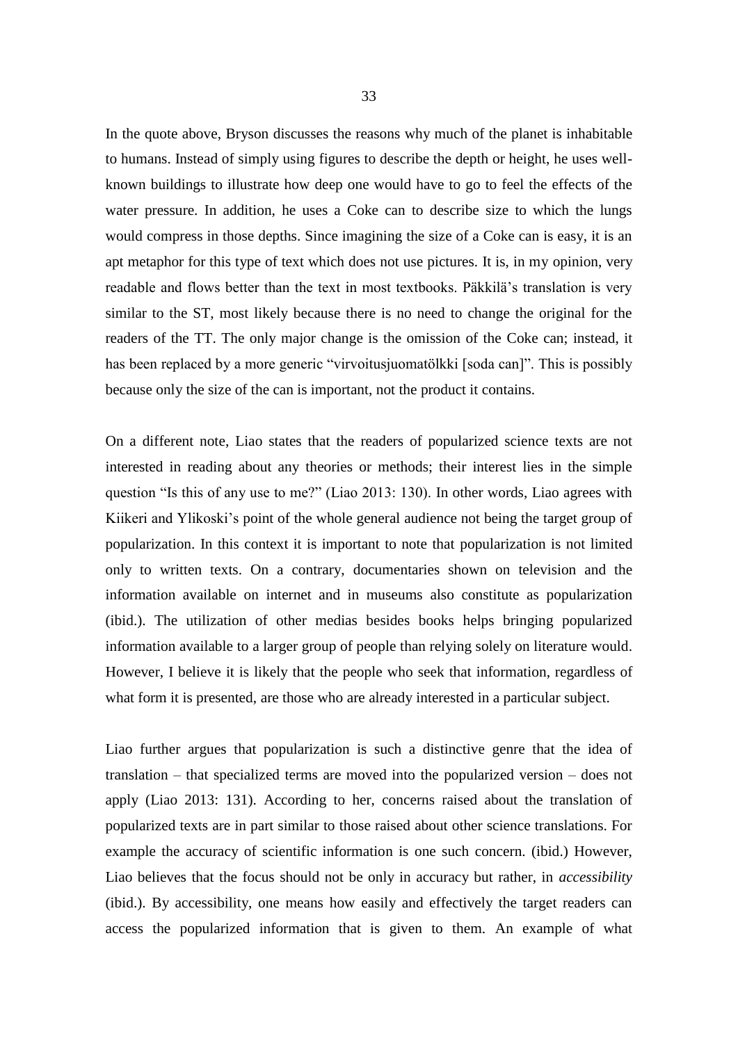In the quote above, Bryson discusses the reasons why much of the planet is inhabitable to humans. Instead of simply using figures to describe the depth or height, he uses well-known buildings to illustrate how deep one would have to go to feel the effects of the water pressure. In addition, he uses a Coke can to describe size to which the lungs would compress in those depths. Since imagining the size of a Coke can is easy, it is an apt metaphor for this type of text which does not use pictures. It is, in my opinion, very readable and flows better than the text in most textbooks. Päkkilä's translation is very similar to the ST, most likely because there is no need to change the original for the readers of the TT. The only major change is the omission of the Coke can; instead, it has been replaced by a more generic "virvoitusjuomatölkki [soda can]". This is possibly because only the size of the can is important, not the product it contains.

On a different note, Liao states that the readers of popularized science texts are not interested in reading about any theories or methods; their interest lies in the simple question "Is this of any use to me?" (Liao 2013: 130). In other words, Liao agrees with Kiikeri and Ylikoski's point of the whole general audience not being the target group of popularization. In this context it is important to note that popularization is not limited only to written texts. On a contrary, documentaries shown on television and the information available on internet and in museums also constitute as popularization (ibid.). The utilization of other medias besides books helps bringing popularized information available to a larger group of people than relying solely on literature would. However, I believe it is likely that the people who seek that information, regardless of what form it is presented, are those who are already interested in a particular subject.

Liao further argues that popularization is such a distinctive genre that the idea of translation – that specialized terms are moved into the popularized version – does not apply (Liao 2013: 131). According to her, concerns raised about the translation of popularized texts are in part similar to those raised about other science translations. For example the accuracy of scientific information is one such concern. (ibid.) However, Liao believes that the focus should not be only in accuracy but rather, in *accessibility* (ibid.). By accessibility, one means how easily and effectively the target readers can access the popularized information that is given to them. An example of what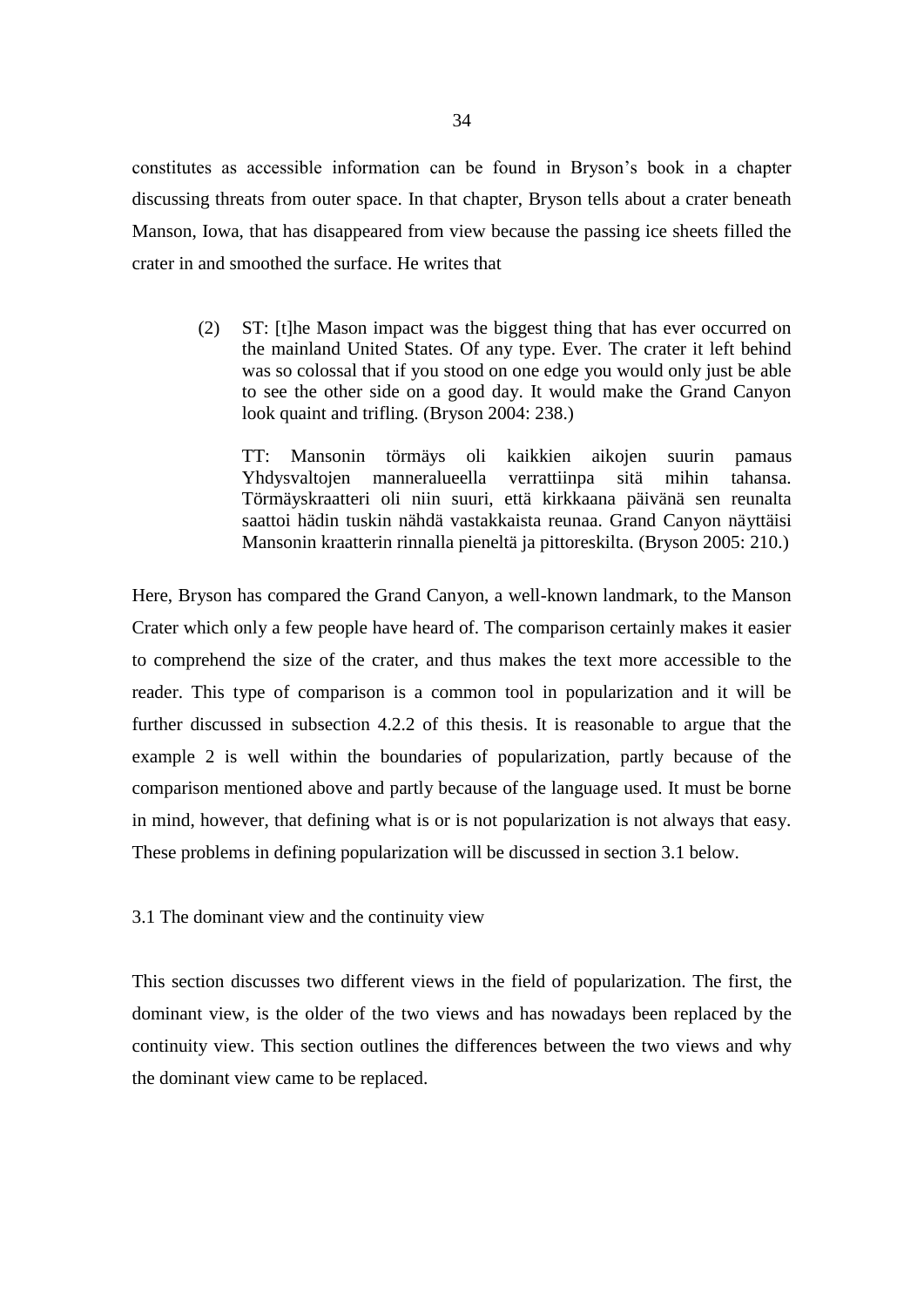constitutes as accessible information can be found in Bryson's book in a chapter discussing threats from outer space. In that chapter, Bryson tells about a crater beneath Manson, Iowa, that has disappeared from view because the passing ice sheets filled the crater in and smoothed the surface. He writes that

> (2) ST: [t]he Mason impact was the biggest thing that has ever occurred on the mainland United States. Of any type. Ever. The crater it left behind was so colossal that if you stood on one edge you would only just be able to see the other side on a good day. It would make the Grand Canyon look quaint and trifling. (Bryson 2004: 238.)
>
> TT: Mansonin törmäys oli kaikkien aikojen suurin pamaus Yhdysvaltojen manneralueella verrattiinpa sitä mihin tahansa. Törmäyskraatteri oli niin suuri, että kirkkaana päivänä sen reunalta saattoi hädin tuskin nähdä vastakkaista reunaa. Grand Canyon näyttäisi Mansonin kraatterin rinnalla pieneltä ja pittoreskilta. (Bryson 2005: 210.)

Here, Bryson has compared the Grand Canyon, a well-known landmark, to the Manson Crater which only a few people have heard of. The comparison certainly makes it easier to comprehend the size of the crater, and thus makes the text more accessible to the reader. This type of comparison is a common tool in popularization and it will be further discussed in subsection 4.2.2 of this thesis. It is reasonable to argue that the example 2 is well within the boundaries of popularization, partly because of the comparison mentioned above and partly because of the language used. It must be borne in mind, however, that defining what is or is not popularization is not always that easy. These problems in defining popularization will be discussed in section 3.1 below.

## 3.1 The dominant view and the continuity view

This section discusses two different views in the field of popularization. The first, the dominant view, is the older of the two views and has nowadays been replaced by the continuity view. This section outlines the differences between the two views and why the dominant view came to be replaced.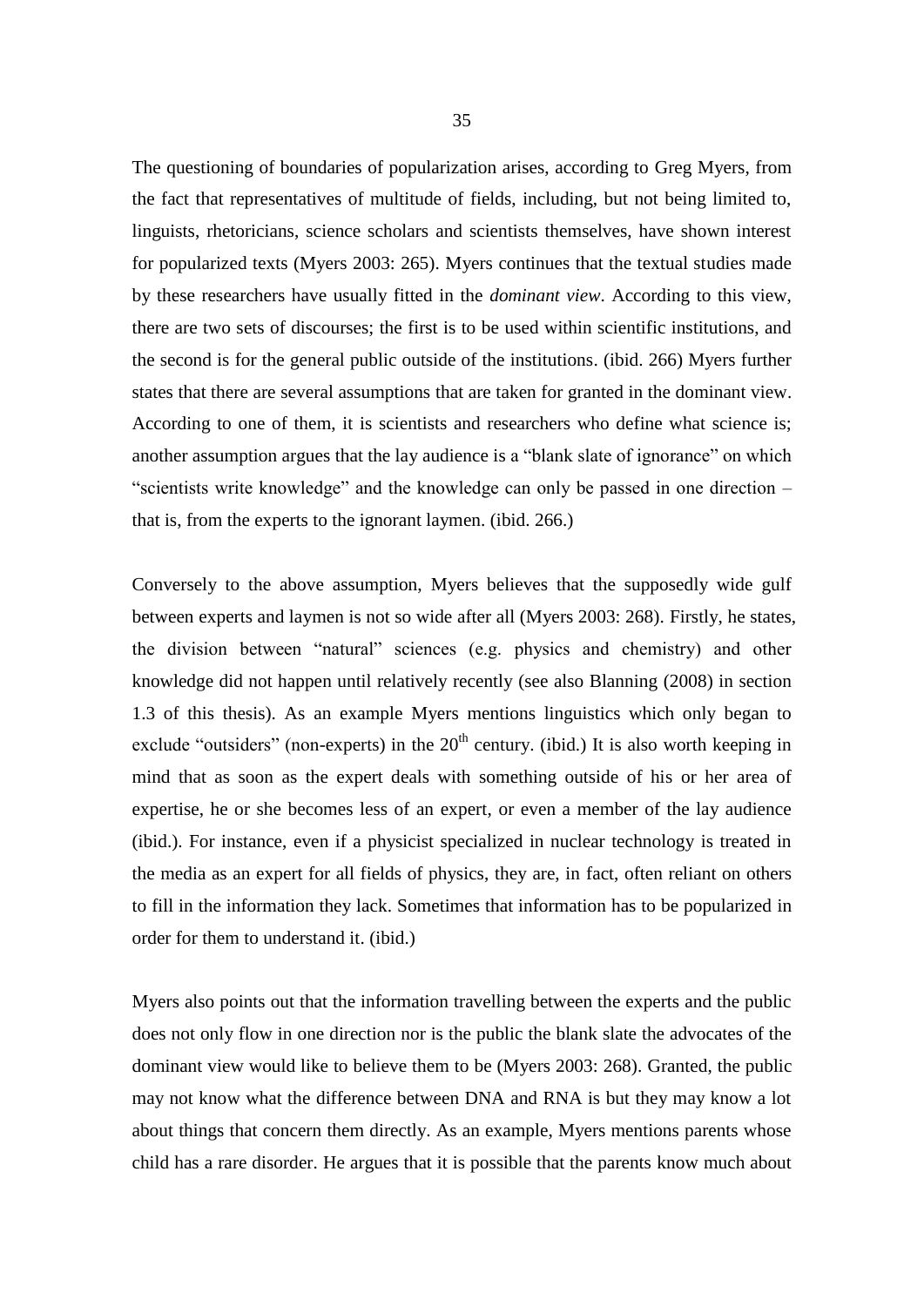The questioning of boundaries of popularization arises, according to Greg Myers, from the fact that representatives of multitude of fields, including, but not being limited to, linguists, rhetoricians, science scholars and scientists themselves, have shown interest for popularized texts (Myers 2003: 265). Myers continues that the textual studies made by these researchers have usually fitted in the *dominant view*. According to this view, there are two sets of discourses; the first is to be used within scientific institutions, and the second is for the general public outside of the institutions. (ibid. 266) Myers further states that there are several assumptions that are taken for granted in the dominant view. According to one of them, it is scientists and researchers who define what science is; another assumption argues that the lay audience is a "blank slate of ignorance" on which "scientists write knowledge" and the knowledge can only be passed in one direction – that is, from the experts to the ignorant laymen. (ibid. 266.)

Conversely to the above assumption, Myers believes that the supposedly wide gulf between experts and laymen is not so wide after all (Myers 2003: 268). Firstly, he states, the division between "natural" sciences (e.g. physics and chemistry) and other knowledge did not happen until relatively recently (see also Blanning (2008) in section 1.3 of this thesis). As an example Myers mentions linguistics which only began to exclude "outsiders" (non-experts) in the 20th century. (ibid.) It is also worth keeping in mind that as soon as the expert deals with something outside of his or her area of expertise, he or she becomes less of an expert, or even a member of the lay audience (ibid.). For instance, even if a physicist specialized in nuclear technology is treated in the media as an expert for all fields of physics, they are, in fact, often reliant on others to fill in the information they lack. Sometimes that information has to be popularized in order for them to understand it. (ibid.)

Myers also points out that the information travelling between the experts and the public does not only flow in one direction nor is the public the blank slate the advocates of the dominant view would like to believe them to be (Myers 2003: 268). Granted, the public may not know what the difference between DNA and RNA is but they may know a lot about things that concern them directly. As an example, Myers mentions parents whose child has a rare disorder. He argues that it is possible that the parents know much about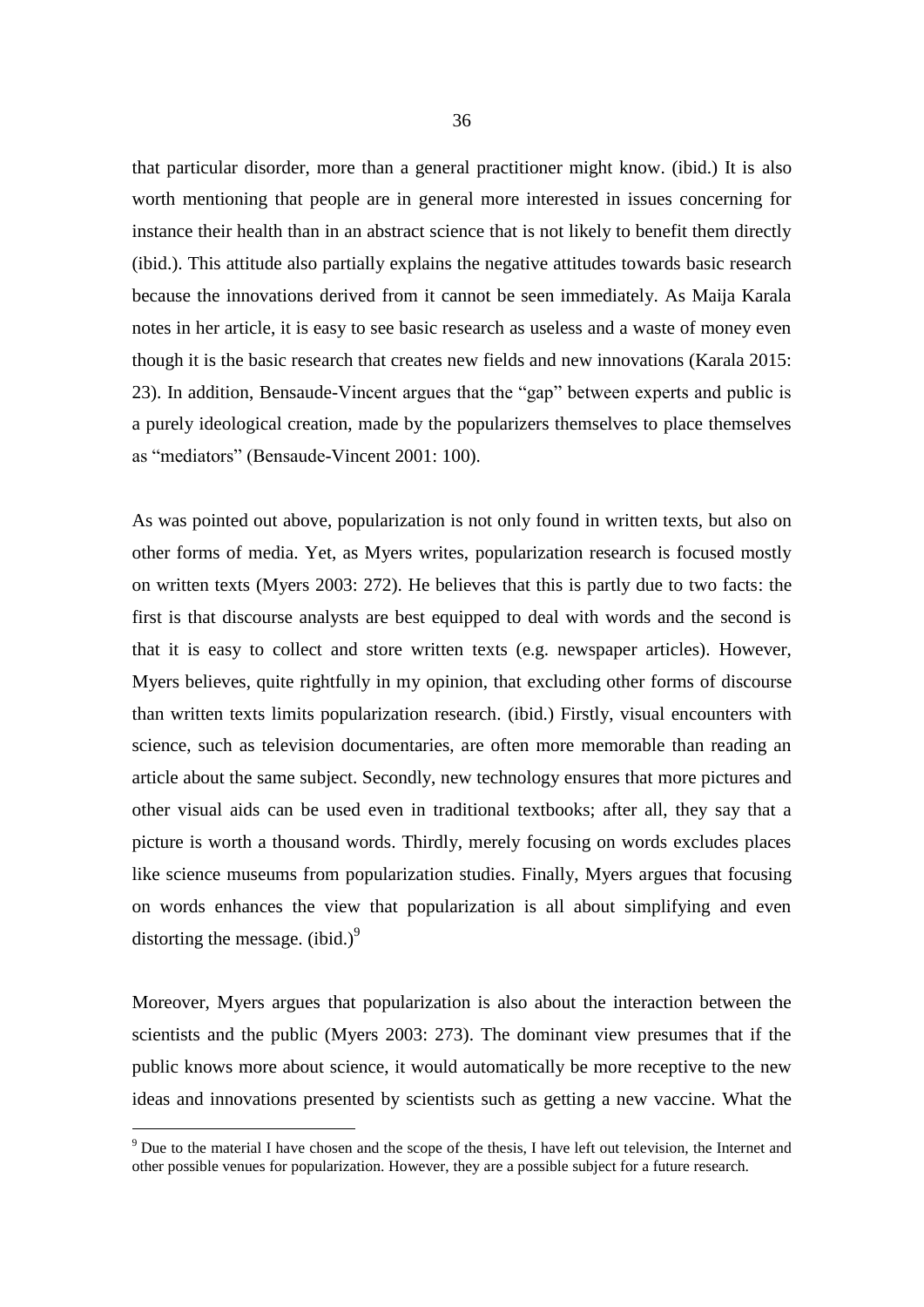that particular disorder, more than a general practitioner might know. (ibid.) It is also worth mentioning that people are in general more interested in issues concerning for instance their health than in an abstract science that is not likely to benefit them directly (ibid.). This attitude also partially explains the negative attitudes towards basic research because the innovations derived from it cannot be seen immediately. As Maija Karala notes in her article, it is easy to see basic research as useless and a waste of money even though it is the basic research that creates new fields and new innovations (Karala 2015: 23). In addition, Bensaude-Vincent argues that the "gap" between experts and public is a purely ideological creation, made by the popularizers themselves to place themselves as "mediators" (Bensaude-Vincent 2001: 100).

As was pointed out above, popularization is not only found in written texts, but also on other forms of media. Yet, as Myers writes, popularization research is focused mostly on written texts (Myers 2003: 272). He believes that this is partly due to two facts: the first is that discourse analysts are best equipped to deal with words and the second is that it is easy to collect and store written texts (e.g. newspaper articles). However, Myers believes, quite rightfully in my opinion, that excluding other forms of discourse than written texts limits popularization research. (ibid.) Firstly, visual encounters with science, such as television documentaries, are often more memorable than reading an article about the same subject. Secondly, new technology ensures that more pictures and other visual aids can be used even in traditional textbooks; after all, they say that a picture is worth a thousand words. Thirdly, merely focusing on words excludes places like science museums from popularization studies. Finally, Myers argues that focusing on words enhances the view that popularization is all about simplifying and even distorting the message. (ibid.)[9]

Moreover, Myers argues that popularization is also about the interaction between the scientists and the public (Myers 2003: 273). The dominant view presumes that if the public knows more about science, it would automatically be more receptive to the new ideas and innovations presented by scientists such as getting a new vaccine. What the

---

[9] Due to the material I have chosen and the scope of the thesis, I have left out television, the Internet and other possible venues for popularization. However, they are a possible subject for a future research.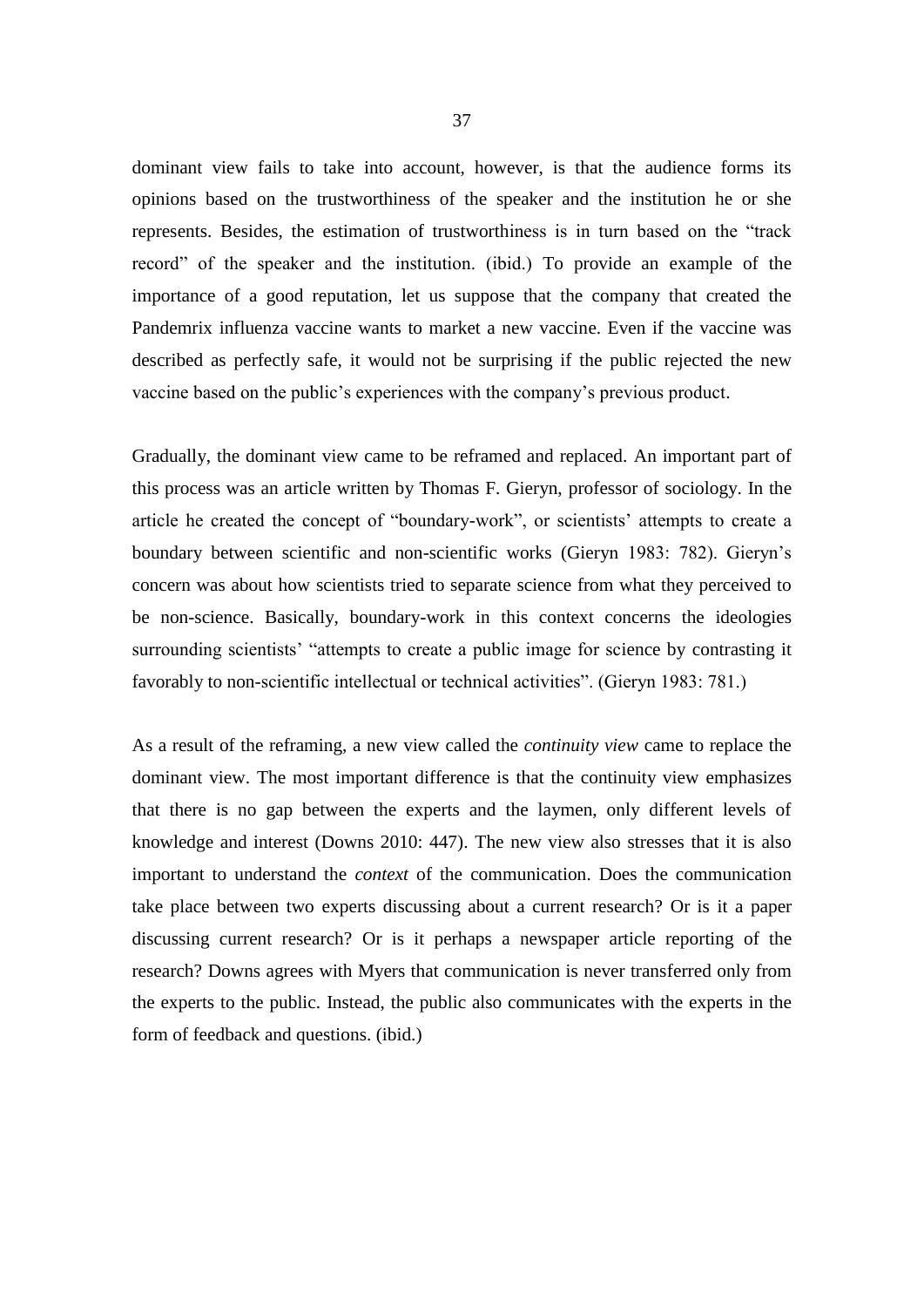dominant view fails to take into account, however, is that the audience forms its opinions based on the trustworthiness of the speaker and the institution he or she represents. Besides, the estimation of trustworthiness is in turn based on the "track record" of the speaker and the institution. (ibid.) To provide an example of the importance of a good reputation, let us suppose that the company that created the Pandemrix influenza vaccine wants to market a new vaccine. Even if the vaccine was described as perfectly safe, it would not be surprising if the public rejected the new vaccine based on the public's experiences with the company's previous product.

Gradually, the dominant view came to be reframed and replaced. An important part of this process was an article written by Thomas F. Gieryn, professor of sociology. In the article he created the concept of "boundary-work", or scientists' attempts to create a boundary between scientific and non-scientific works (Gieryn 1983: 782). Gieryn's concern was about how scientists tried to separate science from what they perceived to be non-science. Basically, boundary-work in this context concerns the ideologies surrounding scientists' "attempts to create a public image for science by contrasting it favorably to non-scientific intellectual or technical activities". (Gieryn 1983: 781.)

As a result of the reframing, a new view called the *continuity view* came to replace the dominant view. The most important difference is that the continuity view emphasizes that there is no gap between the experts and the laymen, only different levels of knowledge and interest (Downs 2010: 447). The new view also stresses that it is also important to understand the *context* of the communication. Does the communication take place between two experts discussing about a current research? Or is it a paper discussing current research? Or is it perhaps a newspaper article reporting of the research? Downs agrees with Myers that communication is never transferred only from the experts to the public. Instead, the public also communicates with the experts in the form of feedback and questions. (ibid.)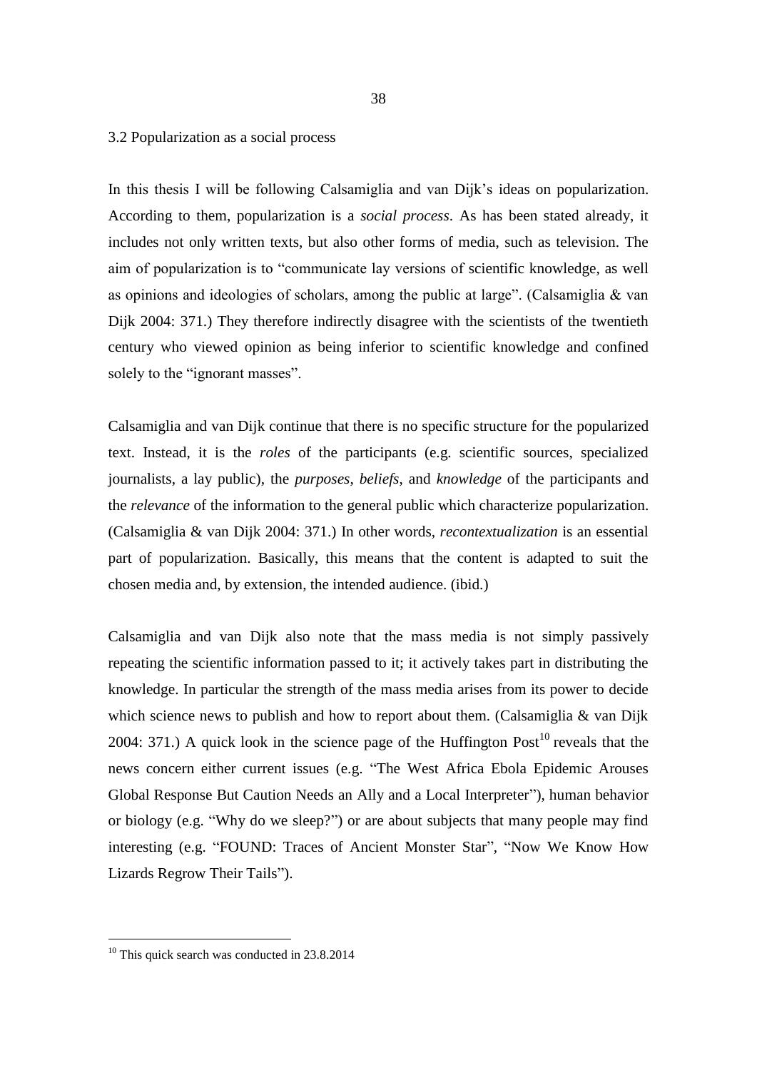### 3.2 Popularization as a social process

In this thesis I will be following Calsamiglia and van Dijk's ideas on popularization. According to them, popularization is a *social process*. As has been stated already, it includes not only written texts, but also other forms of media, such as television. The aim of popularization is to "communicate lay versions of scientific knowledge, as well as opinions and ideologies of scholars, among the public at large". (Calsamiglia & van Dijk 2004: 371.) They therefore indirectly disagree with the scientists of the twentieth century who viewed opinion as being inferior to scientific knowledge and confined solely to the "ignorant masses".

Calsamiglia and van Dijk continue that there is no specific structure for the popularized text. Instead, it is the *roles* of the participants (e.g. scientific sources, specialized journalists, a lay public), the *purposes*, *beliefs*, and *knowledge* of the participants and the *relevance* of the information to the general public which characterize popularization. (Calsamiglia & van Dijk 2004: 371.) In other words, *recontextualization* is an essential part of popularization. Basically, this means that the content is adapted to suit the chosen media and, by extension, the intended audience. (ibid.)

Calsamiglia and van Dijk also note that the mass media is not simply passively repeating the scientific information passed to it; it actively takes part in distributing the knowledge. In particular the strength of the mass media arises from its power to decide which science news to publish and how to report about them. (Calsamiglia & van Dijk 2004: 371.) A quick look in the science page of the Huffington Post[10] reveals that the news concern either current issues (e.g. "The West Africa Ebola Epidemic Arouses Global Response But Caution Needs an Ally and a Local Interpreter"), human behavior or biology (e.g. "Why do we sleep?") or are about subjects that many people may find interesting (e.g. "FOUND: Traces of Ancient Monster Star", "Now We Know How Lizards Regrow Their Tails").

[10] This quick search was conducted in 23.8.2014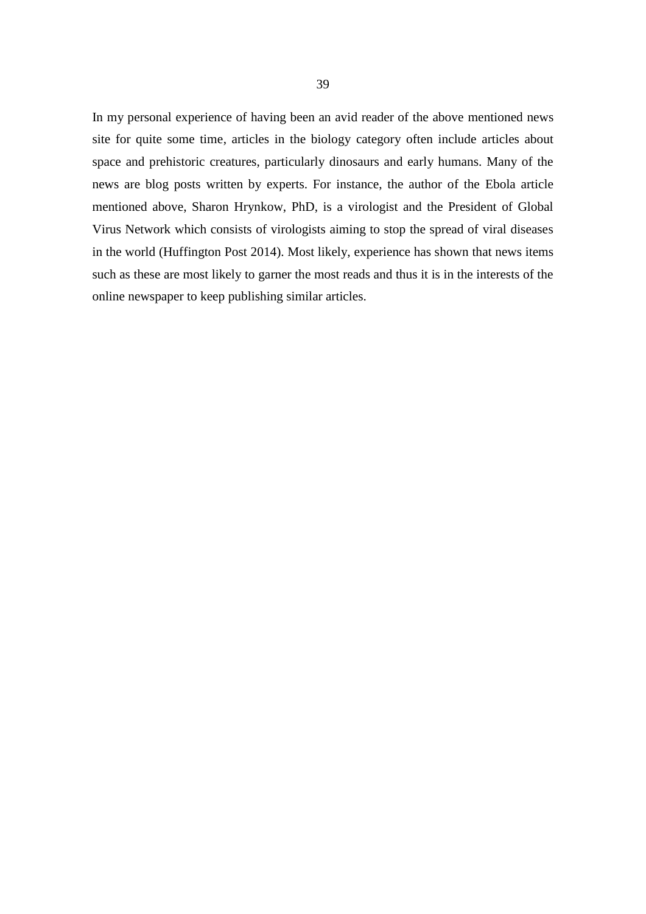In my personal experience of having been an avid reader of the above mentioned news site for quite some time, articles in the biology category often include articles about space and prehistoric creatures, particularly dinosaurs and early humans. Many of the news are blog posts written by experts. For instance, the author of the Ebola article mentioned above, Sharon Hrynkow, PhD, is a virologist and the President of Global Virus Network which consists of virologists aiming to stop the spread of viral diseases in the world (Huffington Post 2014). Most likely, experience has shown that news items such as these are most likely to garner the most reads and thus it is in the interests of the online newspaper to keep publishing similar articles.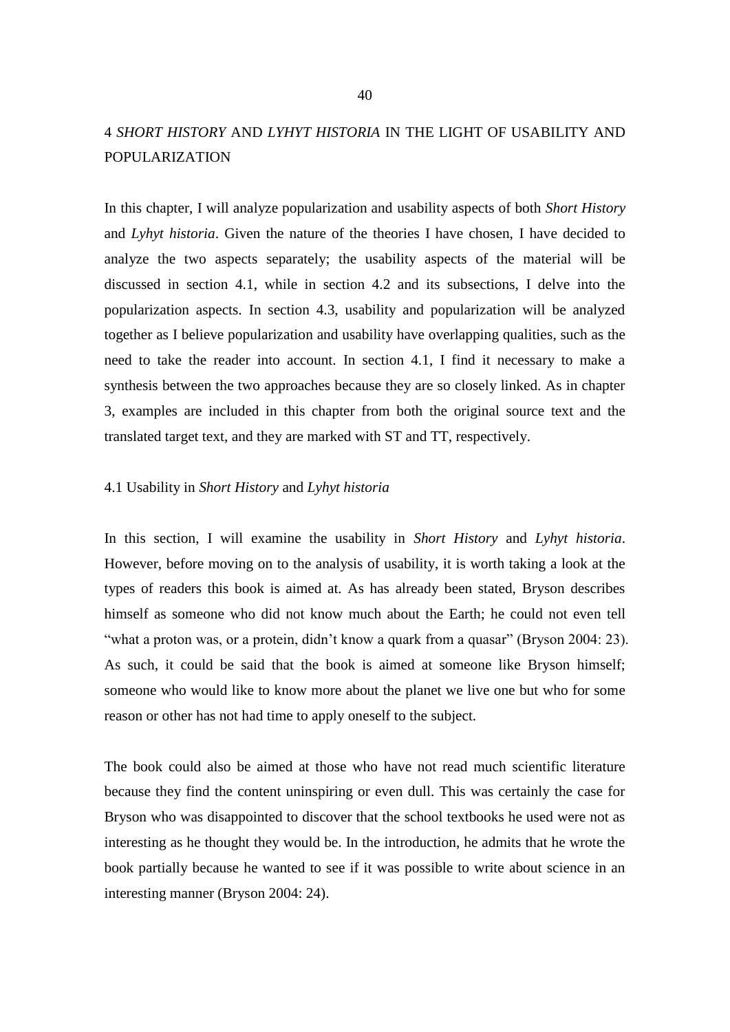# 4 *SHORT HISTORY* AND *LYHYT HISTORIA* IN THE LIGHT OF USABILITY AND POPULARIZATION

In this chapter, I will analyze popularization and usability aspects of both *Short History* and *Lyhyt historia*. Given the nature of the theories I have chosen, I have decided to analyze the two aspects separately; the usability aspects of the material will be discussed in section 4.1, while in section 4.2 and its subsections, I delve into the popularization aspects. In section 4.3, usability and popularization will be analyzed together as I believe popularization and usability have overlapping qualities, such as the need to take the reader into account. In section 4.1, I find it necessary to make a synthesis between the two approaches because they are so closely linked. As in chapter 3, examples are included in this chapter from both the original source text and the translated target text, and they are marked with ST and TT, respectively.

## 4.1 Usability in *Short History* and *Lyhyt historia*

In this section, I will examine the usability in *Short History* and *Lyhyt historia*. However, before moving on to the analysis of usability, it is worth taking a look at the types of readers this book is aimed at. As has already been stated, Bryson describes himself as someone who did not know much about the Earth; he could not even tell "what a proton was, or a protein, didn't know a quark from a quasar" (Bryson 2004: 23). As such, it could be said that the book is aimed at someone like Bryson himself; someone who would like to know more about the planet we live one but who for some reason or other has not had time to apply oneself to the subject.

The book could also be aimed at those who have not read much scientific literature because they find the content uninspiring or even dull. This was certainly the case for Bryson who was disappointed to discover that the school textbooks he used were not as interesting as he thought they would be. In the introduction, he admits that he wrote the book partially because he wanted to see if it was possible to write about science in an interesting manner (Bryson 2004: 24).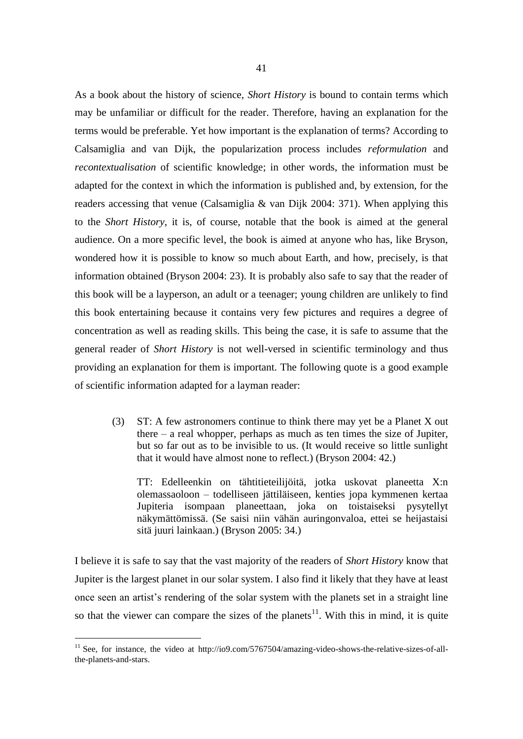As a book about the history of science, *Short History* is bound to contain terms which may be unfamiliar or difficult for the reader. Therefore, having an explanation for the terms would be preferable. Yet how important is the explanation of terms? According to Calsamiglia and van Dijk, the popularization process includes *reformulation* and *recontextualisation* of scientific knowledge; in other words, the information must be adapted for the context in which the information is published and, by extension, for the readers accessing that venue (Calsamiglia & van Dijk 2004: 371). When applying this to the *Short History*, it is, of course, notable that the book is aimed at the general audience. On a more specific level, the book is aimed at anyone who has, like Bryson, wondered how it is possible to know so much about Earth, and how, precisely, is that information obtained (Bryson 2004: 23). It is probably also safe to say that the reader of this book will be a layperson, an adult or a teenager; young children are unlikely to find this book entertaining because it contains very few pictures and requires a degree of concentration as well as reading skills. This being the case, it is safe to assume that the general reader of *Short History* is not well-versed in scientific terminology and thus providing an explanation for them is important. The following quote is a good example of scientific information adapted for a layman reader:

> (3) ST: A few astronomers continue to think there may yet be a Planet X out there – a real whopper, perhaps as much as ten times the size of Jupiter, but so far out as to be invisible to us. (It would receive so little sunlight that it would have almost none to reflect.) (Bryson 2004: 42.)
>
> TT: Edelleenkin on tähtitieteilijöitä, jotka uskovat planeetta X:n olemassaoloon – todelliseen jättiläiseen, kenties jopa kymmenen kertaa Jupiteria isompaan planeettaan, joka on toistaiseksi pysytellyt näkymättömissä. (Se saisi niin vähän auringonvaloa, ettei se heijastaisi sitä juuri lainkaan.) (Bryson 2005: 34.)

I believe it is safe to say that the vast majority of the readers of *Short History* know that Jupiter is the largest planet in our solar system. I also find it likely that they have at least once seen an artist's rendering of the solar system with the planets set in a straight line so that the viewer can compare the sizes of the planets[11]. With this in mind, it is quite

[11] See, for instance, the video at http://io9.com/5767504/amazing-video-shows-the-relative-sizes-of-all-the-planets-and-stars.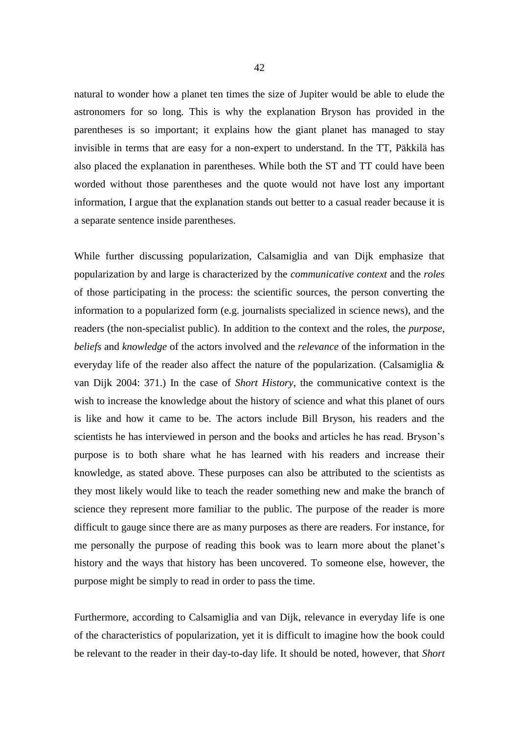natural to wonder how a planet ten times the size of Jupiter would be able to elude the astronomers for so long. This is why the explanation Bryson has provided in the parentheses is so important; it explains how the giant planet has managed to stay invisible in terms that are easy for a non-expert to understand. In the TT, Päkkilä has also placed the explanation in parentheses. While both the ST and TT could have been worded without those parentheses and the quote would not have lost any important information, I argue that the explanation stands out better to a casual reader because it is a separate sentence inside parentheses.

While further discussing popularization, Calsamiglia and van Dijk emphasize that popularization by and large is characterized by the *communicative context* and the *roles* of those participating in the process: the scientific sources, the person converting the information to a popularized form (e.g. journalists specialized in science news), and the readers (the non-specialist public). In addition to the context and the roles, the *purpose*, *beliefs* and *knowledge* of the actors involved and the *relevance* of the information in the everyday life of the reader also affect the nature of the popularization. (Calsamiglia & van Dijk 2004: 371.) In the case of *Short History*, the communicative context is the wish to increase the knowledge about the history of science and what this planet of ours is like and how it came to be. The actors include Bill Bryson, his readers and the scientists he has interviewed in person and the books and articles he has read. Bryson's purpose is to both share what he has learned with his readers and increase their knowledge, as stated above. These purposes can also be attributed to the scientists as they most likely would like to teach the reader something new and make the branch of science they represent more familiar to the public. The purpose of the reader is more difficult to gauge since there are as many purposes as there are readers. For instance, for me personally the purpose of reading this book was to learn more about the planet's history and the ways that history has been uncovered. To someone else, however, the purpose might be simply to read in order to pass the time.

Furthermore, according to Calsamiglia and van Dijk, relevance in everyday life is one of the characteristics of popularization, yet it is difficult to imagine how the book could be relevant to the reader in their day-to-day life. It should be noted, however, that *Short*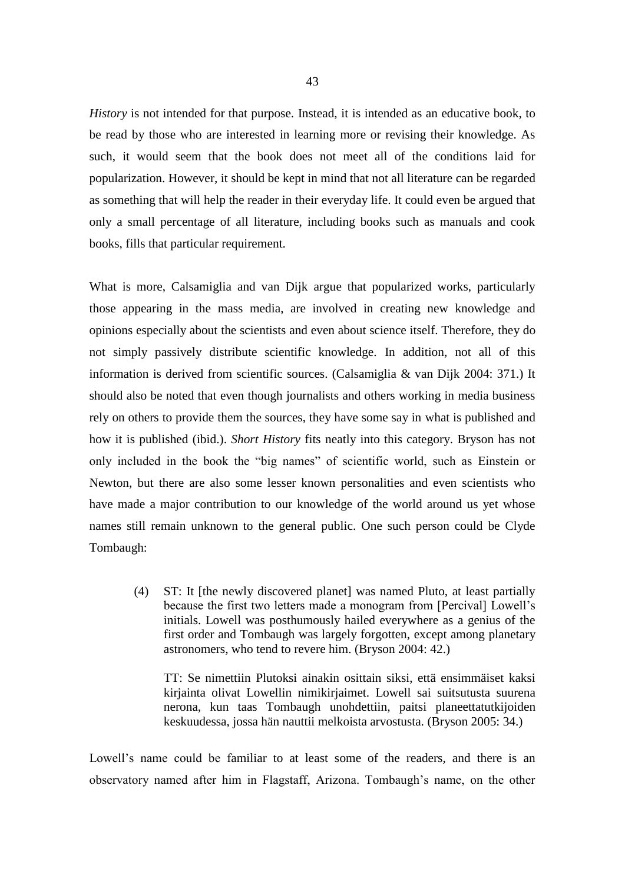*History* is not intended for that purpose. Instead, it is intended as an educative book, to be read by those who are interested in learning more or revising their knowledge. As such, it would seem that the book does not meet all of the conditions laid for popularization. However, it should be kept in mind that not all literature can be regarded as something that will help the reader in their everyday life. It could even be argued that only a small percentage of all literature, including books such as manuals and cook books, fills that particular requirement.

What is more, Calsamiglia and van Dijk argue that popularized works, particularly those appearing in the mass media, are involved in creating new knowledge and opinions especially about the scientists and even about science itself. Therefore, they do not simply passively distribute scientific knowledge. In addition, not all of this information is derived from scientific sources. (Calsamiglia & van Dijk 2004: 371.) It should also be noted that even though journalists and others working in media business rely on others to provide them the sources, they have some say in what is published and how it is published (ibid.). *Short History* fits neatly into this category. Bryson has not only included in the book the "big names" of scientific world, such as Einstein or Newton, but there are also some lesser known personalities and even scientists who have made a major contribution to our knowledge of the world around us yet whose names still remain unknown to the general public. One such person could be Clyde Tombaugh:

> (4) ST: It [the newly discovered planet] was named Pluto, at least partially because the first two letters made a monogram from [Percival] Lowell's initials. Lowell was posthumously hailed everywhere as a genius of the first order and Tombaugh was largely forgotten, except among planetary astronomers, who tend to revere him. (Bryson 2004: 42.)
>
> TT: Se nimettiin Plutoksi ainakin osittain siksi, että ensimmäiset kaksi kirjainta olivat Lowellin nimikirjaimet. Lowell sai suitsutusta suurena nerona, kun taas Tombaugh unohdettiin, paitsi planeettatutkijoiden keskuudessa, jossa hän nauttii melkoista arvostusta. (Bryson 2005: 34.)

Lowell's name could be familiar to at least some of the readers, and there is an observatory named after him in Flagstaff, Arizona. Tombaugh's name, on the other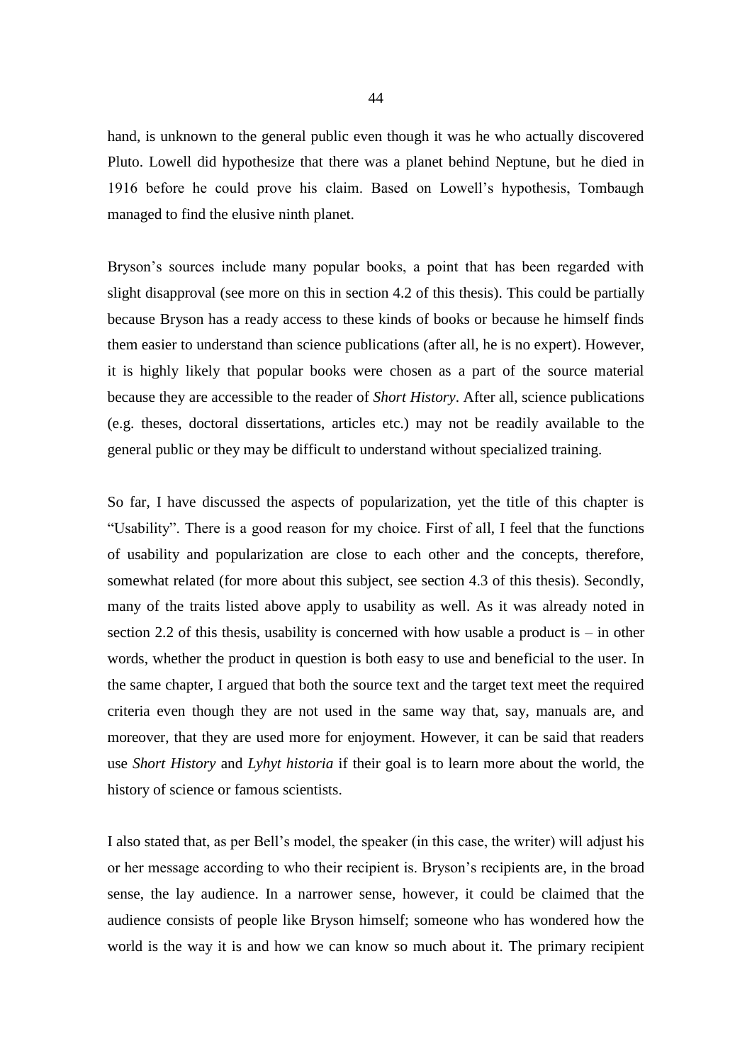hand, is unknown to the general public even though it was he who actually discovered Pluto. Lowell did hypothesize that there was a planet behind Neptune, but he died in 1916 before he could prove his claim. Based on Lowell's hypothesis, Tombaugh managed to find the elusive ninth planet.

Bryson's sources include many popular books, a point that has been regarded with slight disapproval (see more on this in section 4.2 of this thesis). This could be partially because Bryson has a ready access to these kinds of books or because he himself finds them easier to understand than science publications (after all, he is no expert). However, it is highly likely that popular books were chosen as a part of the source material because they are accessible to the reader of *Short History*. After all, science publications (e.g. theses, doctoral dissertations, articles etc.) may not be readily available to the general public or they may be difficult to understand without specialized training.

So far, I have discussed the aspects of popularization, yet the title of this chapter is "Usability". There is a good reason for my choice. First of all, I feel that the functions of usability and popularization are close to each other and the concepts, therefore, somewhat related (for more about this subject, see section 4.3 of this thesis). Secondly, many of the traits listed above apply to usability as well. As it was already noted in section 2.2 of this thesis, usability is concerned with how usable a product is – in other words, whether the product in question is both easy to use and beneficial to the user. In the same chapter, I argued that both the source text and the target text meet the required criteria even though they are not used in the same way that, say, manuals are, and moreover, that they are used more for enjoyment. However, it can be said that readers use *Short History* and *Lyhyt historia* if their goal is to learn more about the world, the history of science or famous scientists.

I also stated that, as per Bell's model, the speaker (in this case, the writer) will adjust his or her message according to who their recipient is. Bryson's recipients are, in the broad sense, the lay audience. In a narrower sense, however, it could be claimed that the audience consists of people like Bryson himself; someone who has wondered how the world is the way it is and how we can know so much about it. The primary recipient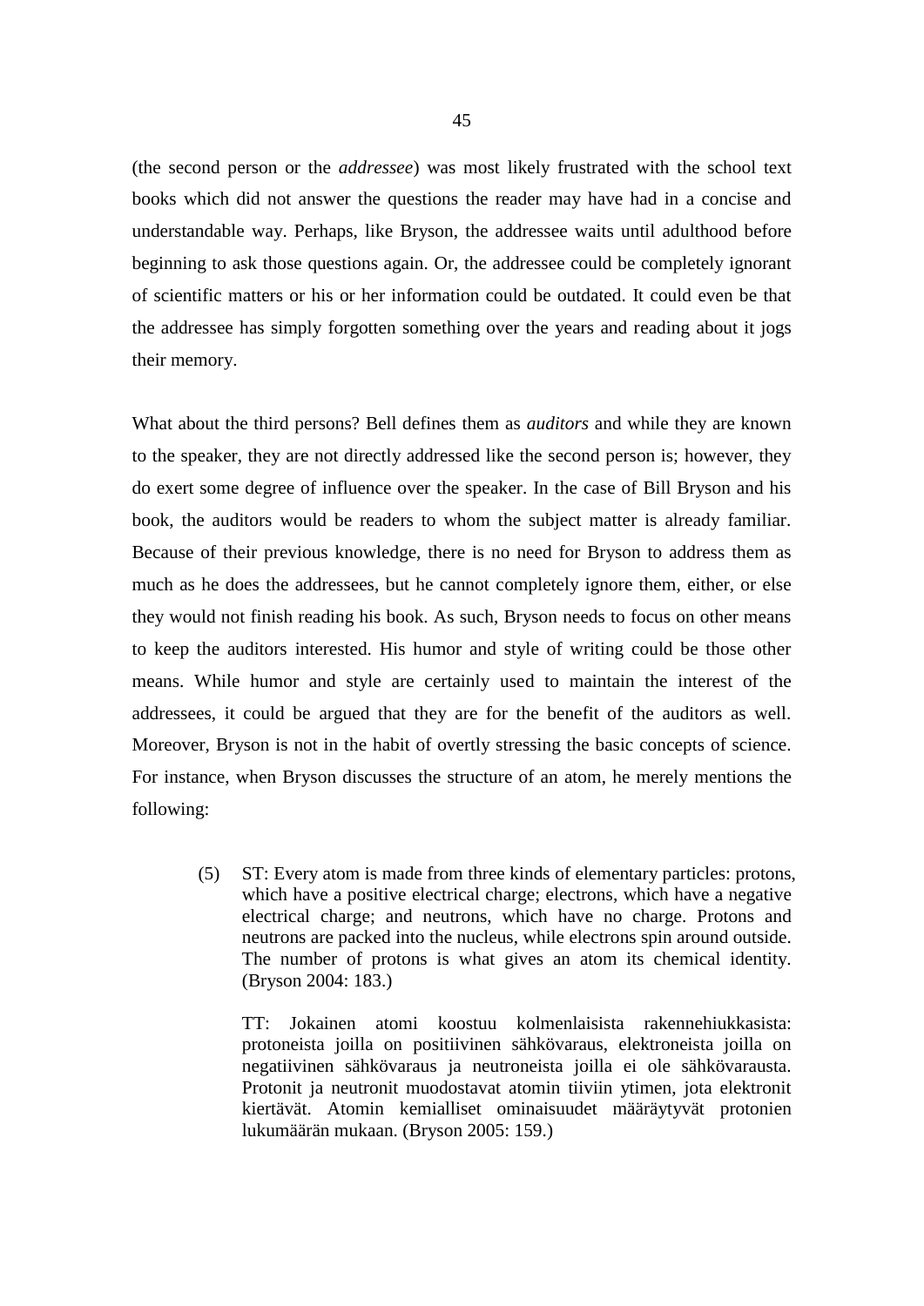(the second person or the *addressee*) was most likely frustrated with the school text books which did not answer the questions the reader may have had in a concise and understandable way. Perhaps, like Bryson, the addressee waits until adulthood before beginning to ask those questions again. Or, the addressee could be completely ignorant of scientific matters or his or her information could be outdated. It could even be that the addressee has simply forgotten something over the years and reading about it jogs their memory.

What about the third persons? Bell defines them as *auditors* and while they are known to the speaker, they are not directly addressed like the second person is; however, they do exert some degree of influence over the speaker. In the case of Bill Bryson and his book, the auditors would be readers to whom the subject matter is already familiar. Because of their previous knowledge, there is no need for Bryson to address them as much as he does the addressees, but he cannot completely ignore them, either, or else they would not finish reading his book. As such, Bryson needs to focus on other means to keep the auditors interested. His humor and style of writing could be those other means. While humor and style are certainly used to maintain the interest of the addressees, it could be argued that they are for the benefit of the auditors as well. Moreover, Bryson is not in the habit of overtly stressing the basic concepts of science. For instance, when Bryson discusses the structure of an atom, he merely mentions the following:

> (5) ST: Every atom is made from three kinds of elementary particles: protons, which have a positive electrical charge; electrons, which have a negative electrical charge; and neutrons, which have no charge. Protons and neutrons are packed into the nucleus, while electrons spin around outside. The number of protons is what gives an atom its chemical identity. (Bryson 2004: 183.)
>
> TT: Jokainen atomi koostuu kolmenlaisista rakennehiukkasista: protoneista joilla on positiivinen sähkövaraus, elektroneista joilla on negatiivinen sähkövaraus ja neutroneista joilla ei ole sähkövarausta. Protonit ja neutronit muodostavat atomin tiiviin ytimen, jota elektronit kiertävät. Atomin kemialliset ominaisuudet määräytyvät protonien lukumäärän mukaan. (Bryson 2005: 159.)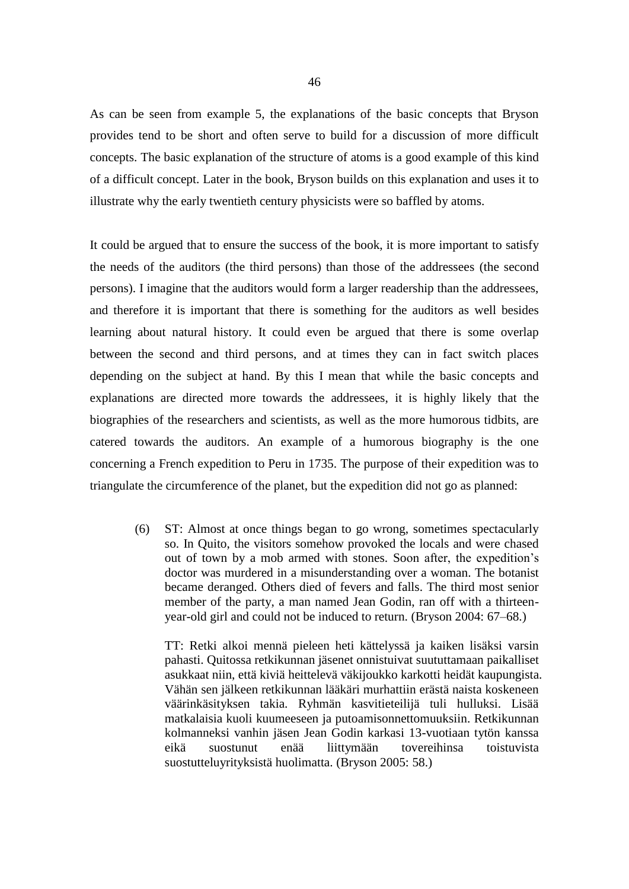As can be seen from example 5, the explanations of the basic concepts that Bryson provides tend to be short and often serve to build for a discussion of more difficult concepts. The basic explanation of the structure of atoms is a good example of this kind of a difficult concept. Later in the book, Bryson builds on this explanation and uses it to illustrate why the early twentieth century physicists were so baffled by atoms.

It could be argued that to ensure the success of the book, it is more important to satisfy the needs of the auditors (the third persons) than those of the addressees (the second persons). I imagine that the auditors would form a larger readership than the addressees, and therefore it is important that there is something for the auditors as well besides learning about natural history. It could even be argued that there is some overlap between the second and third persons, and at times they can in fact switch places depending on the subject at hand. By this I mean that while the basic concepts and explanations are directed more towards the addressees, it is highly likely that the biographies of the researchers and scientists, as well as the more humorous tidbits, are catered towards the auditors. An example of a humorous biography is the one concerning a French expedition to Peru in 1735. The purpose of their expedition was to triangulate the circumference of the planet, but the expedition did not go as planned:

> (6) ST: Almost at once things began to go wrong, sometimes spectacularly so. In Quito, the visitors somehow provoked the locals and were chased out of town by a mob armed with stones. Soon after, the expedition's doctor was murdered in a misunderstanding over a woman. The botanist became deranged. Others died of fevers and falls. The third most senior member of the party, a man named Jean Godin, ran off with a thirteen-year-old girl and could not be induced to return. (Bryson 2004: 67–68.)
>
> TT: Retki alkoi mennä pieleen heti kättelyssä ja kaiken lisäksi varsin pahasti. Quitossa retkikunnan jäsenet onnistuivat suututtamaan paikalliset asukkaat niin, että kiviä heittelevä väkijoukko karkotti heidät kaupungista. Vähän sen jälkeen retkikunnan lääkäri murhattiin erästä naista koskeneen väärinkäsityksen takia. Ryhmän kasvitieteilijä tuli hulluksi. Lisää matkalaisia kuoli kuumeeseen ja putoamisonnettomuuksiin. Retkikunnan kolmanneksi vanhin jäsen Jean Godin karkasi 13-vuotiaan tytön kanssa eikä suostunut enää liittymään tovereihinsa toistuvista suostutteluyrityksistä huolimatta. (Bryson 2005: 58.)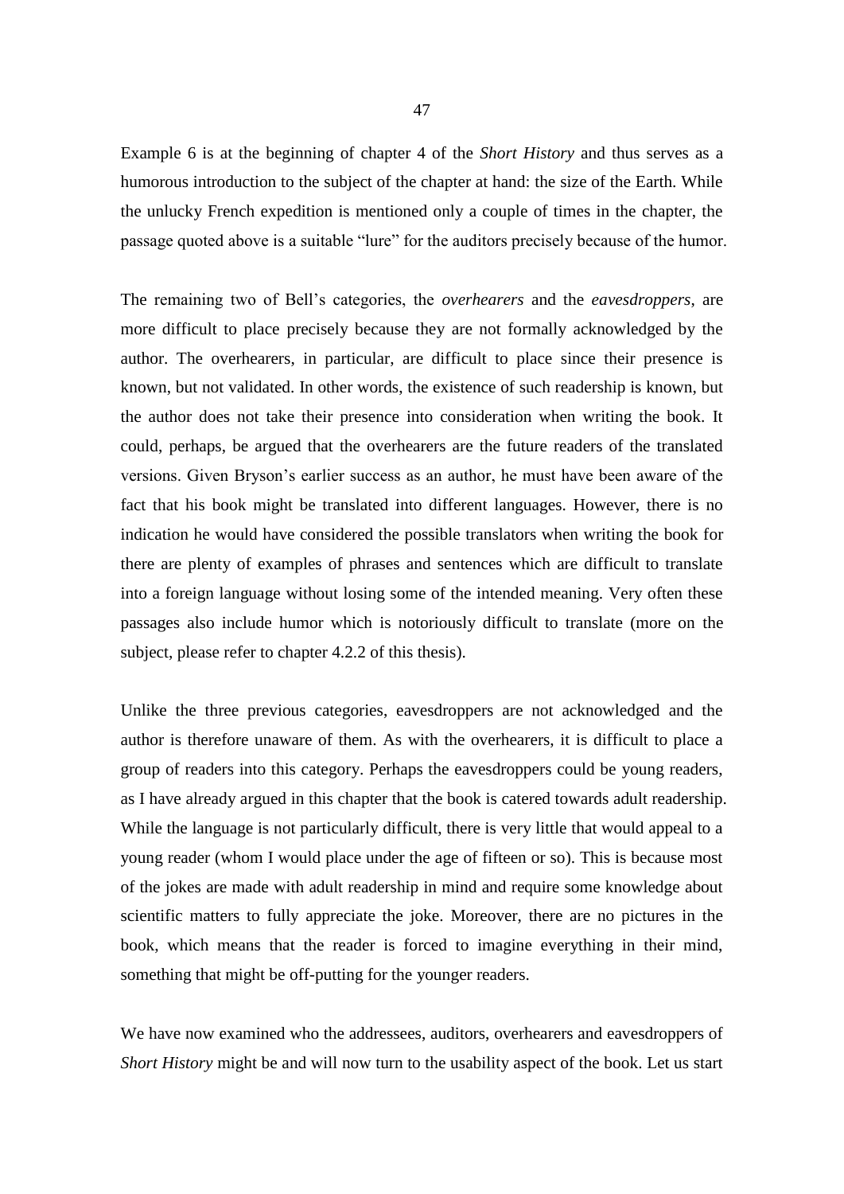Example 6 is at the beginning of chapter 4 of the *Short History* and thus serves as a humorous introduction to the subject of the chapter at hand: the size of the Earth. While the unlucky French expedition is mentioned only a couple of times in the chapter, the passage quoted above is a suitable "lure" for the auditors precisely because of the humor.

The remaining two of Bell's categories, the *overhearers* and the *eavesdroppers*, are more difficult to place precisely because they are not formally acknowledged by the author. The overhearers, in particular, are difficult to place since their presence is known, but not validated. In other words, the existence of such readership is known, but the author does not take their presence into consideration when writing the book. It could, perhaps, be argued that the overhearers are the future readers of the translated versions. Given Bryson's earlier success as an author, he must have been aware of the fact that his book might be translated into different languages. However, there is no indication he would have considered the possible translators when writing the book for there are plenty of examples of phrases and sentences which are difficult to translate into a foreign language without losing some of the intended meaning. Very often these passages also include humor which is notoriously difficult to translate (more on the subject, please refer to chapter 4.2.2 of this thesis).

Unlike the three previous categories, eavesdroppers are not acknowledged and the author is therefore unaware of them. As with the overhearers, it is difficult to place a group of readers into this category. Perhaps the eavesdroppers could be young readers, as I have already argued in this chapter that the book is catered towards adult readership. While the language is not particularly difficult, there is very little that would appeal to a young reader (whom I would place under the age of fifteen or so). This is because most of the jokes are made with adult readership in mind and require some knowledge about scientific matters to fully appreciate the joke. Moreover, there are no pictures in the book, which means that the reader is forced to imagine everything in their mind, something that might be off-putting for the younger readers.

We have now examined who the addressees, auditors, overhearers and eavesdroppers of *Short History* might be and will now turn to the usability aspect of the book. Let us start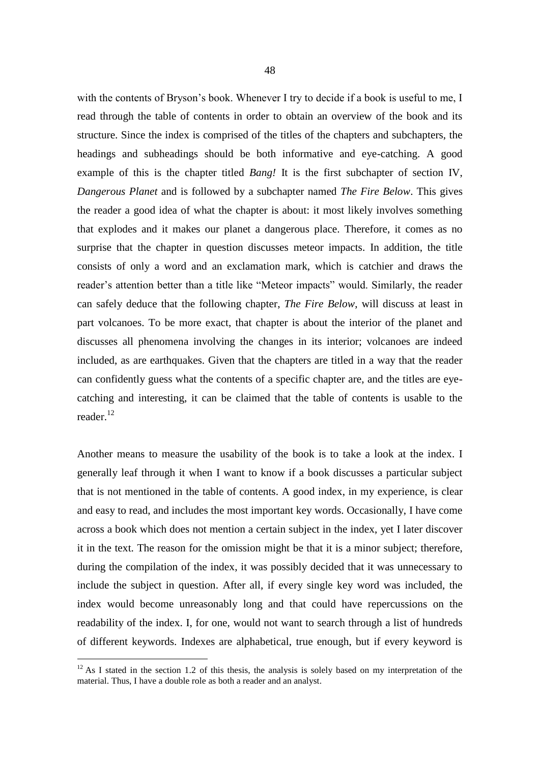with the contents of Bryson's book. Whenever I try to decide if a book is useful to me, I read through the table of contents in order to obtain an overview of the book and its structure. Since the index is comprised of the titles of the chapters and subchapters, the headings and subheadings should be both informative and eye-catching. A good example of this is the chapter titled *Bang!* It is the first subchapter of section IV, *Dangerous Planet* and is followed by a subchapter named *The Fire Below*. This gives the reader a good idea of what the chapter is about: it most likely involves something that explodes and it makes our planet a dangerous place. Therefore, it comes as no surprise that the chapter in question discusses meteor impacts. In addition, the title consists of only a word and an exclamation mark, which is catchier and draws the reader's attention better than a title like "Meteor impacts" would. Similarly, the reader can safely deduce that the following chapter, *The Fire Below*, will discuss at least in part volcanoes. To be more exact, that chapter is about the interior of the planet and discusses all phenomena involving the changes in its interior; volcanoes are indeed included, as are earthquakes. Given that the chapters are titled in a way that the reader can confidently guess what the contents of a specific chapter are, and the titles are eye-catching and interesting, it can be claimed that the table of contents is usable to the reader.[12]

Another means to measure the usability of the book is to take a look at the index. I generally leaf through it when I want to know if a book discusses a particular subject that is not mentioned in the table of contents. A good index, in my experience, is clear and easy to read, and includes the most important key words. Occasionally, I have come across a book which does not mention a certain subject in the index, yet I later discover it in the text. The reason for the omission might be that it is a minor subject; therefore, during the compilation of the index, it was possibly decided that it was unnecessary to include the subject in question. After all, if every single key word was included, the index would become unreasonably long and that could have repercussions on the readability of the index. I, for one, would not want to search through a list of hundreds of different keywords. Indexes are alphabetical, true enough, but if every keyword is

[12] As I stated in the section 1.2 of this thesis, the analysis is solely based on my interpretation of the material. Thus, I have a double role as both a reader and an analyst.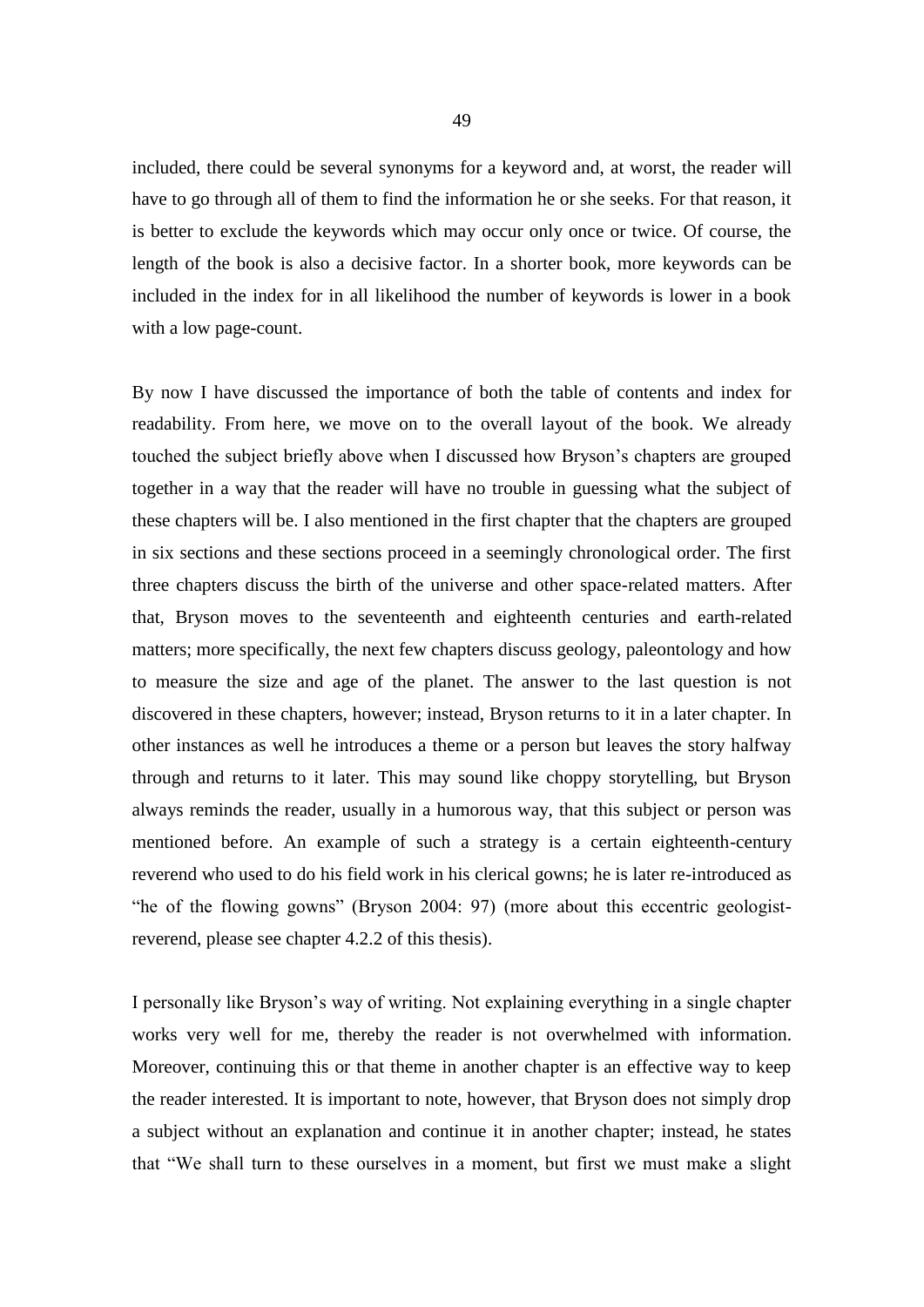included, there could be several synonyms for a keyword and, at worst, the reader will have to go through all of them to find the information he or she seeks. For that reason, it is better to exclude the keywords which may occur only once or twice. Of course, the length of the book is also a decisive factor. In a shorter book, more keywords can be included in the index for in all likelihood the number of keywords is lower in a book with a low page-count.

By now I have discussed the importance of both the table of contents and index for readability. From here, we move on to the overall layout of the book. We already touched the subject briefly above when I discussed how Bryson's chapters are grouped together in a way that the reader will have no trouble in guessing what the subject of these chapters will be. I also mentioned in the first chapter that the chapters are grouped in six sections and these sections proceed in a seemingly chronological order. The first three chapters discuss the birth of the universe and other space-related matters. After that, Bryson moves to the seventeenth and eighteenth centuries and earth-related matters; more specifically, the next few chapters discuss geology, paleontology and how to measure the size and age of the planet. The answer to the last question is not discovered in these chapters, however; instead, Bryson returns to it in a later chapter. In other instances as well he introduces a theme or a person but leaves the story halfway through and returns to it later. This may sound like choppy storytelling, but Bryson always reminds the reader, usually in a humorous way, that this subject or person was mentioned before. An example of such a strategy is a certain eighteenth-century reverend who used to do his field work in his clerical gowns; he is later re-introduced as "he of the flowing gowns" (Bryson 2004: 97) (more about this eccentric geologist-reverend, please see chapter 4.2.2 of this thesis).

I personally like Bryson's way of writing. Not explaining everything in a single chapter works very well for me, thereby the reader is not overwhelmed with information. Moreover, continuing this or that theme in another chapter is an effective way to keep the reader interested. It is important to note, however, that Bryson does not simply drop a subject without an explanation and continue it in another chapter; instead, he states that "We shall turn to these ourselves in a moment, but first we must make a slight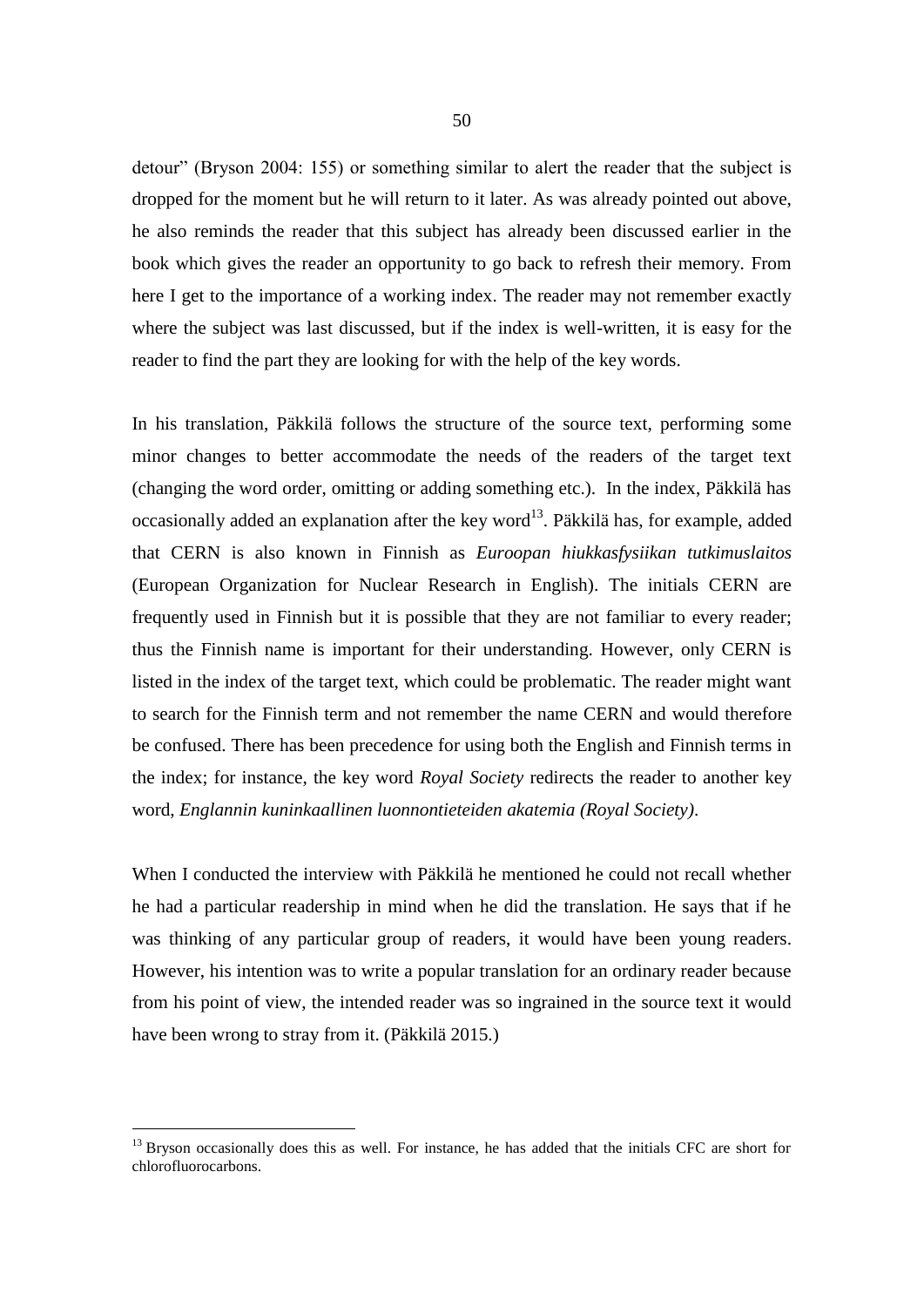detour" (Bryson 2004: 155) or something similar to alert the reader that the subject is dropped for the moment but he will return to it later. As was already pointed out above, he also reminds the reader that this subject has already been discussed earlier in the book which gives the reader an opportunity to go back to refresh their memory. From here I get to the importance of a working index. The reader may not remember exactly where the subject was last discussed, but if the index is well-written, it is easy for the reader to find the part they are looking for with the help of the key words.

In his translation, Päkkilä follows the structure of the source text, performing some minor changes to better accommodate the needs of the readers of the target text (changing the word order, omitting or adding something etc.). In the index, Päkkilä has occasionally added an explanation after the key word[13]. Päkkilä has, for example, added that CERN is also known in Finnish as *Euroopan hiukkasfysiikan tutkimuslaitos* (European Organization for Nuclear Research in English). The initials CERN are frequently used in Finnish but it is possible that they are not familiar to every reader; thus the Finnish name is important for their understanding. However, only CERN is listed in the index of the target text, which could be problematic. The reader might want to search for the Finnish term and not remember the name CERN and would therefore be confused. There has been precedence for using both the English and Finnish terms in the index; for instance, the key word *Royal Society* redirects the reader to another key word, *Englannin kuninkaallinen luonnontieteiden akatemia (Royal Society)*.

When I conducted the interview with Päkkilä he mentioned he could not recall whether he had a particular readership in mind when he did the translation. He says that if he was thinking of any particular group of readers, it would have been young readers. However, his intention was to write a popular translation for an ordinary reader because from his point of view, the intended reader was so ingrained in the source text it would have been wrong to stray from it. (Päkkilä 2015.)

[13] Bryson occasionally does this as well. For instance, he has added that the initials CFC are short for chlorofluorocarbons.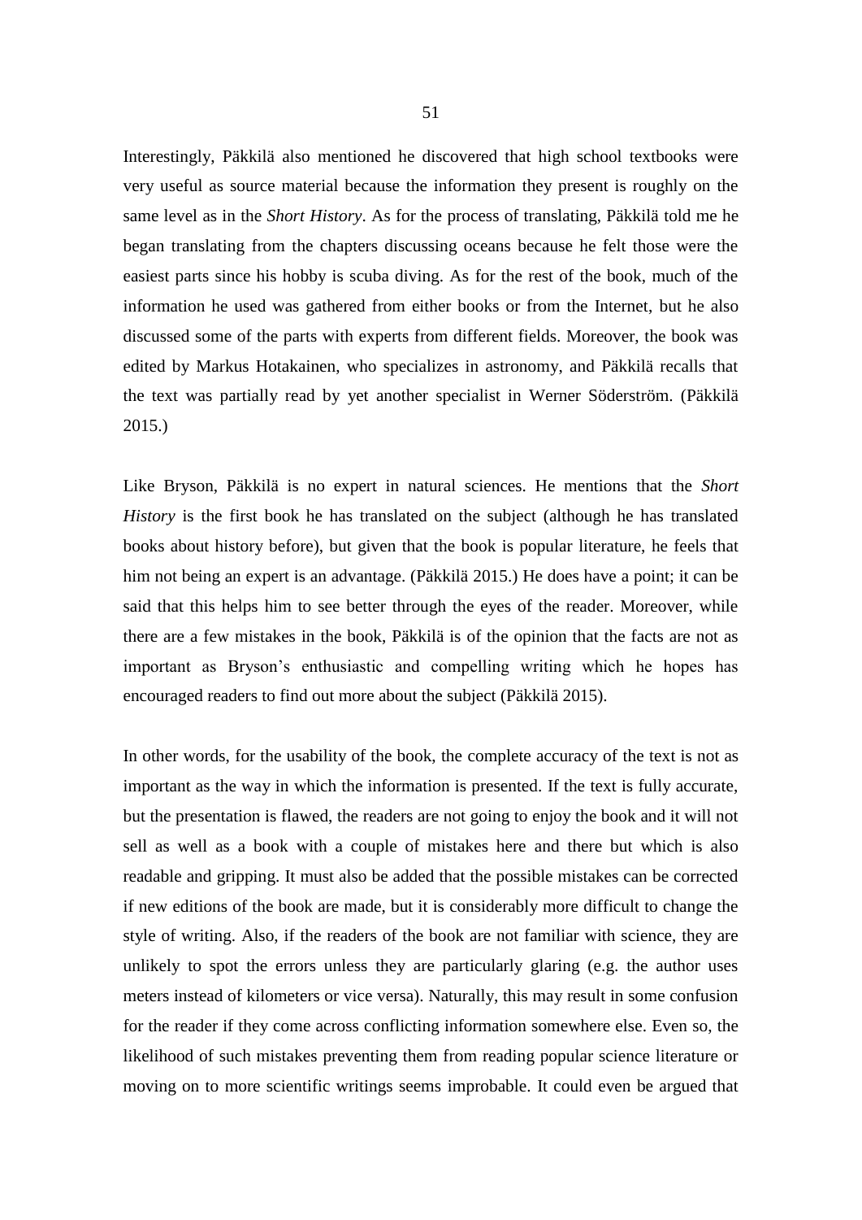Interestingly, Päkkilä also mentioned he discovered that high school textbooks were very useful as source material because the information they present is roughly on the same level as in the *Short History*. As for the process of translating, Päkkilä told me he began translating from the chapters discussing oceans because he felt those were the easiest parts since his hobby is scuba diving. As for the rest of the book, much of the information he used was gathered from either books or from the Internet, but he also discussed some of the parts with experts from different fields. Moreover, the book was edited by Markus Hotakainen, who specializes in astronomy, and Päkkilä recalls that the text was partially read by yet another specialist in Werner Söderström. (Päkkilä 2015.)

Like Bryson, Päkkilä is no expert in natural sciences. He mentions that the *Short History* is the first book he has translated on the subject (although he has translated books about history before), but given that the book is popular literature, he feels that him not being an expert is an advantage. (Päkkilä 2015.) He does have a point; it can be said that this helps him to see better through the eyes of the reader. Moreover, while there are a few mistakes in the book, Päkkilä is of the opinion that the facts are not as important as Bryson's enthusiastic and compelling writing which he hopes has encouraged readers to find out more about the subject (Päkkilä 2015).

In other words, for the usability of the book, the complete accuracy of the text is not as important as the way in which the information is presented. If the text is fully accurate, but the presentation is flawed, the readers are not going to enjoy the book and it will not sell as well as a book with a couple of mistakes here and there but which is also readable and gripping. It must also be added that the possible mistakes can be corrected if new editions of the book are made, but it is considerably more difficult to change the style of writing. Also, if the readers of the book are not familiar with science, they are unlikely to spot the errors unless they are particularly glaring (e.g. the author uses meters instead of kilometers or vice versa). Naturally, this may result in some confusion for the reader if they come across conflicting information somewhere else. Even so, the likelihood of such mistakes preventing them from reading popular science literature or moving on to more scientific writings seems improbable. It could even be argued that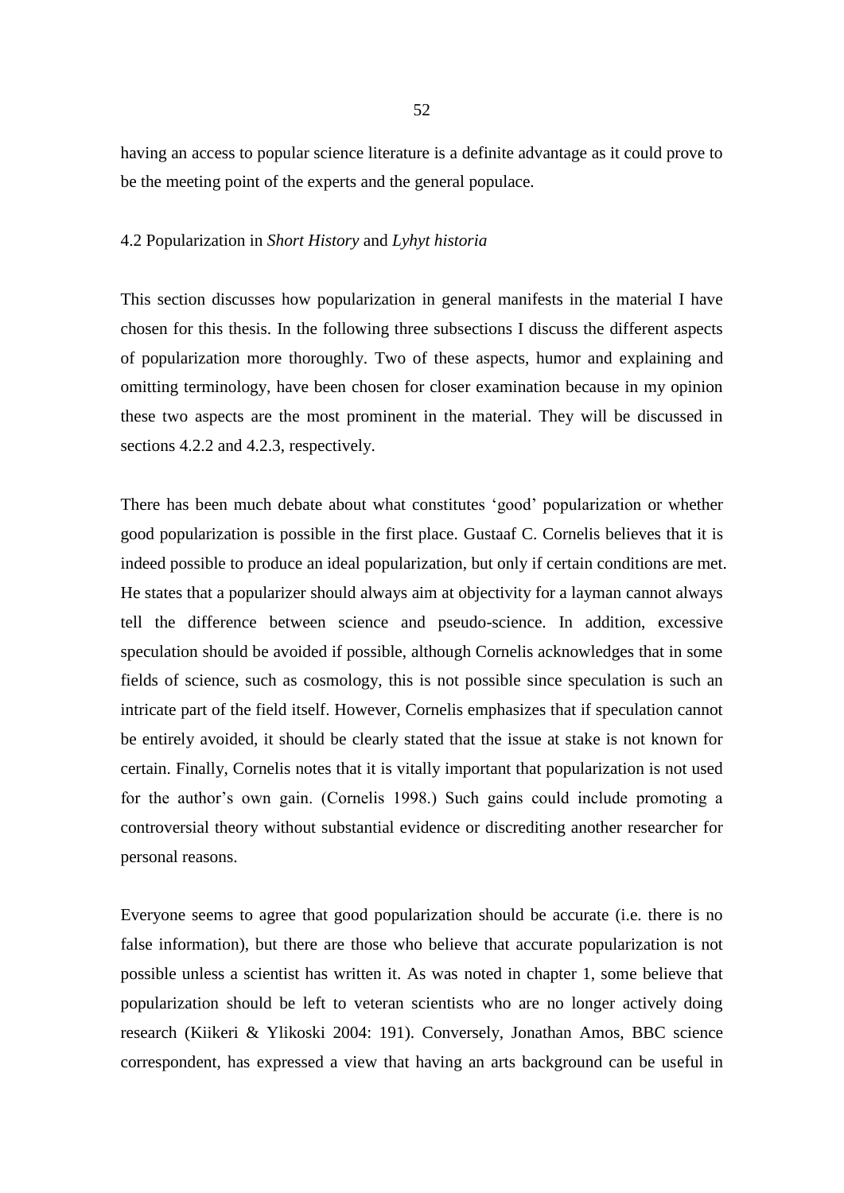having an access to popular science literature is a definite advantage as it could prove to be the meeting point of the experts and the general populace.

## 4.2 Popularization in *Short History* and *Lyhyt historia*

This section discusses how popularization in general manifests in the material I have chosen for this thesis. In the following three subsections I discuss the different aspects of popularization more thoroughly. Two of these aspects, humor and explaining and omitting terminology, have been chosen for closer examination because in my opinion these two aspects are the most prominent in the material. They will be discussed in sections 4.2.2 and 4.2.3, respectively.

There has been much debate about what constitutes 'good' popularization or whether good popularization is possible in the first place. Gustaaf C. Cornelis believes that it is indeed possible to produce an ideal popularization, but only if certain conditions are met. He states that a popularizer should always aim at objectivity for a layman cannot always tell the difference between science and pseudo-science. In addition, excessive speculation should be avoided if possible, although Cornelis acknowledges that in some fields of science, such as cosmology, this is not possible since speculation is such an intricate part of the field itself. However, Cornelis emphasizes that if speculation cannot be entirely avoided, it should be clearly stated that the issue at stake is not known for certain. Finally, Cornelis notes that it is vitally important that popularization is not used for the author's own gain. (Cornelis 1998.) Such gains could include promoting a controversial theory without substantial evidence or discrediting another researcher for personal reasons.

Everyone seems to agree that good popularization should be accurate (i.e. there is no false information), but there are those who believe that accurate popularization is not possible unless a scientist has written it. As was noted in chapter 1, some believe that popularization should be left to veteran scientists who are no longer actively doing research (Kiikeri & Ylikoski 2004: 191). Conversely, Jonathan Amos, BBC science correspondent, has expressed a view that having an arts background can be useful in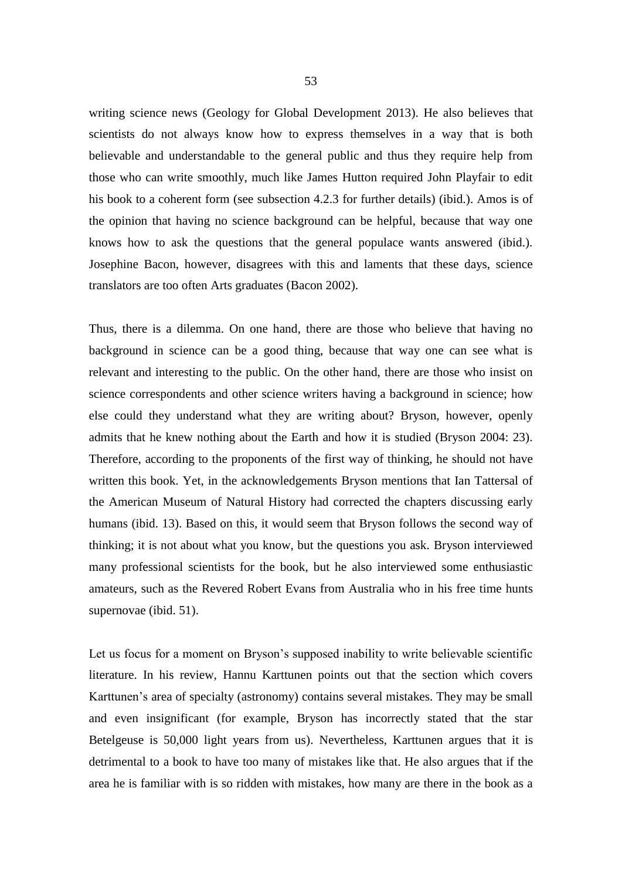writing science news (Geology for Global Development 2013). He also believes that scientists do not always know how to express themselves in a way that is both believable and understandable to the general public and thus they require help from those who can write smoothly, much like James Hutton required John Playfair to edit his book to a coherent form (see subsection 4.2.3 for further details) (ibid.). Amos is of the opinion that having no science background can be helpful, because that way one knows how to ask the questions that the general populace wants answered (ibid.). Josephine Bacon, however, disagrees with this and laments that these days, science translators are too often Arts graduates (Bacon 2002).

Thus, there is a dilemma. On one hand, there are those who believe that having no background in science can be a good thing, because that way one can see what is relevant and interesting to the public. On the other hand, there are those who insist on science correspondents and other science writers having a background in science; how else could they understand what they are writing about? Bryson, however, openly admits that he knew nothing about the Earth and how it is studied (Bryson 2004: 23). Therefore, according to the proponents of the first way of thinking, he should not have written this book. Yet, in the acknowledgements Bryson mentions that Ian Tattersal of the American Museum of Natural History had corrected the chapters discussing early humans (ibid. 13). Based on this, it would seem that Bryson follows the second way of thinking; it is not about what you know, but the questions you ask. Bryson interviewed many professional scientists for the book, but he also interviewed some enthusiastic amateurs, such as the Revered Robert Evans from Australia who in his free time hunts supernovae (ibid. 51).

Let us focus for a moment on Bryson's supposed inability to write believable scientific literature. In his review, Hannu Karttunen points out that the section which covers Karttunen's area of specialty (astronomy) contains several mistakes. They may be small and even insignificant (for example, Bryson has incorrectly stated that the star Betelgeuse is 50,000 light years from us). Nevertheless, Karttunen argues that it is detrimental to a book to have too many of mistakes like that. He also argues that if the area he is familiar with is so ridden with mistakes, how many are there in the book as a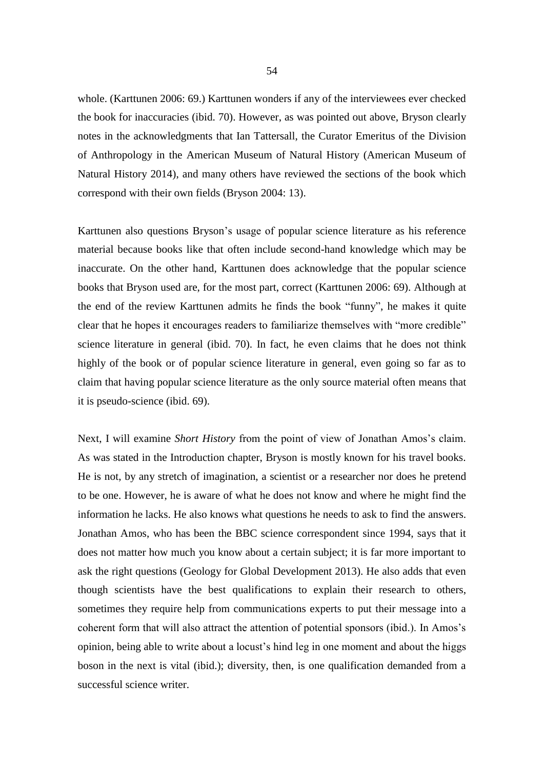whole. (Karttunen 2006: 69.) Karttunen wonders if any of the interviewees ever checked the book for inaccuracies (ibid. 70). However, as was pointed out above, Bryson clearly notes in the acknowledgments that Ian Tattersall, the Curator Emeritus of the Division of Anthropology in the American Museum of Natural History (American Museum of Natural History 2014), and many others have reviewed the sections of the book which correspond with their own fields (Bryson 2004: 13).

Karttunen also questions Bryson's usage of popular science literature as his reference material because books like that often include second-hand knowledge which may be inaccurate. On the other hand, Karttunen does acknowledge that the popular science books that Bryson used are, for the most part, correct (Karttunen 2006: 69). Although at the end of the review Karttunen admits he finds the book "funny", he makes it quite clear that he hopes it encourages readers to familiarize themselves with "more credible" science literature in general (ibid. 70). In fact, he even claims that he does not think highly of the book or of popular science literature in general, even going so far as to claim that having popular science literature as the only source material often means that it is pseudo-science (ibid. 69).

Next, I will examine *Short History* from the point of view of Jonathan Amos's claim. As was stated in the Introduction chapter, Bryson is mostly known for his travel books. He is not, by any stretch of imagination, a scientist or a researcher nor does he pretend to be one. However, he is aware of what he does not know and where he might find the information he lacks. He also knows what questions he needs to ask to find the answers. Jonathan Amos, who has been the BBC science correspondent since 1994, says that it does not matter how much you know about a certain subject; it is far more important to ask the right questions (Geology for Global Development 2013). He also adds that even though scientists have the best qualifications to explain their research to others, sometimes they require help from communications experts to put their message into a coherent form that will also attract the attention of potential sponsors (ibid.). In Amos's opinion, being able to write about a locust's hind leg in one moment and about the higgs boson in the next is vital (ibid.); diversity, then, is one qualification demanded from a successful science writer.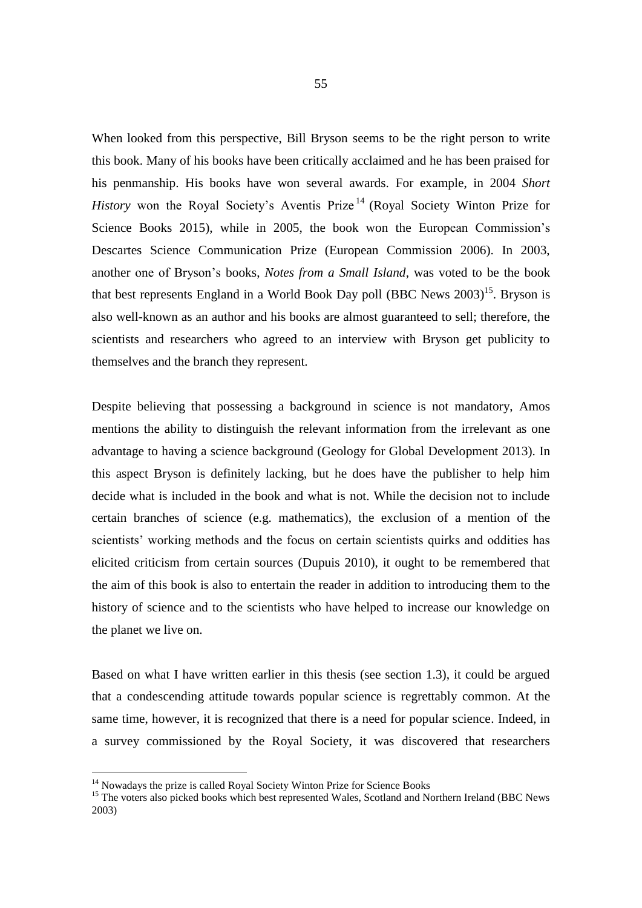When looked from this perspective, Bill Bryson seems to be the right person to write this book. Many of his books have been critically acclaimed and he has been praised for his penmanship. His books have won several awards. For example, in 2004 *Short History* won the Royal Society's Aventis Prize[14] (Royal Society Winton Prize for Science Books 2015), while in 2005, the book won the European Commission's Descartes Science Communication Prize (European Commission 2006). In 2003, another one of Bryson's books, *Notes from a Small Island*, was voted to be the book that best represents England in a World Book Day poll (BBC News 2003)[15]. Bryson is also well-known as an author and his books are almost guaranteed to sell; therefore, the scientists and researchers who agreed to an interview with Bryson get publicity to themselves and the branch they represent.

Despite believing that possessing a background in science is not mandatory, Amos mentions the ability to distinguish the relevant information from the irrelevant as one advantage to having a science background (Geology for Global Development 2013). In this aspect Bryson is definitely lacking, but he does have the publisher to help him decide what is included in the book and what is not. While the decision not to include certain branches of science (e.g. mathematics), the exclusion of a mention of the scientists' working methods and the focus on certain scientists quirks and oddities has elicited criticism from certain sources (Dupuis 2010), it ought to be remembered that the aim of this book is also to entertain the reader in addition to introducing them to the history of science and to the scientists who have helped to increase our knowledge on the planet we live on.

Based on what I have written earlier in this thesis (see section 1.3), it could be argued that a condescending attitude towards popular science is regrettably common. At the same time, however, it is recognized that there is a need for popular science. Indeed, in a survey commissioned by the Royal Society, it was discovered that researchers

---

[14] Nowadays the prize is called Royal Society Winton Prize for Science Books

[15] The voters also picked books which best represented Wales, Scotland and Northern Ireland (BBC News 2003)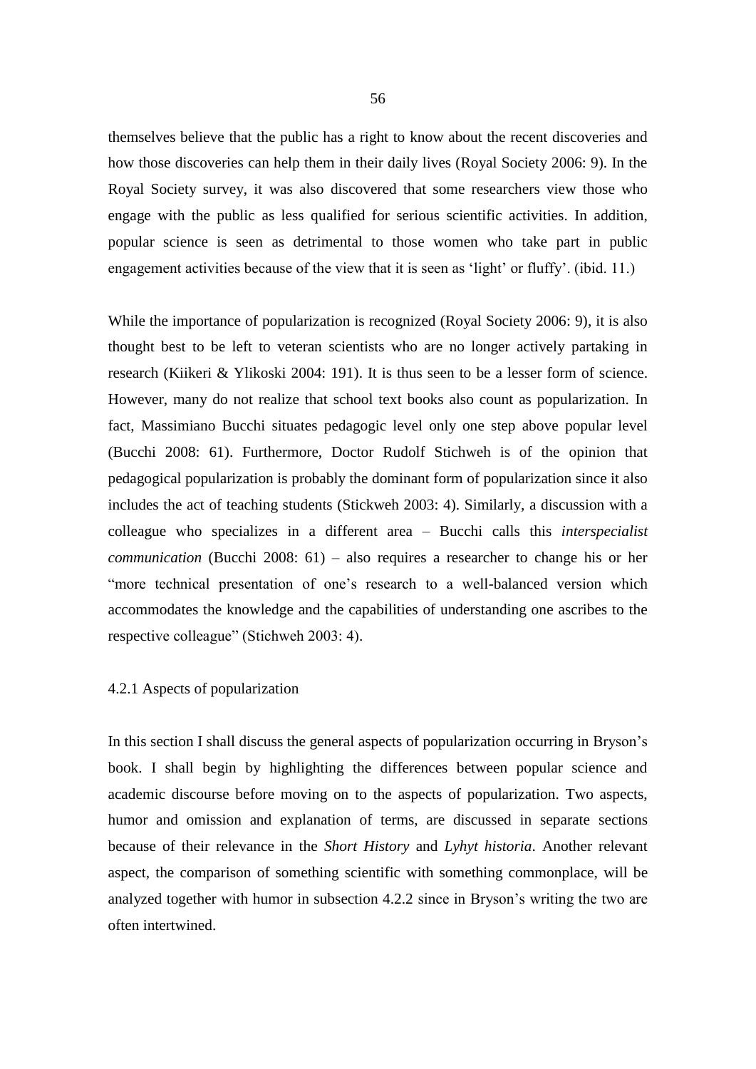themselves believe that the public has a right to know about the recent discoveries and how those discoveries can help them in their daily lives (Royal Society 2006: 9). In the Royal Society survey, it was also discovered that some researchers view those who engage with the public as less qualified for serious scientific activities. In addition, popular science is seen as detrimental to those women who take part in public engagement activities because of the view that it is seen as 'light' or fluffy'. (ibid. 11.)

While the importance of popularization is recognized (Royal Society 2006: 9), it is also thought best to be left to veteran scientists who are no longer actively partaking in research (Kiikeri & Ylikoski 2004: 191). It is thus seen to be a lesser form of science. However, many do not realize that school text books also count as popularization. In fact, Massimiano Bucchi situates pedagogic level only one step above popular level (Bucchi 2008: 61). Furthermore, Doctor Rudolf Stichweh is of the opinion that pedagogical popularization is probably the dominant form of popularization since it also includes the act of teaching students (Stickweh 2003: 4). Similarly, a discussion with a colleague who specializes in a different area – Bucchi calls this *interspecialist communication* (Bucchi 2008: 61) – also requires a researcher to change his or her "more technical presentation of one's research to a well-balanced version which accommodates the knowledge and the capabilities of understanding one ascribes to the respective colleague" (Stichweh 2003: 4).

### 4.2.1 Aspects of popularization

In this section I shall discuss the general aspects of popularization occurring in Bryson's book. I shall begin by highlighting the differences between popular science and academic discourse before moving on to the aspects of popularization. Two aspects, humor and omission and explanation of terms, are discussed in separate sections because of their relevance in the *Short History* and *Lyhyt historia*. Another relevant aspect, the comparison of something scientific with something commonplace, will be analyzed together with humor in subsection 4.2.2 since in Bryson's writing the two are often intertwined.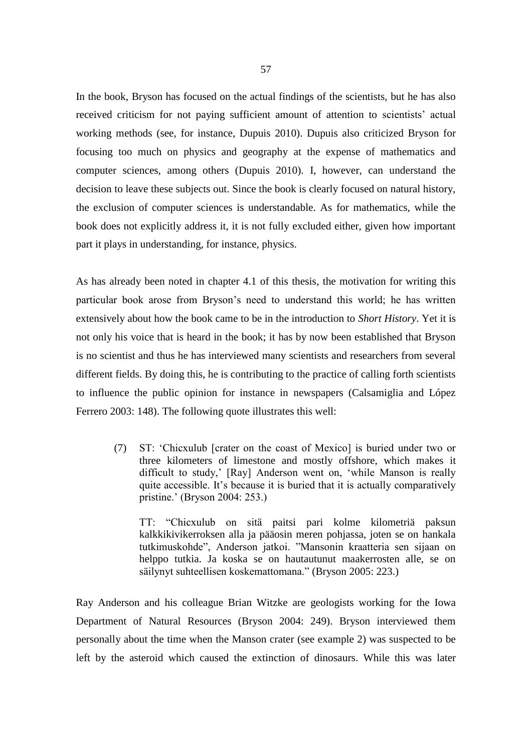In the book, Bryson has focused on the actual findings of the scientists, but he has also received criticism for not paying sufficient amount of attention to scientists' actual working methods (see, for instance, Dupuis 2010). Dupuis also criticized Bryson for focusing too much on physics and geography at the expense of mathematics and computer sciences, among others (Dupuis 2010). I, however, can understand the decision to leave these subjects out. Since the book is clearly focused on natural history, the exclusion of computer sciences is understandable. As for mathematics, while the book does not explicitly address it, it is not fully excluded either, given how important part it plays in understanding, for instance, physics.

As has already been noted in chapter 4.1 of this thesis, the motivation for writing this particular book arose from Bryson's need to understand this world; he has written extensively about how the book came to be in the introduction to *Short History*. Yet it is not only his voice that is heard in the book; it has by now been established that Bryson is no scientist and thus he has interviewed many scientists and researchers from several different fields. By doing this, he is contributing to the practice of calling forth scientists to influence the public opinion for instance in newspapers (Calsamiglia and López Ferrero 2003: 148). The following quote illustrates this well:

> (7) ST: 'Chicxulub [crater on the coast of Mexico] is buried under two or three kilometers of limestone and mostly offshore, which makes it difficult to study,' [Ray] Anderson went on, 'while Manson is really quite accessible. It's because it is buried that it is actually comparatively pristine.' (Bryson 2004: 253.)
>
> TT: "Chicxulub on sitä paitsi pari kolme kilometriä paksun kalkkikivikerroksen alla ja pääosin meren pohjassa, joten se on hankala tutkimuskohde", Anderson jatkoi. "Mansonin kraatteria sen sijaan on helppo tutkia. Ja koska se on hautautunut maakerrosten alle, se on säilynyt suhteellisen koskemattomana." (Bryson 2005: 223.)

Ray Anderson and his colleague Brian Witzke are geologists working for the Iowa Department of Natural Resources (Bryson 2004: 249). Bryson interviewed them personally about the time when the Manson crater (see example 2) was suspected to be left by the asteroid which caused the extinction of dinosaurs. While this was later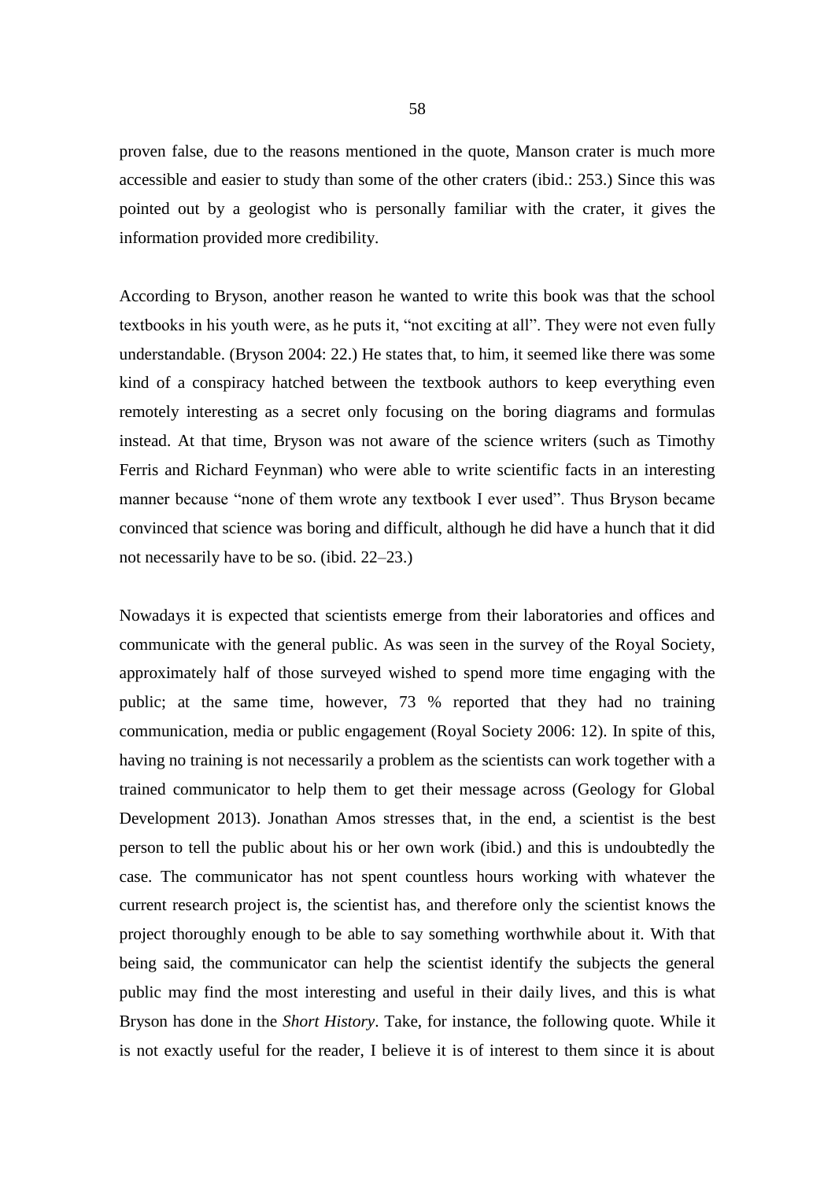proven false, due to the reasons mentioned in the quote, Manson crater is much more accessible and easier to study than some of the other craters (ibid.: 253.) Since this was pointed out by a geologist who is personally familiar with the crater, it gives the information provided more credibility.

According to Bryson, another reason he wanted to write this book was that the school textbooks in his youth were, as he puts it, "not exciting at all". They were not even fully understandable. (Bryson 2004: 22.) He states that, to him, it seemed like there was some kind of a conspiracy hatched between the textbook authors to keep everything even remotely interesting as a secret only focusing on the boring diagrams and formulas instead. At that time, Bryson was not aware of the science writers (such as Timothy Ferris and Richard Feynman) who were able to write scientific facts in an interesting manner because "none of them wrote any textbook I ever used". Thus Bryson became convinced that science was boring and difficult, although he did have a hunch that it did not necessarily have to be so. (ibid. 22–23.)

Nowadays it is expected that scientists emerge from their laboratories and offices and communicate with the general public. As was seen in the survey of the Royal Society, approximately half of those surveyed wished to spend more time engaging with the public; at the same time, however, 73 % reported that they had no training communication, media or public engagement (Royal Society 2006: 12). In spite of this, having no training is not necessarily a problem as the scientists can work together with a trained communicator to help them to get their message across (Geology for Global Development 2013). Jonathan Amos stresses that, in the end, a scientist is the best person to tell the public about his or her own work (ibid.) and this is undoubtedly the case. The communicator has not spent countless hours working with whatever the current research project is, the scientist has, and therefore only the scientist knows the project thoroughly enough to be able to say something worthwhile about it. With that being said, the communicator can help the scientist identify the subjects the general public may find the most interesting and useful in their daily lives, and this is what Bryson has done in the *Short History*. Take, for instance, the following quote. While it is not exactly useful for the reader, I believe it is of interest to them since it is about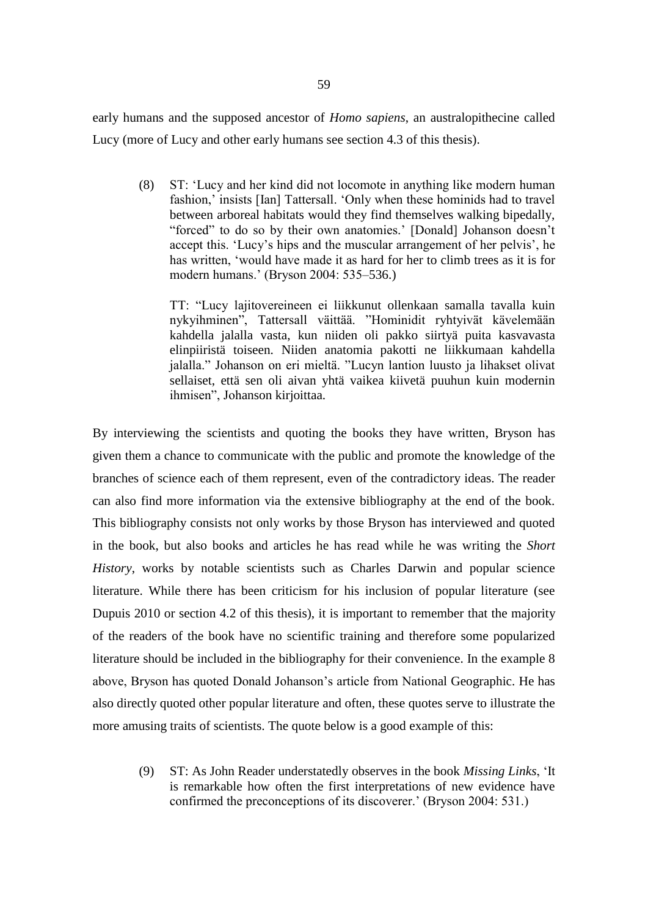early humans and the supposed ancestor of *Homo sapiens*, an australopithecine called Lucy (more of Lucy and other early humans see section 4.3 of this thesis).

> (8) ST: 'Lucy and her kind did not locomote in anything like modern human fashion,' insists [Ian] Tattersall. 'Only when these hominids had to travel between arboreal habitats would they find themselves walking bipedally, "forced" to do so by their own anatomies.' [Donald] Johanson doesn't accept this. 'Lucy's hips and the muscular arrangement of her pelvis', he has written, 'would have made it as hard for her to climb trees as it is for modern humans.' (Bryson 2004: 535–536.)
>
> TT: "Lucy lajitovereineen ei liikkunut ollenkaan samalla tavalla kuin nykyihminen", Tattersall väittää. "Hominidit ryhtyivät kävelemään kahdella jalalla vasta, kun niiden oli pakko siirtyä puita kasvavasta elinpiiristä toiseen. Niiden anatomia pakotti ne liikkumaan kahdella jalalla." Johanson on eri mieltä. "Lucyn lantion luusto ja lihakset olivat sellaiset, että sen oli aivan yhtä vaikea kiivetä puuhun kuin modernin ihmisen", Johanson kirjoittaa.

By interviewing the scientists and quoting the books they have written, Bryson has given them a chance to communicate with the public and promote the knowledge of the branches of science each of them represent, even of the contradictory ideas. The reader can also find more information via the extensive bibliography at the end of the book. This bibliography consists not only works by those Bryson has interviewed and quoted in the book, but also books and articles he has read while he was writing the *Short History*, works by notable scientists such as Charles Darwin and popular science literature. While there has been criticism for his inclusion of popular literature (see Dupuis 2010 or section 4.2 of this thesis), it is important to remember that the majority of the readers of the book have no scientific training and therefore some popularized literature should be included in the bibliography for their convenience. In the example 8 above, Bryson has quoted Donald Johanson's article from National Geographic. He has also directly quoted other popular literature and often, these quotes serve to illustrate the more amusing traits of scientists. The quote below is a good example of this:

> (9) ST: As John Reader understatedly observes in the book *Missing Links*, 'It is remarkable how often the first interpretations of new evidence have confirmed the preconceptions of its discoverer.' (Bryson 2004: 531.)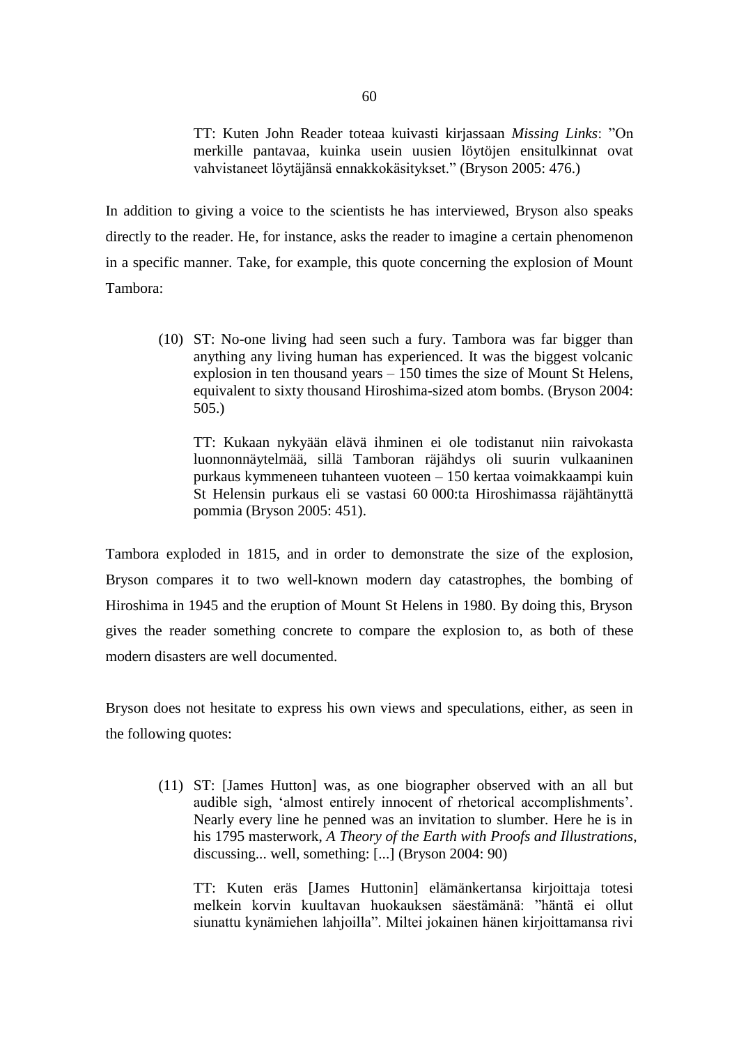TT: Kuten John Reader toteaa kuivasti kirjassaan *Missing Links*: ”On merkille pantavaa, kuinka usein uusien löytöjen ensitulkinnat ovat vahvistaneet löytäjänsä ennakkokäsitykset.” (Bryson 2005: 476.)

In addition to giving a voice to the scientists he has interviewed, Bryson also speaks directly to the reader. He, for instance, asks the reader to imagine a certain phenomenon in a specific manner. Take, for example, this quote concerning the explosion of Mount Tambora:

(10) ST: No-one living had seen such a fury. Tambora was far bigger than anything any living human has experienced. It was the biggest volcanic explosion in ten thousand years – 150 times the size of Mount St Helens, equivalent to sixty thousand Hiroshima-sized atom bombs. (Bryson 2004: 505.)

TT: Kukaan nykyään elävä ihminen ei ole todistanut niin raivokasta luonnonnäytelmää, sillä Tamboran räjähdys oli suurin vulkaaninen purkaus kymmeneen tuhanteen vuoteen – 150 kertaa voimakkaampi kuin St Helensin purkaus eli se vastasi 60 000:ta Hiroshimassa räjähtänyttä pommia (Bryson 2005: 451).

Tambora exploded in 1815, and in order to demonstrate the size of the explosion, Bryson compares it to two well-known modern day catastrophes, the bombing of Hiroshima in 1945 and the eruption of Mount St Helens in 1980. By doing this, Bryson gives the reader something concrete to compare the explosion to, as both of these modern disasters are well documented.

Bryson does not hesitate to express his own views and speculations, either, as seen in the following quotes:

(11) ST: [James Hutton] was, as one biographer observed with an all but audible sigh, ‘almost entirely innocent of rhetorical accomplishments’. Nearly every line he penned was an invitation to slumber. Here he is in his 1795 masterwork, *A Theory of the Earth with Proofs and Illustrations*, discussing... well, something: [...] (Bryson 2004: 90)

TT: Kuten eräs [James Huttonin] elämänkertansa kirjoittaja totesi melkein korvin kuultavan huokauksen säestämänä: ”häntä ei ollut siunattu kynämiehen lahjoilla”. Miltei jokainen hänen kirjoittamansa rivi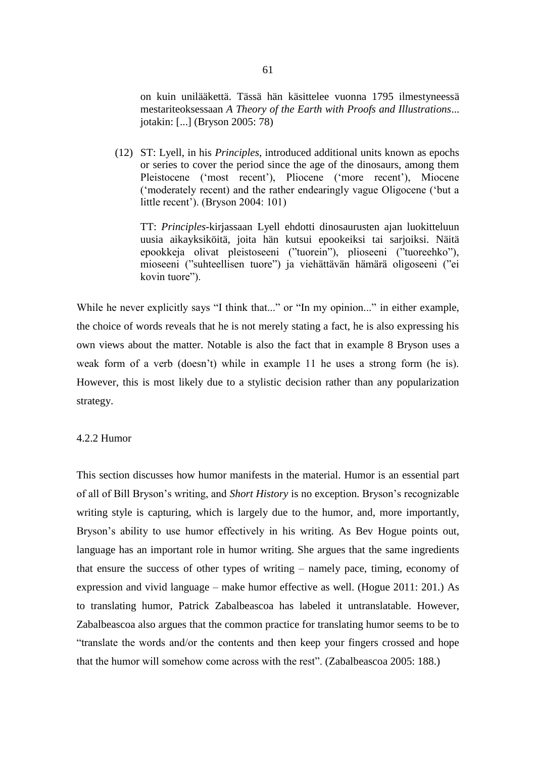on kuin uniläkettä. Tässä hän käsittelee vuonna 1795 ilmestyneessä mestariteoksessaan *A Theory of the Earth with Proofs and Illustrations*... jotakin: [...] (Bryson 2005: 78)

(12) ST: Lyell, in his *Principles*, introduced additional units known as epochs or series to cover the period since the age of the dinosaurs, among them Pleistocene ('most recent'), Pliocene ('more recent'), Miocene ('moderately recent) and the rather endearingly vague Oligocene ('but a little recent'). (Bryson 2004: 101)

TT: *Principles*-kirjassaan Lyell ehdotti dinosaurusten ajan luokitteluun uusia aikayksiköitä, joita hän kutsui epookeiksi tai sarjoiksi. Näitä epookkeja olivat pleistoseeni ("tuorein"), plioseeni ("tuoreehko"), mioseeni ("suhteellisen tuore") ja viehättävän hämärä oligoseeni ("ei kovin tuore").

While he never explicitly says "I think that..." or "In my opinion..." in either example, the choice of words reveals that he is not merely stating a fact, he is also expressing his own views about the matter. Notable is also the fact that in example 8 Bryson uses a weak form of a verb (doesn't) while in example 11 he uses a strong form (he is). However, this is most likely due to a stylistic decision rather than any popularization strategy.

### 4.2.2 Humor

This section discusses how humor manifests in the material. Humor is an essential part of all of Bill Bryson's writing, and *Short History* is no exception. Bryson's recognizable writing style is capturing, which is largely due to the humor, and, more importantly, Bryson's ability to use humor effectively in his writing. As Bev Hogue points out, language has an important role in humor writing. She argues that the same ingredients that ensure the success of other types of writing – namely pace, timing, economy of expression and vivid language – make humor effective as well. (Hogue 2011: 201.) As to translating humor, Patrick Zabalbeascoa has labeled it untranslatable. However, Zabalbeascoa also argues that the common practice for translating humor seems to be to "translate the words and/or the contents and then keep your fingers crossed and hope that the humor will somehow come across with the rest". (Zabalbeascoa 2005: 188.)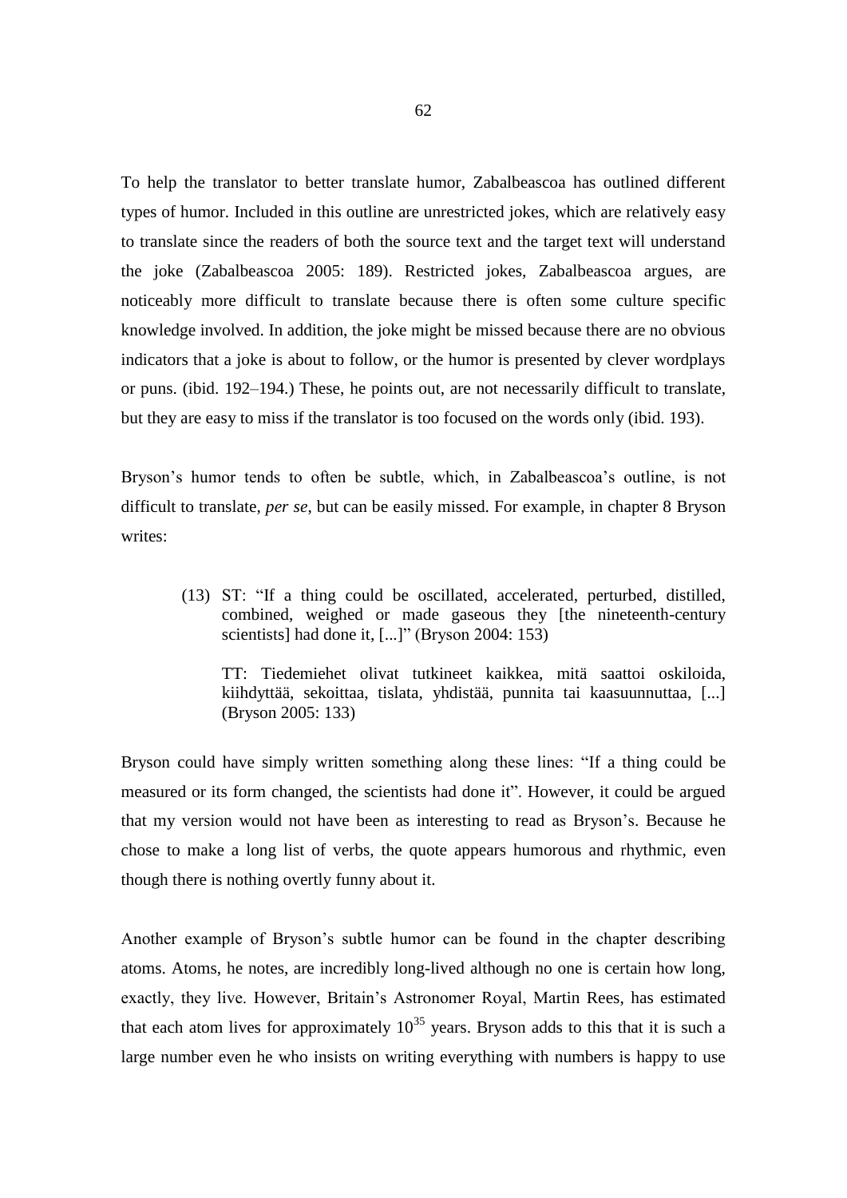To help the translator to better translate humor, Zabalbeascoa has outlined different types of humor. Included in this outline are unrestricted jokes, which are relatively easy to translate since the readers of both the source text and the target text will understand the joke (Zabalbeascoa 2005: 189). Restricted jokes, Zabalbeascoa argues, are noticeably more difficult to translate because there is often some culture specific knowledge involved. In addition, the joke might be missed because there are no obvious indicators that a joke is about to follow, or the humor is presented by clever wordplays or puns. (ibid. 192–194.) These, he points out, are not necessarily difficult to translate, but they are easy to miss if the translator is too focused on the words only (ibid. 193).

Bryson's humor tends to often be subtle, which, in Zabalbeascoa's outline, is not difficult to translate, *per se*, but can be easily missed. For example, in chapter 8 Bryson writes:

> (13) ST: "If a thing could be oscillated, accelerated, perturbed, distilled, combined, weighed or made gaseous they [the nineteenth-century scientists] had done it, [...]" (Bryson 2004: 153)
>
> TT: Tiedemiehet olivat tutkineet kaikkea, mitä saattoi oskiloida, kiihdyttää, sekoittaa, tislata, yhdistää, punnita tai kaasuunnuttaa, [...] (Bryson 2005: 133)

Bryson could have simply written something along these lines: "If a thing could be measured or its form changed, the scientists had done it". However, it could be argued that my version would not have been as interesting to read as Bryson's. Because he chose to make a long list of verbs, the quote appears humorous and rhythmic, even though there is nothing overtly funny about it.

Another example of Bryson's subtle humor can be found in the chapter describing atoms. Atoms, he notes, are incredibly long-lived although no one is certain how long, exactly, they live. However, Britain's Astronomer Royal, Martin Rees, has estimated that each atom lives for approximately $10^{35}$ years. Bryson adds to this that it is such a large number even he who insists on writing everything with numbers is happy to use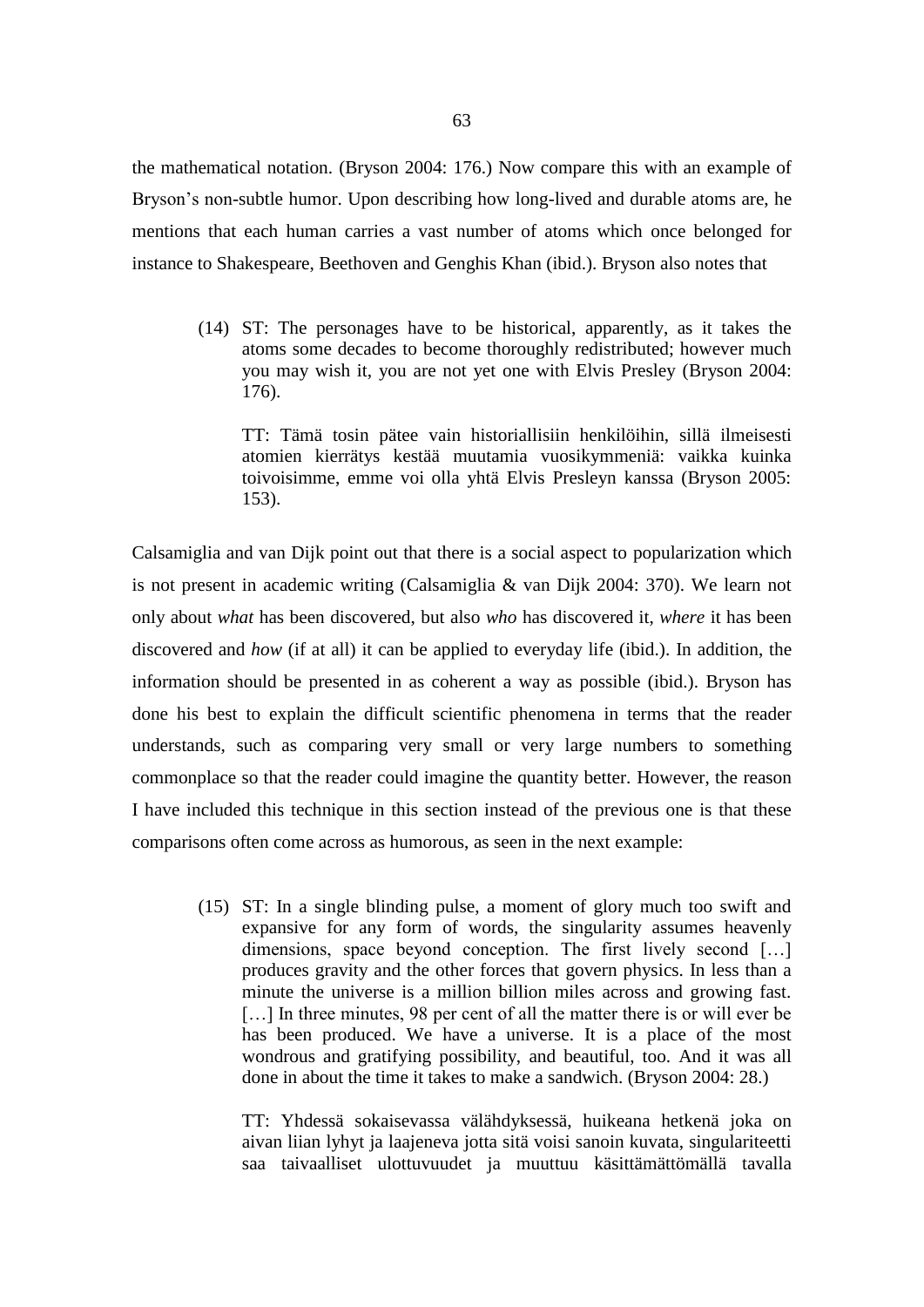the mathematical notation. (Bryson 2004: 176.) Now compare this with an example of Bryson's non-subtle humor. Upon describing how long-lived and durable atoms are, he mentions that each human carries a vast number of atoms which once belonged for instance to Shakespeare, Beethoven and Genghis Khan (ibid.). Bryson also notes that

> (14) ST: The personages have to be historical, apparently, as it takes the atoms some decades to become thoroughly redistributed; however much you may wish it, you are not yet one with Elvis Presley (Bryson 2004: 176).
>
> TT: Tämä tosin pätee vain historiallisiin henkilöihin, sillä ilmeisesti atomien kierrätys kestää muutamia vuosikymmeniä: vaikka kuinka toivoisimme, emme voi olla yhtä Elvis Presleyn kanssa (Bryson 2005: 153).

Calsamiglia and van Dijk point out that there is a social aspect to popularization which is not present in academic writing (Calsamiglia & van Dijk 2004: 370). We learn not only about *what* has been discovered, but also *who* has discovered it, *where* it has been discovered and *how* (if at all) it can be applied to everyday life (ibid.). In addition, the information should be presented in as coherent a way as possible (ibid.). Bryson has done his best to explain the difficult scientific phenomena in terms that the reader understands, such as comparing very small or very large numbers to something commonplace so that the reader could imagine the quantity better. However, the reason I have included this technique in this section instead of the previous one is that these comparisons often come across as humorous, as seen in the next example:

> (15) ST: In a single blinding pulse, a moment of glory much too swift and expansive for any form of words, the singularity assumes heavenly dimensions, space beyond conception. The first lively second […] produces gravity and the other forces that govern physics. In less than a minute the universe is a million billion miles across and growing fast. […] In three minutes, 98 per cent of all the matter there is or will ever be has been produced. We have a universe. It is a place of the most wondrous and gratifying possibility, and beautiful, too. And it was all done in about the time it takes to make a sandwich. (Bryson 2004: 28.)
>
> TT: Yhdessä sokaisevassa välähdyksessä, huikeana hetkenä joka on aivan liian lyhyt ja laajeneva jotta sitä voisi sanoin kuvata, singulariteetti saa taivaalliset ulottuvuudet ja muuttuu käsittämättömällä tavalla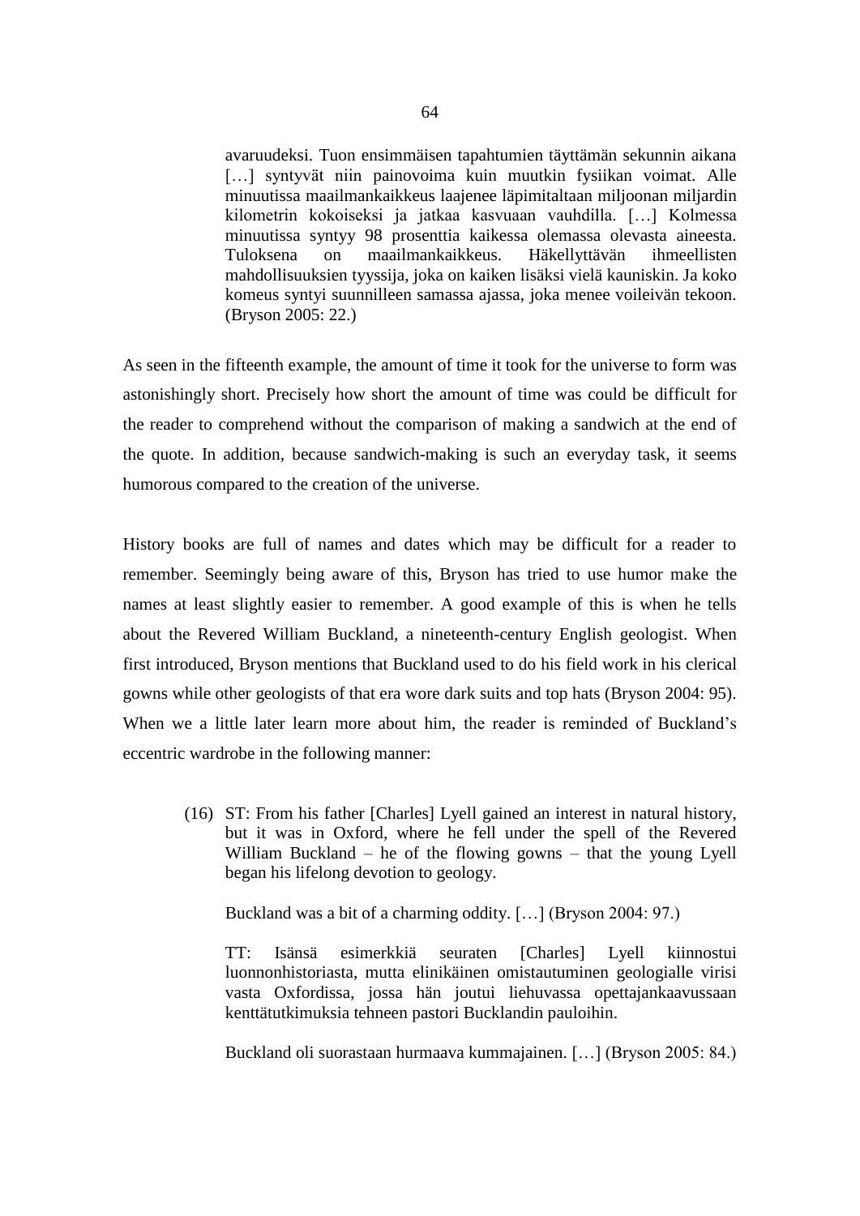avaruudeksi. Tuon ensimmäisen tapahtumien täyttämän sekunnin aikana […] syntyvät niin painovoima kuin muutkin fysiikan voimat. Alle minuutissa maailmankaikkeus laajenee läpimitaltaan miljoonan miljardin kilometrin kokoiseksi ja jatkaa kasvuaan vauhdilla. […] Kolmessa minuutissa syntyy 98 prosenttia kaikessa olemassa olevasta aineesta. Tuloksena on maailmankaikkeus. Häkellyttävän ihmeellisten mahdollisuuksien tyyssija, joka on kaiken lisäksi vielä kauniskin. Ja koko komeus syntyi suunnilleen samassa ajassa, joka menee voileivän tekoon. (Bryson 2005: 22.)

As seen in the fifteenth example, the amount of time it took for the universe to form was astonishingly short. Precisely how short the amount of time was could be difficult for the reader to comprehend without the comparison of making a sandwich at the end of the quote. In addition, because sandwich-making is such an everyday task, it seems humorous compared to the creation of the universe.

History books are full of names and dates which may be difficult for a reader to remember. Seemingly being aware of this, Bryson has tried to use humor make the names at least slightly easier to remember. A good example of this is when he tells about the Revered William Buckland, a nineteenth-century English geologist. When first introduced, Bryson mentions that Buckland used to do his field work in his clerical gowns while other geologists of that era wore dark suits and top hats (Bryson 2004: 95). When we a little later learn more about him, the reader is reminded of Buckland's eccentric wardrobe in the following manner:

(16) ST: From his father [Charles] Lyell gained an interest in natural history, but it was in Oxford, where he fell under the spell of the Revered William Buckland – he of the flowing gowns – that the young Lyell began his lifelong devotion to geology.

Buckland was a bit of a charming oddity. […] (Bryson 2004: 97.)

TT: Isänsä esimerkkiä seuraten [Charles] Lyell kiinnostui luonnonhistoriasta, mutta elinikäinen omistautuminen geologialle virisi vasta Oxfordissa, jossa hän joutui liehuvassa opettajankaavussaan kenttätutkimuksia tehneen pastori Bucklandin pauloihin.

Buckland oli suorastaan hurmaava kummajainen. […] (Bryson 2005: 84.)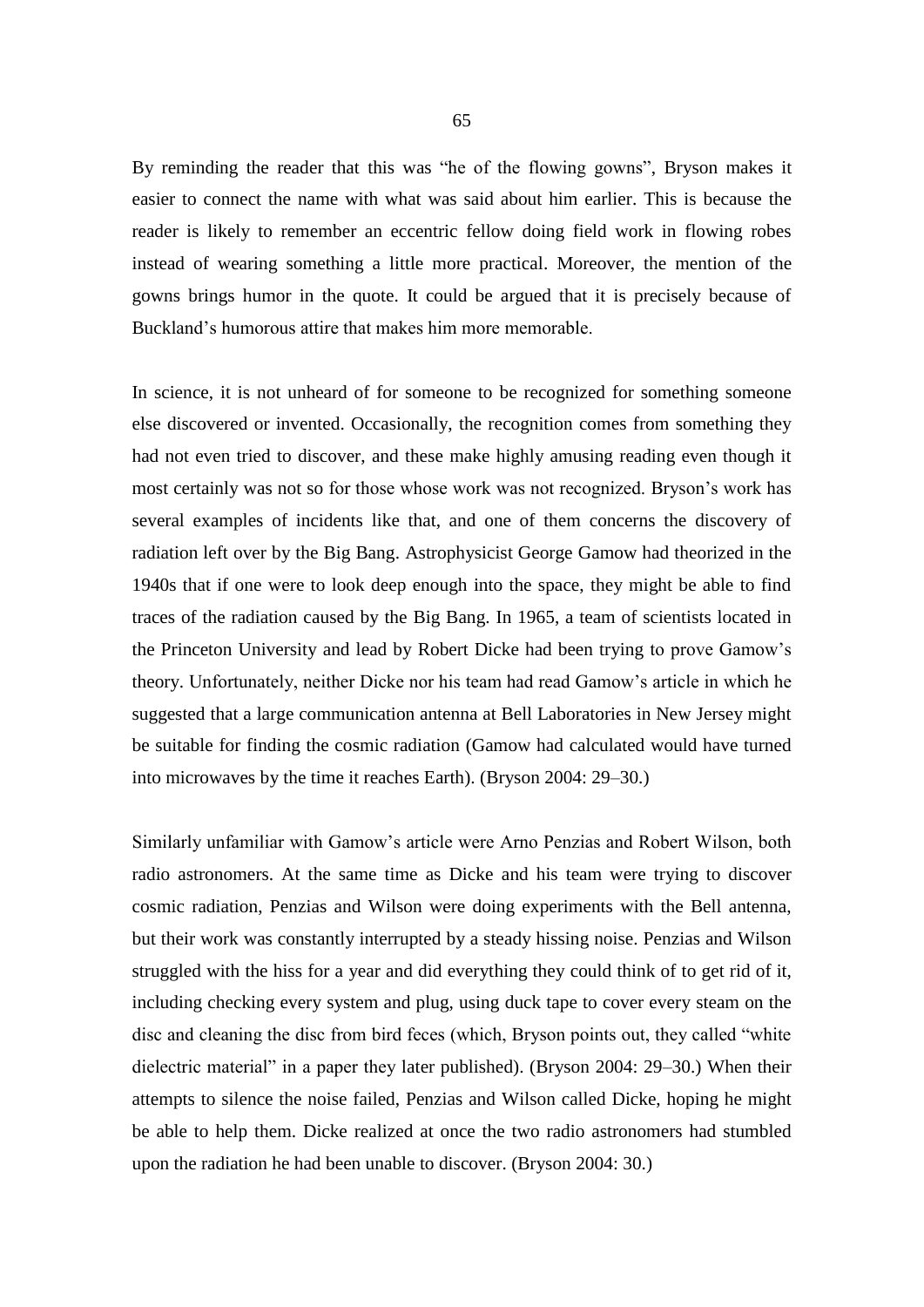By reminding the reader that this was "he of the flowing gowns", Bryson makes it easier to connect the name with what was said about him earlier. This is because the reader is likely to remember an eccentric fellow doing field work in flowing robes instead of wearing something a little more practical. Moreover, the mention of the gowns brings humor in the quote. It could be argued that it is precisely because of Buckland's humorous attire that makes him more memorable.

In science, it is not unheard of for someone to be recognized for something someone else discovered or invented. Occasionally, the recognition comes from something they had not even tried to discover, and these make highly amusing reading even though it most certainly was not so for those whose work was not recognized. Bryson's work has several examples of incidents like that, and one of them concerns the discovery of radiation left over by the Big Bang. Astrophysicist George Gamow had theorized in the 1940s that if one were to look deep enough into the space, they might be able to find traces of the radiation caused by the Big Bang. In 1965, a team of scientists located in the Princeton University and lead by Robert Dicke had been trying to prove Gamow's theory. Unfortunately, neither Dicke nor his team had read Gamow's article in which he suggested that a large communication antenna at Bell Laboratories in New Jersey might be suitable for finding the cosmic radiation (Gamow had calculated would have turned into microwaves by the time it reaches Earth). (Bryson 2004: 29–30.)

Similarly unfamiliar with Gamow's article were Arno Penzias and Robert Wilson, both radio astronomers. At the same time as Dicke and his team were trying to discover cosmic radiation, Penzias and Wilson were doing experiments with the Bell antenna, but their work was constantly interrupted by a steady hissing noise. Penzias and Wilson struggled with the hiss for a year and did everything they could think of to get rid of it, including checking every system and plug, using duck tape to cover every steam on the disc and cleaning the disc from bird feces (which, Bryson points out, they called "white dielectric material" in a paper they later published). (Bryson 2004: 29–30.) When their attempts to silence the noise failed, Penzias and Wilson called Dicke, hoping he might be able to help them. Dicke realized at once the two radio astronomers had stumbled upon the radiation he had been unable to discover. (Bryson 2004: 30.)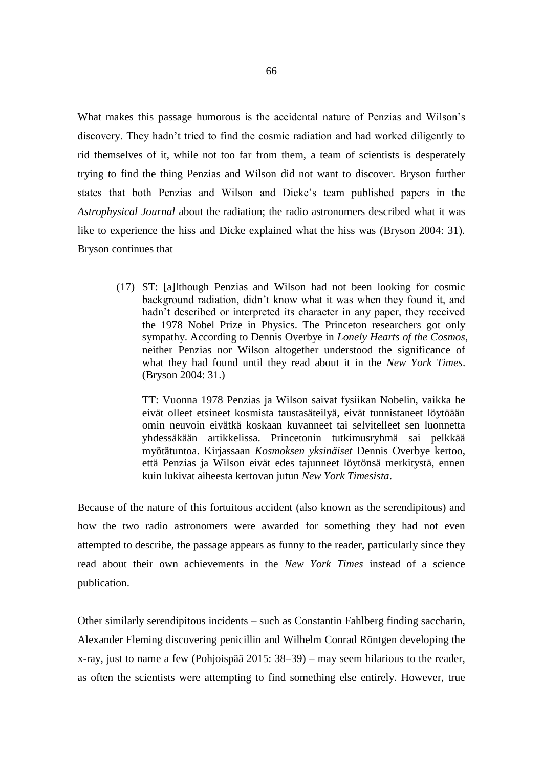What makes this passage humorous is the accidental nature of Penzias and Wilson's discovery. They hadn't tried to find the cosmic radiation and had worked diligently to rid themselves of it, while not too far from them, a team of scientists is desperately trying to find the thing Penzias and Wilson did not want to discover. Bryson further states that both Penzias and Wilson and Dicke's team published papers in the *Astrophysical Journal* about the radiation; the radio astronomers described what it was like to experience the hiss and Dicke explained what the hiss was (Bryson 2004: 31). Bryson continues that

> (17) ST: [a]lthough Penzias and Wilson had not been looking for cosmic background radiation, didn't know what it was when they found it, and hadn't described or interpreted its character in any paper, they received the 1978 Nobel Prize in Physics. The Princeton researchers got only sympathy. According to Dennis Overbye in *Lonely Hearts of the Cosmos*, neither Penzias nor Wilson altogether understood the significance of what they had found until they read about it in the *New York Times*. (Bryson 2004: 31.)
>
> TT: Vuonna 1978 Penzias ja Wilson saivat fysiikan Nobelin, vaikka he eivät olleet etsineet kosmista taustasäteilyä, eivät tunnistaneet löytöään omin neuvoin eivätkä koskaan kuvanneet tai selvitelleet sen luonnetta yhdessäkään artikkelissa. Princetonin tutkimusryhmä sai pelkkää myötätuntoa. Kirjassaan *Kosmoksen yksinäiset* Dennis Overbye kertoo, että Penzias ja Wilson eivät edes tajunneet löytönsä merkitystä, ennen kuin lukivat aiheesta kertovan jutun *New York Timesista*.

Because of the nature of this fortuitous accident (also known as the serendipitous) and how the two radio astronomers were awarded for something they had not even attempted to describe, the passage appears as funny to the reader, particularly since they read about their own achievements in the *New York Times* instead of a science publication.

Other similarly serendipitous incidents – such as Constantin Fahlberg finding saccharin, Alexander Fleming discovering penicillin and Wilhelm Conrad Röntgen developing the x-ray, just to name a few (Pohjoispää 2015: 38–39) – may seem hilarious to the reader, as often the scientists were attempting to find something else entirely. However, true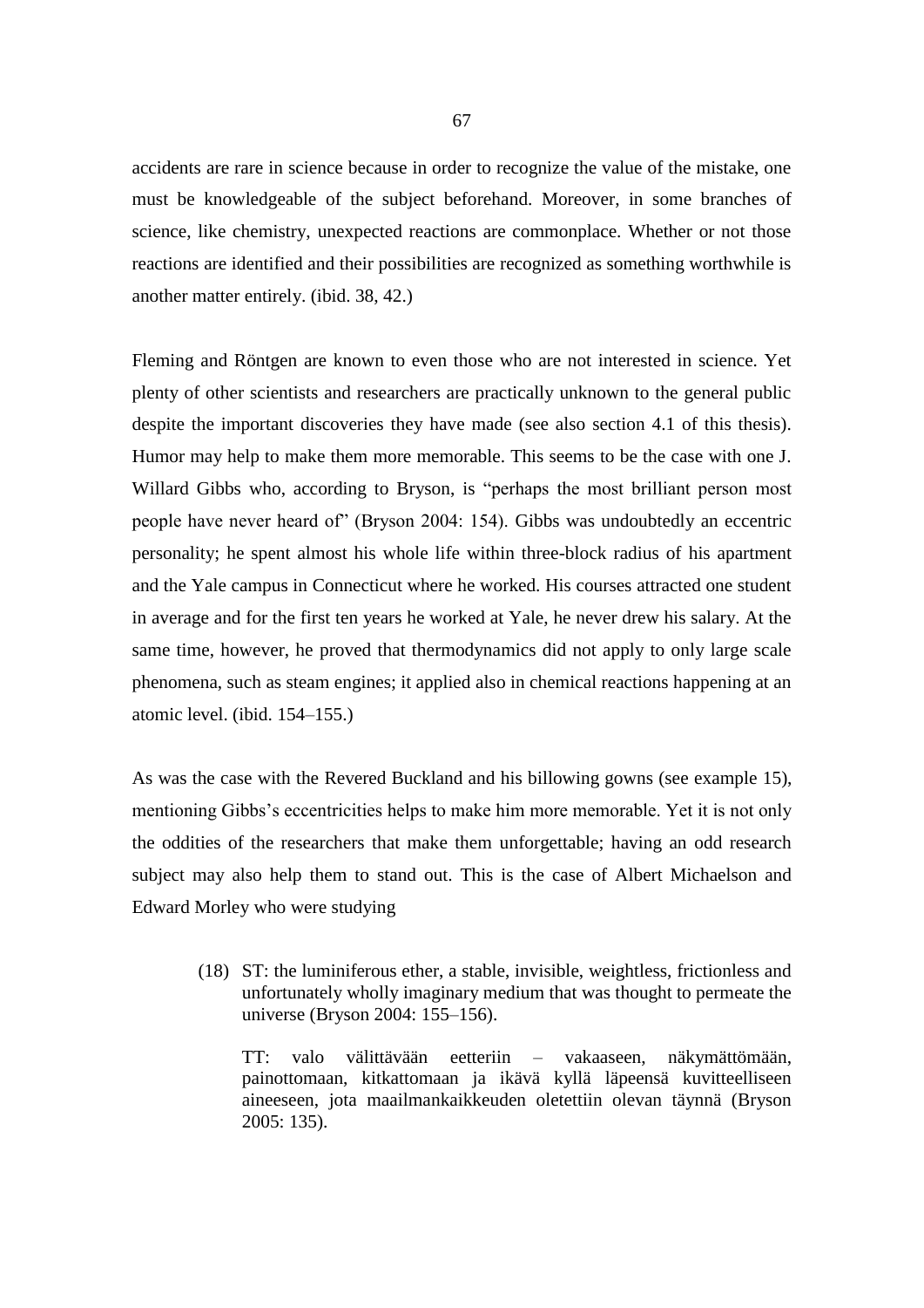accidents are rare in science because in order to recognize the value of the mistake, one must be knowledgeable of the subject beforehand. Moreover, in some branches of science, like chemistry, unexpected reactions are commonplace. Whether or not those reactions are identified and their possibilities are recognized as something worthwhile is another matter entirely. (ibid. 38, 42.)

Fleming and Röntgen are known to even those who are not interested in science. Yet plenty of other scientists and researchers are practically unknown to the general public despite the important discoveries they have made (see also section 4.1 of this thesis). Humor may help to make them more memorable. This seems to be the case with one J. Willard Gibbs who, according to Bryson, is "perhaps the most brilliant person most people have never heard of" (Bryson 2004: 154). Gibbs was undoubtedly an eccentric personality; he spent almost his whole life within three-block radius of his apartment and the Yale campus in Connecticut where he worked. His courses attracted one student in average and for the first ten years he worked at Yale, he never drew his salary. At the same time, however, he proved that thermodynamics did not apply to only large scale phenomena, such as steam engines; it applied also in chemical reactions happening at an atomic level. (ibid. 154–155.)

As was the case with the Revered Buckland and his billowing gowns (see example 15), mentioning Gibbs's eccentricities helps to make him more memorable. Yet it is not only the oddities of the researchers that make them unforgettable; having an odd research subject may also help them to stand out. This is the case of Albert Michaelson and Edward Morley who were studying

> (18) ST: the luminiferous ether, a stable, invisible, weightless, frictionless and unfortunately wholly imaginary medium that was thought to permeate the universe (Bryson 2004: 155–156).
>
> TT: valo välittävään eetteriin – vakaaseen, näkymättömään, painottomaan, kitkattomaan ja ikävä kyllä läpeensä kuvitteelliseen aineeseen, jota maailmankaikkeuden oletettiin olevan täynnä (Bryson 2005: 135).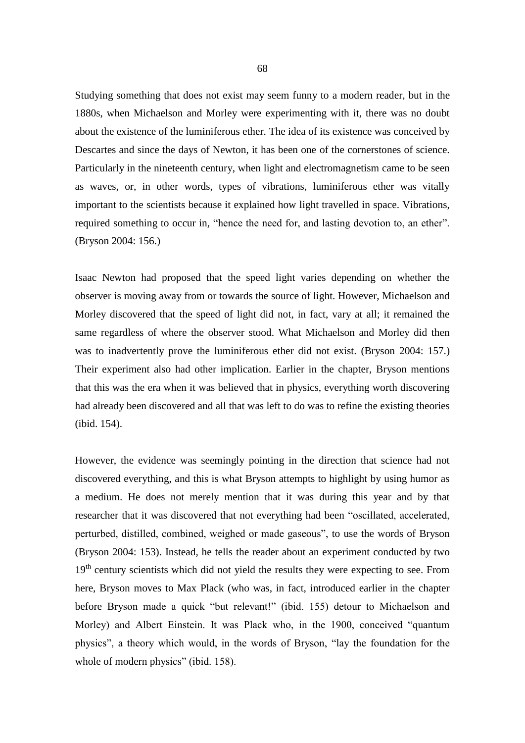Studying something that does not exist may seem funny to a modern reader, but in the 1880s, when Michaelson and Morley were experimenting with it, there was no doubt about the existence of the luminiferous ether. The idea of its existence was conceived by Descartes and since the days of Newton, it has been one of the cornerstones of science. Particularly in the nineteenth century, when light and electromagnetism came to be seen as waves, or, in other words, types of vibrations, luminiferous ether was vitally important to the scientists because it explained how light travelled in space. Vibrations, required something to occur in, "hence the need for, and lasting devotion to, an ether". (Bryson 2004: 156.)

Isaac Newton had proposed that the speed light varies depending on whether the observer is moving away from or towards the source of light. However, Michaelson and Morley discovered that the speed of light did not, in fact, vary at all; it remained the same regardless of where the observer stood. What Michaelson and Morley did then was to inadvertently prove the luminiferous ether did not exist. (Bryson 2004: 157.) Their experiment also had other implication. Earlier in the chapter, Bryson mentions that this was the era when it was believed that in physics, everything worth discovering had already been discovered and all that was left to do was to refine the existing theories (ibid. 154).

However, the evidence was seemingly pointing in the direction that science had not discovered everything, and this is what Bryson attempts to highlight by using humor as a medium. He does not merely mention that it was during this year and by that researcher that it was discovered that not everything had been "oscillated, accelerated, perturbed, distilled, combined, weighed or made gaseous", to use the words of Bryson (Bryson 2004: 153). Instead, he tells the reader about an experiment conducted by two 19th century scientists which did not yield the results they were expecting to see. From here, Bryson moves to Max Plack (who was, in fact, introduced earlier in the chapter before Bryson made a quick "but relevant!" (ibid. 155) detour to Michaelson and Morley) and Albert Einstein. It was Plack who, in the 1900, conceived "quantum physics", a theory which would, in the words of Bryson, "lay the foundation for the whole of modern physics" (ibid. 158).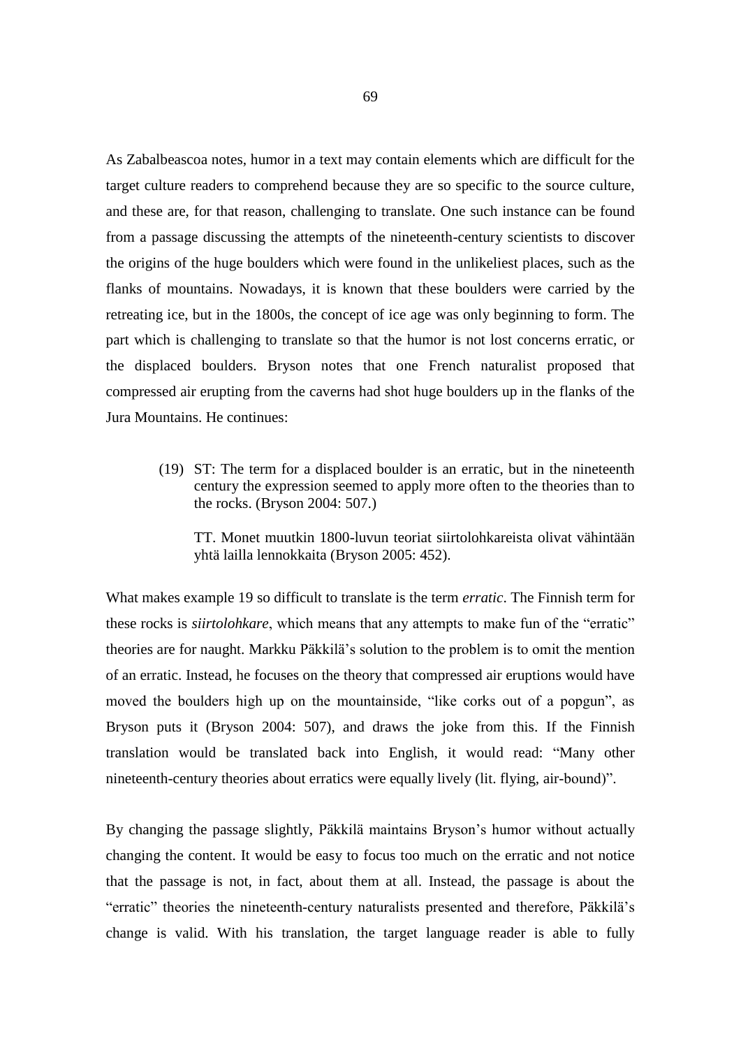As Zabalbeascoa notes, humor in a text may contain elements which are difficult for the target culture readers to comprehend because they are so specific to the source culture, and these are, for that reason, challenging to translate. One such instance can be found from a passage discussing the attempts of the nineteenth-century scientists to discover the origins of the huge boulders which were found in the unlikeliest places, such as the flanks of mountains. Nowadays, it is known that these boulders were carried by the retreating ice, but in the 1800s, the concept of ice age was only beginning to form. The part which is challenging to translate so that the humor is not lost concerns erratic, or the displaced boulders. Bryson notes that one French naturalist proposed that compressed air erupting from the caverns had shot huge boulders up in the flanks of the Jura Mountains. He continues:

> (19) ST: The term for a displaced boulder is an erratic, but in the nineteenth century the expression seemed to apply more often to the theories than to the rocks. (Bryson 2004: 507.)
>
> TT. Monet muutkin 1800-luvun teoriat siirtolohkareista olivat vähintään yhtä lailla lennokkaita (Bryson 2005: 452).

What makes example 19 so difficult to translate is the term *erratic*. The Finnish term for these rocks is *siirtolohkare*, which means that any attempts to make fun of the "erratic" theories are for naught. Markku Päkkilä's solution to the problem is to omit the mention of an erratic. Instead, he focuses on the theory that compressed air eruptions would have moved the boulders high up on the mountainside, "like corks out of a popgun", as Bryson puts it (Bryson 2004: 507), and draws the joke from this. If the Finnish translation would be translated back into English, it would read: "Many other nineteenth-century theories about erratics were equally lively (lit. flying, air-bound)".

By changing the passage slightly, Päkkilä maintains Bryson's humor without actually changing the content. It would be easy to focus too much on the erratic and not notice that the passage is not, in fact, about them at all. Instead, the passage is about the "erratic" theories the nineteenth-century naturalists presented and therefore, Päkkilä's change is valid. With his translation, the target language reader is able to fully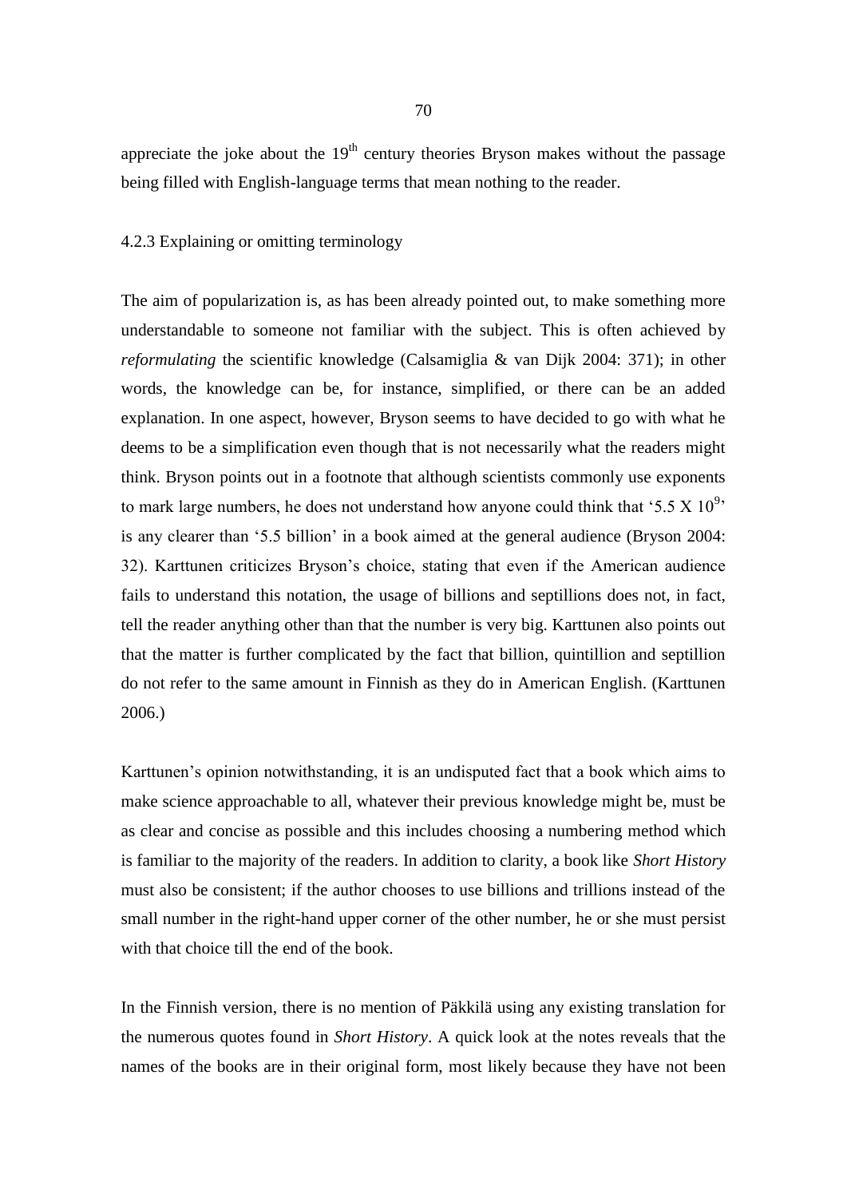appreciate the joke about the $19^{th}$ century theories Bryson makes without the passage being filled with English-language terms that mean nothing to the reader.

### 4.2.3 Explaining or omitting terminology

The aim of popularization is, as has been already pointed out, to make something more understandable to someone not familiar with the subject. This is often achieved by *reformulating* the scientific knowledge (Calsamiglia & van Dijk 2004: 371); in other words, the knowledge can be, for instance, simplified, or there can be an added explanation. In one aspect, however, Bryson seems to have decided to go with what he deems to be a simplification even though that is not necessarily what the readers might think. Bryson points out in a footnote that although scientists commonly use exponents to mark large numbers, he does not understand how anyone could think that '$5.5 \times 10^9$' is any clearer than '5.5 billion' in a book aimed at the general audience (Bryson 2004: 32). Karttunen criticizes Bryson's choice, stating that even if the American audience fails to understand this notation, the usage of billions and septillions does not, in fact, tell the reader anything other than that the number is very big. Karttunen also points out that the matter is further complicated by the fact that billion, quintillion and septillion do not refer to the same amount in Finnish as they do in American English. (Karttunen 2006.)

Karttunen's opinion notwithstanding, it is an undisputed fact that a book which aims to make science approachable to all, whatever their previous knowledge might be, must be as clear and concise as possible and this includes choosing a numbering method which is familiar to the majority of the readers. In addition to clarity, a book like *Short History* must also be consistent; if the author chooses to use billions and trillions instead of the small number in the right-hand upper corner of the other number, he or she must persist with that choice till the end of the book.

In the Finnish version, there is no mention of Päkkilä using any existing translation for the numerous quotes found in *Short History*. A quick look at the notes reveals that the names of the books are in their original form, most likely because they have not been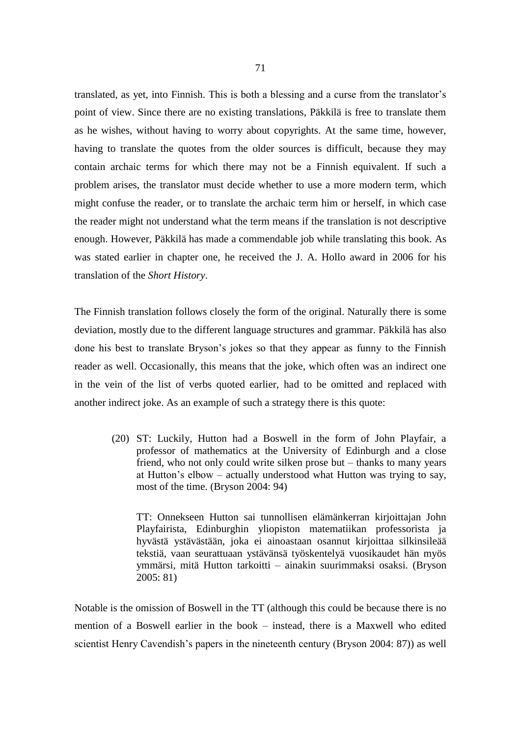translated, as yet, into Finnish. This is both a blessing and a curse from the translator's point of view. Since there are no existing translations, Päkkilä is free to translate them as he wishes, without having to worry about copyrights. At the same time, however, having to translate the quotes from the older sources is difficult, because they may contain archaic terms for which there may not be a Finnish equivalent. If such a problem arises, the translator must decide whether to use a more modern term, which might confuse the reader, or to translate the archaic term him or herself, in which case the reader might not understand what the term means if the translation is not descriptive enough. However, Päkkilä has made a commendable job while translating this book. As was stated earlier in chapter one, he received the J. A. Hollo award in 2006 for his translation of the *Short History*.

The Finnish translation follows closely the form of the original. Naturally there is some deviation, mostly due to the different language structures and grammar. Päkkilä has also done his best to translate Bryson's jokes so that they appear as funny to the Finnish reader as well. Occasionally, this means that the joke, which often was an indirect one in the vein of the list of verbs quoted earlier, had to be omitted and replaced with another indirect joke. As an example of such a strategy there is this quote:

> (20) ST: Luckily, Hutton had a Boswell in the form of John Playfair, a professor of mathematics at the University of Edinburgh and a close friend, who not only could write silken prose but – thanks to many years at Hutton's elbow – actually understood what Hutton was trying to say, most of the time. (Bryson 2004: 94)
>
> TT: Onnekseen Hutton sai tunnollisen elämänkerran kirjoittajan John Playfairista, Edinburghin yliopiston matematiikan professorista ja hyvästä ystävästään, joka ei ainoastaan osannut kirjoittaa silkinsileää tekstiä, vaan seurattuaan ystävänsä työskentelyä vuosikaudet hän myös ymmärsi, mitä Hutton tarkoitti – ainakin suurimmaksi osaksi. (Bryson 2005: 81)

Notable is the omission of Boswell in the TT (although this could be because there is no mention of a Boswell earlier in the book – instead, there is a Maxwell who edited scientist Henry Cavendish's papers in the nineteenth century (Bryson 2004: 87)) as well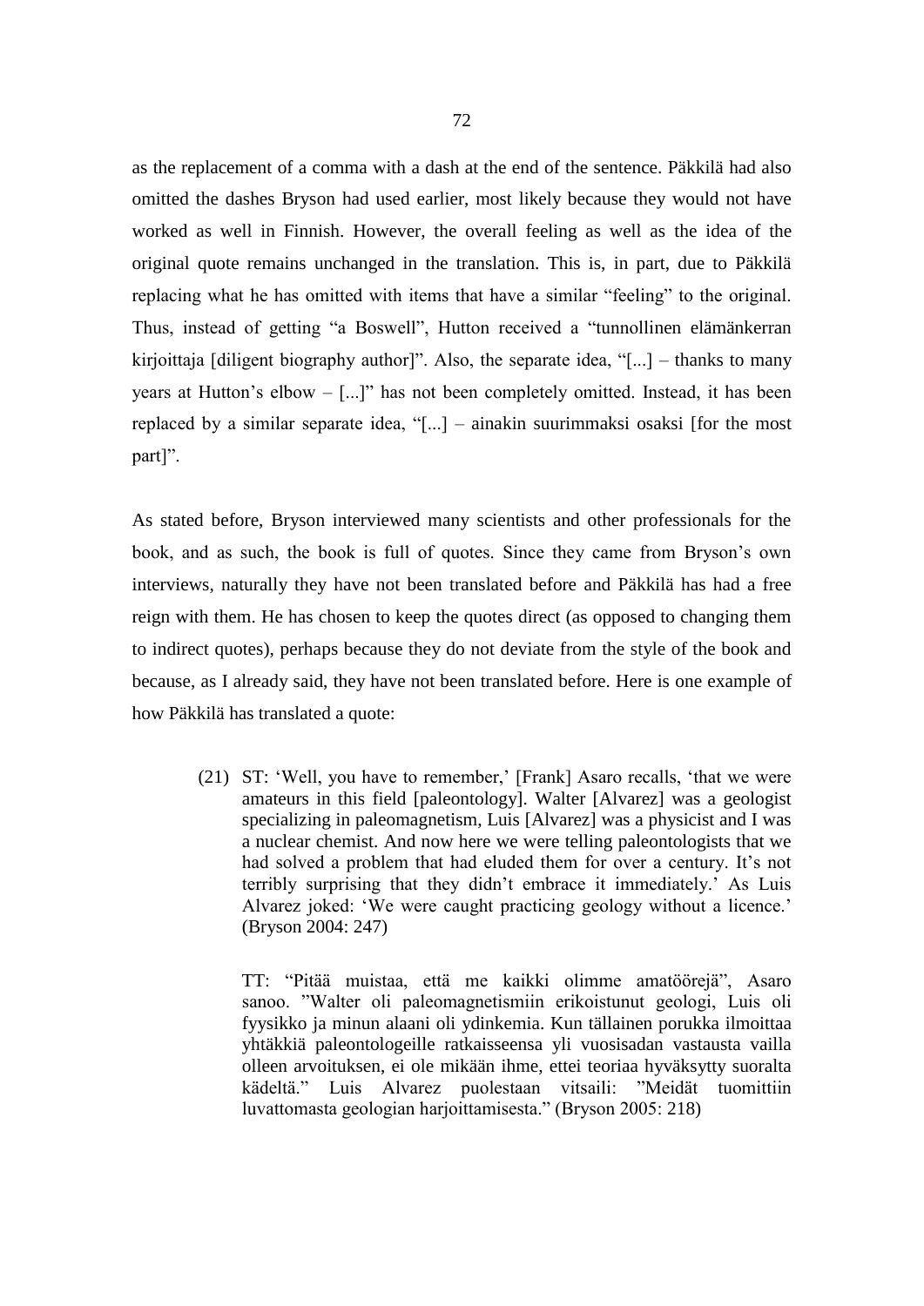as the replacement of a comma with a dash at the end of the sentence. Päkkilä had also omitted the dashes Bryson had used earlier, most likely because they would not have worked as well in Finnish. However, the overall feeling as well as the idea of the original quote remains unchanged in the translation. This is, in part, due to Päkkilä replacing what he has omitted with items that have a similar "feeling" to the original. Thus, instead of getting "a Boswell", Hutton received a "tunnollinen elämänkerran kirjoittaja [diligent biography author]". Also, the separate idea, "[...] – thanks to many years at Hutton's elbow – [...]" has not been completely omitted. Instead, it has been replaced by a similar separate idea, "[...] – ainakin suurimmaksi osaksi [for the most part]".

As stated before, Bryson interviewed many scientists and other professionals for the book, and as such, the book is full of quotes. Since they came from Bryson's own interviews, naturally they have not been translated before and Päkkilä has had a free reign with them. He has chosen to keep the quotes direct (as opposed to changing them to indirect quotes), perhaps because they do not deviate from the style of the book and because, as I already said, they have not been translated before. Here is one example of how Päkkilä has translated a quote:

> (21) ST: 'Well, you have to remember,' [Frank] Asaro recalls, 'that we were amateurs in this field [paleontology]. Walter [Alvarez] was a geologist specializing in paleomagnetism, Luis [Alvarez] was a physicist and I was a nuclear chemist. And now here we were telling paleontologists that we had solved a problem that had eluded them for over a century. It's not terribly surprising that they didn't embrace it immediately.' As Luis Alvarez joked: 'We were caught practicing geology without a licence.' (Bryson 2004: 247)
>
> TT: "Pitää muistaa, että me kaikki olimme amatöörejä", Asaro sanoo. "Walter oli paleomagnetismiin erikoistunut geologi, Luis oli fyysikko ja minun alaani oli ydinkemia. Kun tällainen porukka ilmoittaa yhtäkkiä paleontologeille ratkaisseensa yli vuosisadan vastausta vailla olleen arvoituksen, ei ole mikään ihme, ettei teoriaa hyväksytty suoralta kädeltä." Luis Alvarez puolestaan vitsaili: "Meidät tuomittiin luvattomasta geologian harjoittamisesta." (Bryson 2005: 218)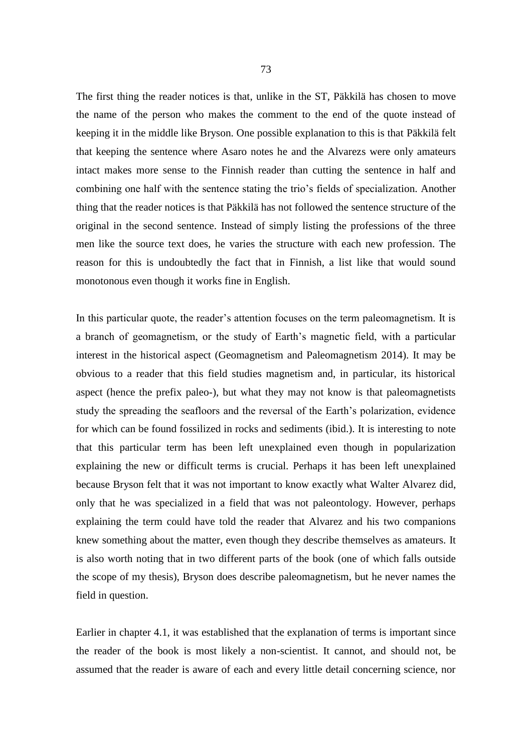The first thing the reader notices is that, unlike in the ST, Päkkilä has chosen to move the name of the person who makes the comment to the end of the quote instead of keeping it in the middle like Bryson. One possible explanation to this is that Päkkilä felt that keeping the sentence where Asaro notes he and the Alvarezs were only amateurs intact makes more sense to the Finnish reader than cutting the sentence in half and combining one half with the sentence stating the trio's fields of specialization. Another thing that the reader notices is that Päkkilä has not followed the sentence structure of the original in the second sentence. Instead of simply listing the professions of the three men like the source text does, he varies the structure with each new profession. The reason for this is undoubtedly the fact that in Finnish, a list like that would sound monotonous even though it works fine in English.

In this particular quote, the reader's attention focuses on the term paleomagnetism. It is a branch of geomagnetism, or the study of Earth's magnetic field, with a particular interest in the historical aspect (Geomagnetism and Paleomagnetism 2014). It may be obvious to a reader that this field studies magnetism and, in particular, its historical aspect (hence the prefix paleo-), but what they may not know is that paleomagnetists study the spreading the seafloors and the reversal of the Earth's polarization, evidence for which can be found fossilized in rocks and sediments (ibid.). It is interesting to note that this particular term has been left unexplained even though in popularization explaining the new or difficult terms is crucial. Perhaps it has been left unexplained because Bryson felt that it was not important to know exactly what Walter Alvarez did, only that he was specialized in a field that was not paleontology. However, perhaps explaining the term could have told the reader that Alvarez and his two companions knew something about the matter, even though they describe themselves as amateurs. It is also worth noting that in two different parts of the book (one of which falls outside the scope of my thesis), Bryson does describe paleomagnetism, but he never names the field in question.

Earlier in chapter 4.1, it was established that the explanation of terms is important since the reader of the book is most likely a non-scientist. It cannot, and should not, be assumed that the reader is aware of each and every little detail concerning science, nor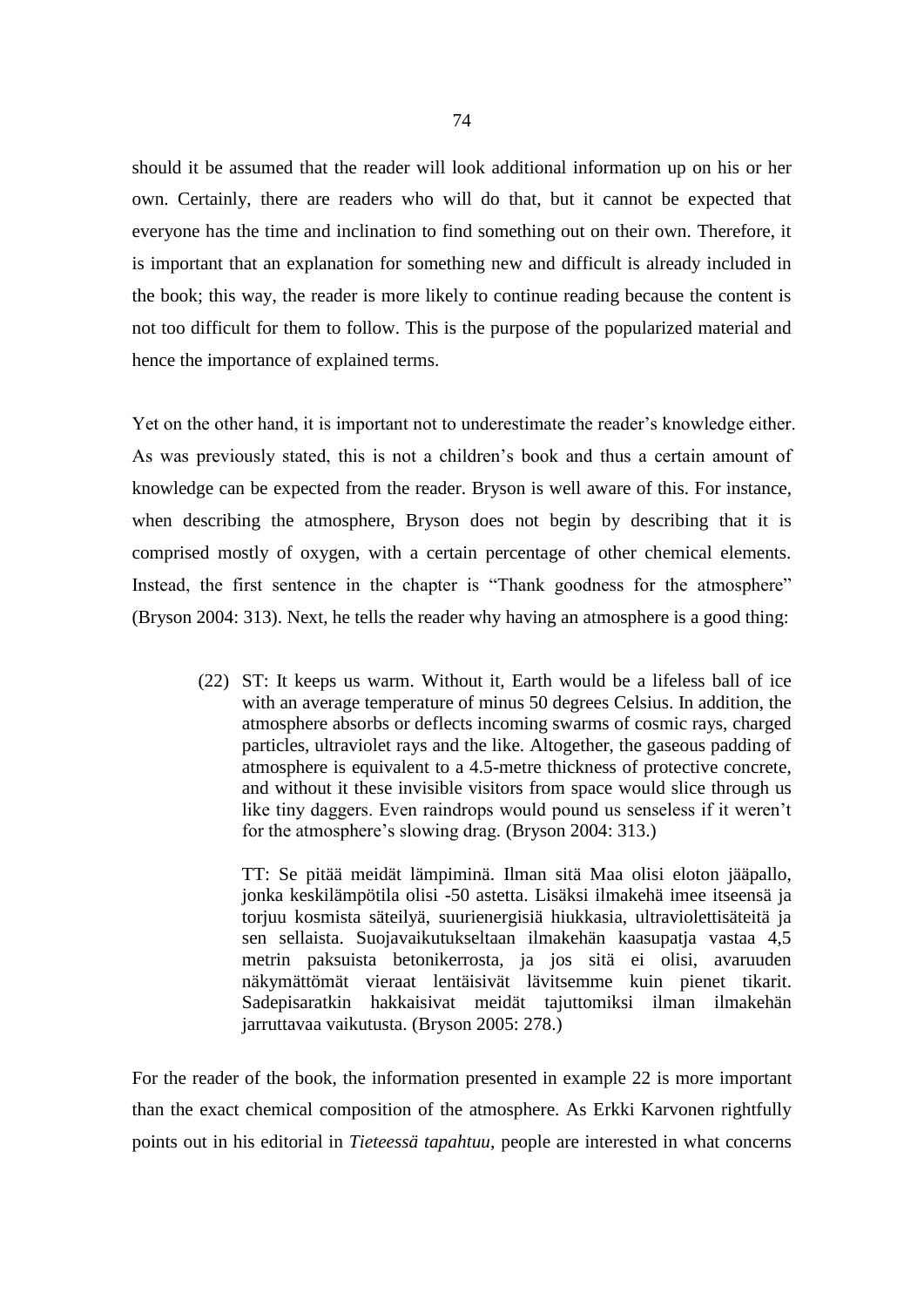should it be assumed that the reader will look additional information up on his or her own. Certainly, there are readers who will do that, but it cannot be expected that everyone has the time and inclination to find something out on their own. Therefore, it is important that an explanation for something new and difficult is already included in the book; this way, the reader is more likely to continue reading because the content is not too difficult for them to follow. This is the purpose of the popularized material and hence the importance of explained terms.

Yet on the other hand, it is important not to underestimate the reader's knowledge either. As was previously stated, this is not a children's book and thus a certain amount of knowledge can be expected from the reader. Bryson is well aware of this. For instance, when describing the atmosphere, Bryson does not begin by describing that it is comprised mostly of oxygen, with a certain percentage of other chemical elements. Instead, the first sentence in the chapter is "Thank goodness for the atmosphere" (Bryson 2004: 313). Next, he tells the reader why having an atmosphere is a good thing:

> (22) ST: It keeps us warm. Without it, Earth would be a lifeless ball of ice with an average temperature of minus 50 degrees Celsius. In addition, the atmosphere absorbs or deflects incoming swarms of cosmic rays, charged particles, ultraviolet rays and the like. Altogether, the gaseous padding of atmosphere is equivalent to a 4.5-metre thickness of protective concrete, and without it these invisible visitors from space would slice through us like tiny daggers. Even raindrops would pound us senseless if it weren't for the atmosphere's slowing drag. (Bryson 2004: 313.)
>
> TT: Se pitää meidät lämpiminä. Ilman sitä Maa olisi eloton jääpallo, jonka keskilämpötila olisi -50 astetta. Lisäksi ilmakehä imee itseensä ja torjuu kosmista säteilyä, suurienergisiä hiukkasia, ultraviolettisäteitä ja sen sellaista. Suojavaikutukseltaan ilmakehän kaasupatja vastaa 4,5 metrin paksuista betonikerrosta, ja jos sitä ei olisi, avaruuden näkymättömät vieraat lentäisivät lävitsemme kuin pienet tikarit. Sadepisaratkin hakkaisivat meidät tajuttomiksi ilman ilmakehän jarruttavaa vaikutusta. (Bryson 2005: 278.)

For the reader of the book, the information presented in example 22 is more important than the exact chemical composition of the atmosphere. As Erkki Karvonen rightfully points out in his editorial in *Tieteessä tapahtuu*, people are interested in what concerns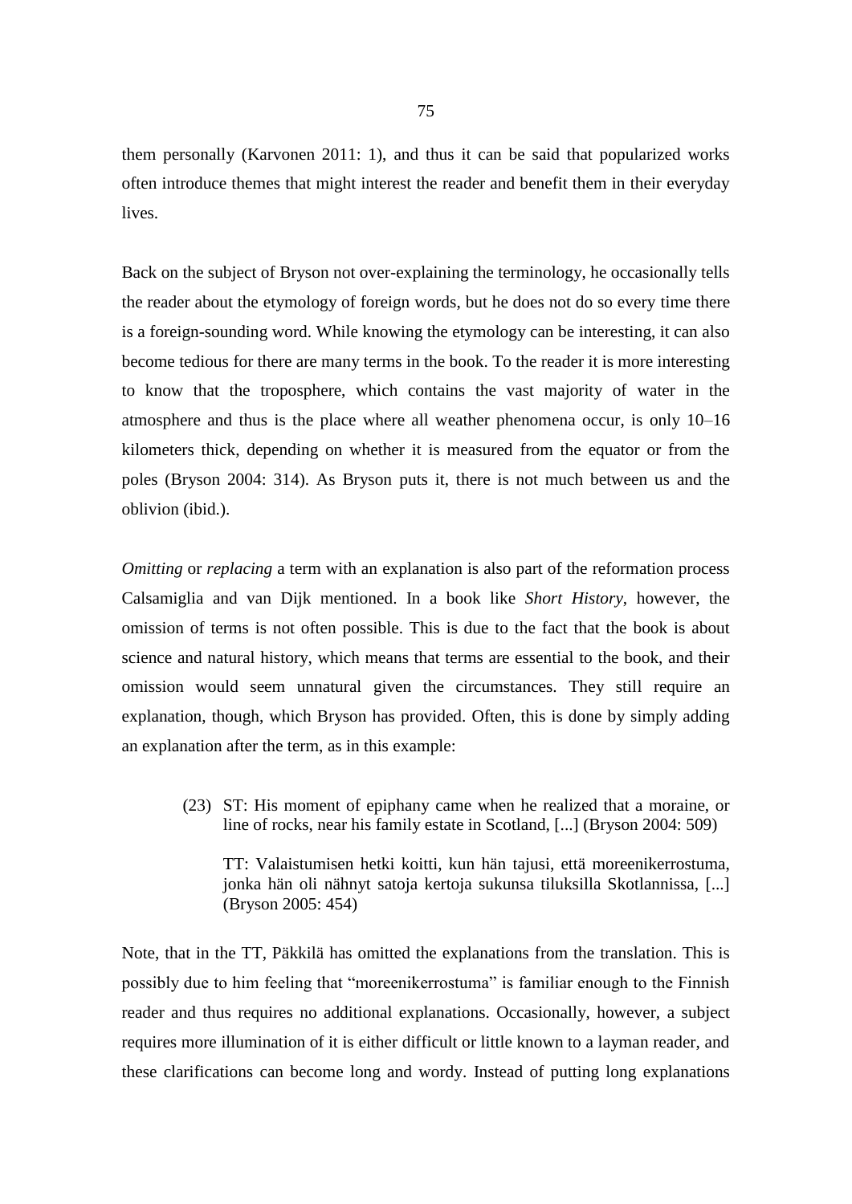them personally (Karvonen 2011: 1), and thus it can be said that popularized works often introduce themes that might interest the reader and benefit them in their everyday lives.

Back on the subject of Bryson not over-explaining the terminology, he occasionally tells the reader about the etymology of foreign words, but he does not do so every time there is a foreign-sounding word. While knowing the etymology can be interesting, it can also become tedious for there are many terms in the book. To the reader it is more interesting to know that the troposphere, which contains the vast majority of water in the atmosphere and thus is the place where all weather phenomena occur, is only 10–16 kilometers thick, depending on whether it is measured from the equator or from the poles (Bryson 2004: 314). As Bryson puts it, there is not much between us and the oblivion (ibid.).

*Omitting* or *replacing* a term with an explanation is also part of the reformation process Calsamiglia and van Dijk mentioned. In a book like *Short History*, however, the omission of terms is not often possible. This is due to the fact that the book is about science and natural history, which means that terms are essential to the book, and their omission would seem unnatural given the circumstances. They still require an explanation, though, which Bryson has provided. Often, this is done by simply adding an explanation after the term, as in this example:

> (23) ST: His moment of epiphany came when he realized that a moraine, or line of rocks, near his family estate in Scotland, [...] (Bryson 2004: 509)
>
> TT: Valaistumisen hetki koitti, kun hän tajusi, että moreenikerrostuma, jonka hän oli nähnyt satoja kertoja sukunsa tiluksilla Skotlannissa, [...] (Bryson 2005: 454)

Note, that in the TT, Päkkilä has omitted the explanations from the translation. This is possibly due to him feeling that "moreenikerrostuma" is familiar enough to the Finnish reader and thus requires no additional explanations. Occasionally, however, a subject requires more illumination of it is either difficult or little known to a layman reader, and these clarifications can become long and wordy. Instead of putting long explanations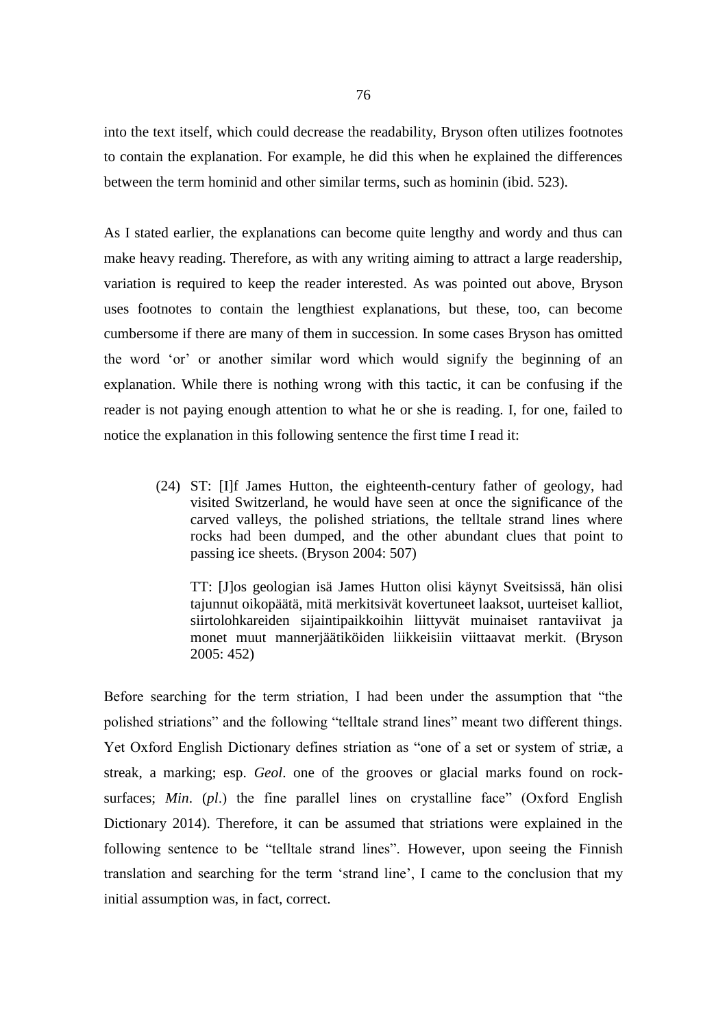into the text itself, which could decrease the readability, Bryson often utilizes footnotes to contain the explanation. For example, he did this when he explained the differences between the term hominid and other similar terms, such as hominin (ibid. 523).

As I stated earlier, the explanations can become quite lengthy and wordy and thus can make heavy reading. Therefore, as with any writing aiming to attract a large readership, variation is required to keep the reader interested. As was pointed out above, Bryson uses footnotes to contain the lengthiest explanations, but these, too, can become cumbersome if there are many of them in succession. In some cases Bryson has omitted the word 'or' or another similar word which would signify the beginning of an explanation. While there is nothing wrong with this tactic, it can be confusing if the reader is not paying enough attention to what he or she is reading. I, for one, failed to notice the explanation in this following sentence the first time I read it:

> (24) ST: [I]f James Hutton, the eighteenth-century father of geology, had visited Switzerland, he would have seen at once the significance of the carved valleys, the polished striations, the telltale strand lines where rocks had been dumped, and the other abundant clues that point to passing ice sheets. (Bryson 2004: 507)
>
> TT: [J]os geologian isä James Hutton olisi käynyt Sveitsissä, hän olisi tajunnut oikopäätä, mitä merkitsivät kovertuneet laaksot, uurteiset kalliot, siirtolohkareiden sijaintipaikkoihin liittyvät muinaiset rantaviivat ja monet muut mannerjäätiköiden liikkeisiin viittaavat merkit. (Bryson 2005: 452)

Before searching for the term striation, I had been under the assumption that "the polished striations" and the following "telltale strand lines" meant two different things. Yet Oxford English Dictionary defines striation as "one of a set or system of striæ, a streak, a marking; esp. *Geol*. one of the grooves or glacial marks found on rock-surfaces; *Min*. (*pl*.) the fine parallel lines on crystalline face" (Oxford English Dictionary 2014). Therefore, it can be assumed that striations were explained in the following sentence to be "telltale strand lines". However, upon seeing the Finnish translation and searching for the term 'strand line', I came to the conclusion that my initial assumption was, in fact, correct.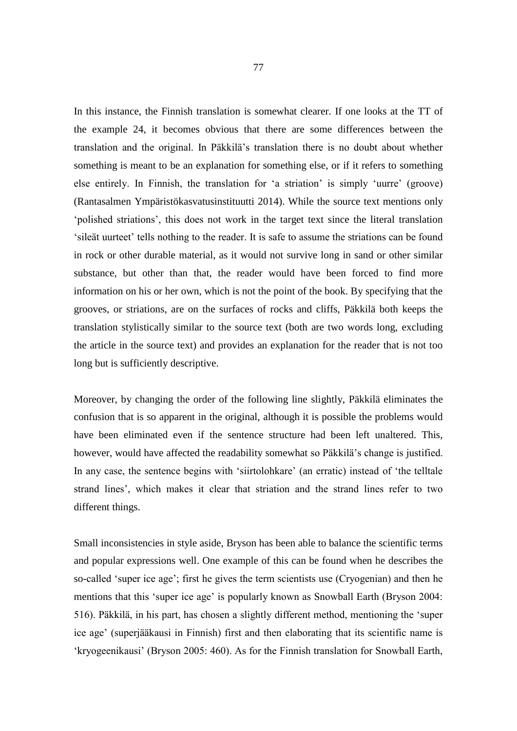In this instance, the Finnish translation is somewhat clearer. If one looks at the TT of the example 24, it becomes obvious that there are some differences between the translation and the original. In Päkkilä's translation there is no doubt about whether something is meant to be an explanation for something else, or if it refers to something else entirely. In Finnish, the translation for 'a striation' is simply 'uurre' (groove) (Rantasalmen Ympäristökasvatusinstituutti 2014). While the source text mentions only 'polished striations', this does not work in the target text since the literal translation 'sileät uurteet' tells nothing to the reader. It is safe to assume the striations can be found in rock or other durable material, as it would not survive long in sand or other similar substance, but other than that, the reader would have been forced to find more information on his or her own, which is not the point of the book. By specifying that the grooves, or striations, are on the surfaces of rocks and cliffs, Päkkilä both keeps the translation stylistically similar to the source text (both are two words long, excluding the article in the source text) and provides an explanation for the reader that is not too long but is sufficiently descriptive.

Moreover, by changing the order of the following line slightly, Päkkilä eliminates the confusion that is so apparent in the original, although it is possible the problems would have been eliminated even if the sentence structure had been left unaltered. This, however, would have affected the readability somewhat so Päkkilä's change is justified. In any case, the sentence begins with 'siirtolohkare' (an erratic) instead of 'the telltale strand lines', which makes it clear that striation and the strand lines refer to two different things.

Small inconsistencies in style aside, Bryson has been able to balance the scientific terms and popular expressions well. One example of this can be found when he describes the so-called 'super ice age'; first he gives the term scientists use (Cryogenian) and then he mentions that this 'super ice age' is popularly known as Snowball Earth (Bryson 2004: 516). Päkkilä, in his part, has chosen a slightly different method, mentioning the 'super ice age' (superjääkausi in Finnish) first and then elaborating that its scientific name is 'kryogeenikausi' (Bryson 2005: 460). As for the Finnish translation for Snowball Earth,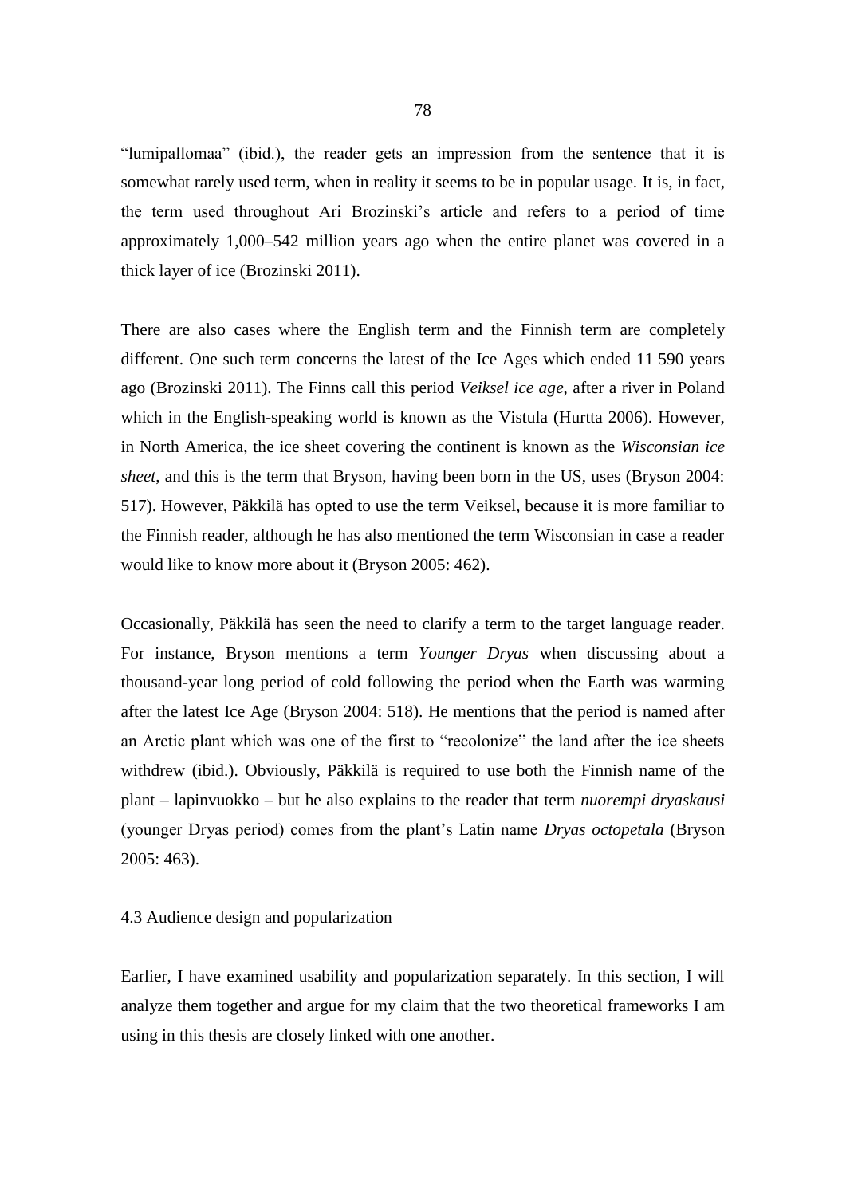“lumipallomaa” (ibid.), the reader gets an impression from the sentence that it is somewhat rarely used term, when in reality it seems to be in popular usage. It is, in fact, the term used throughout Ari Brozinski’s article and refers to a period of time approximately 1,000–542 million years ago when the entire planet was covered in a thick layer of ice (Brozinski 2011).

There are also cases where the English term and the Finnish term are completely different. One such term concerns the latest of the Ice Ages which ended 11 590 years ago (Brozinski 2011). The Finns call this period *Veiksel ice age*, after a river in Poland which in the English-speaking world is known as the Vistula (Hurtta 2006). However, in North America, the ice sheet covering the continent is known as the *Wisconsian ice sheet*, and this is the term that Bryson, having been born in the US, uses (Bryson 2004: 517). However, Päkkilä has opted to use the term Veiksel, because it is more familiar to the Finnish reader, although he has also mentioned the term Wisconsian in case a reader would like to know more about it (Bryson 2005: 462).

Occasionally, Päkkilä has seen the need to clarify a term to the target language reader. For instance, Bryson mentions a term *Younger Dryas* when discussing about a thousand-year long period of cold following the period when the Earth was warming after the latest Ice Age (Bryson 2004: 518). He mentions that the period is named after an Arctic plant which was one of the first to “recolonize” the land after the ice sheets withdrew (ibid.). Obviously, Päkkilä is required to use both the Finnish name of the plant – lapinvuokko – but he also explains to the reader that term *nuorempi dryaskausi* (younger Dryas period) comes from the plant’s Latin name *Dryas octopetala* (Bryson 2005: 463).

### 4.3 Audience design and popularization

Earlier, I have examined usability and popularization separately. In this section, I will analyze them together and argue for my claim that the two theoretical frameworks I am using in this thesis are closely linked with one another.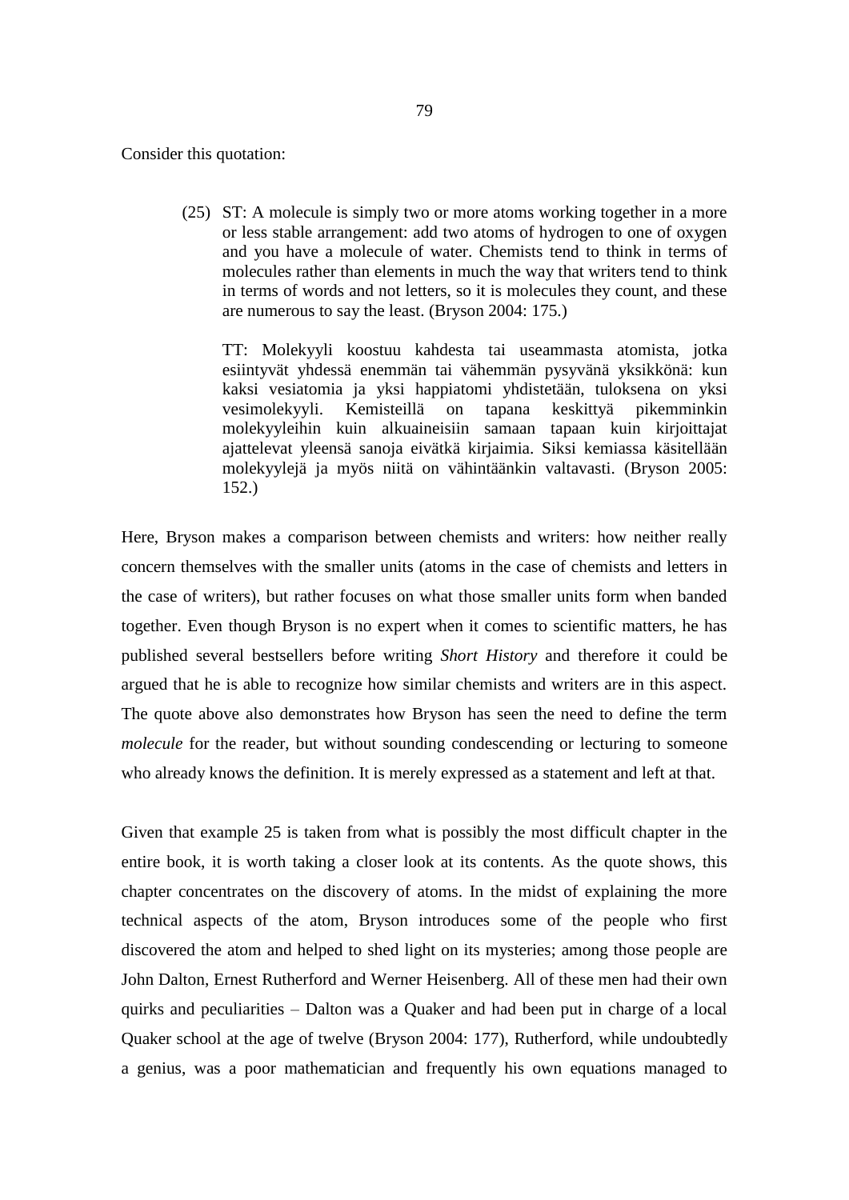Consider this quotation:

> (25) ST: A molecule is simply two or more atoms working together in a more or less stable arrangement: add two atoms of hydrogen to one of oxygen and you have a molecule of water. Chemists tend to think in terms of molecules rather than elements in much the way that writers tend to think in terms of words and not letters, so it is molecules they count, and these are numerous to say the least. (Bryson 2004: 175.)
>
> TT: Molekyyli koostuu kahdesta tai useammasta atomista, jotka esiintyvät yhdessä enemmän tai vähemmän pysyvänä yksikkönä: kun kaksi vesiatomia ja yksi happiatomi yhdistetään, tuloksena on yksi vesimolekyyli. Kemisteillä on tapana keskittyä pikemminkin molekyyleihin kuin alkuaineisiin samaan tapaan kuin kirjoittajat ajattelevat yleensä sanoja eivätkä kirjaimia. Siksi kemiassa käsitellään molekyylejä ja myös niitä on vähintäänkin valtavasti. (Bryson 2005: 152.)

Here, Bryson makes a comparison between chemists and writers: how neither really concern themselves with the smaller units (atoms in the case of chemists and letters in the case of writers), but rather focuses on what those smaller units form when banded together. Even though Bryson is no expert when it comes to scientific matters, he has published several bestsellers before writing *Short History* and therefore it could be argued that he is able to recognize how similar chemists and writers are in this aspect. The quote above also demonstrates how Bryson has seen the need to define the term *molecule* for the reader, but without sounding condescending or lecturing to someone who already knows the definition. It is merely expressed as a statement and left at that.

Given that example 25 is taken from what is possibly the most difficult chapter in the entire book, it is worth taking a closer look at its contents. As the quote shows, this chapter concentrates on the discovery of atoms. In the midst of explaining the more technical aspects of the atom, Bryson introduces some of the people who first discovered the atom and helped to shed light on its mysteries; among those people are John Dalton, Ernest Rutherford and Werner Heisenberg. All of these men had their own quirks and peculiarities – Dalton was a Quaker and had been put in charge of a local Quaker school at the age of twelve (Bryson 2004: 177), Rutherford, while undoubtedly a genius, was a poor mathematician and frequently his own equations managed to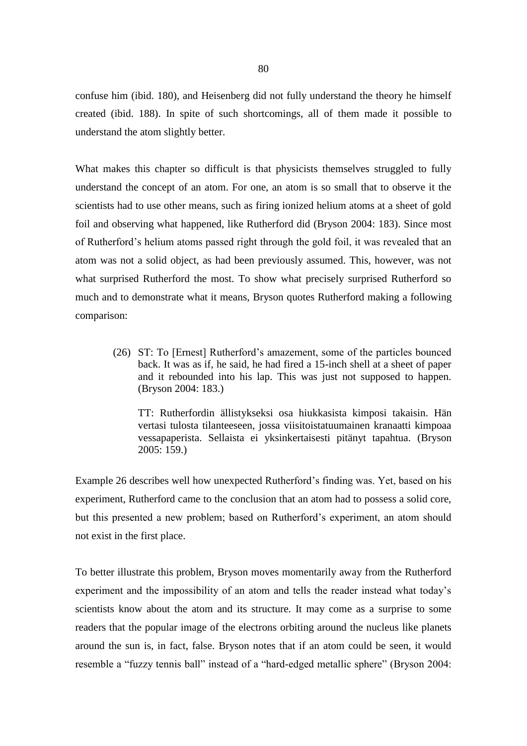confuse him (ibid. 180), and Heisenberg did not fully understand the theory he himself created (ibid. 188). In spite of such shortcomings, all of them made it possible to understand the atom slightly better.

What makes this chapter so difficult is that physicists themselves struggled to fully understand the concept of an atom. For one, an atom is so small that to observe it the scientists had to use other means, such as firing ionized helium atoms at a sheet of gold foil and observing what happened, like Rutherford did (Bryson 2004: 183). Since most of Rutherford's helium atoms passed right through the gold foil, it was revealed that an atom was not a solid object, as had been previously assumed. This, however, was not what surprised Rutherford the most. To show what precisely surprised Rutherford so much and to demonstrate what it means, Bryson quotes Rutherford making a following comparison:

> (26) ST: To [Ernest] Rutherford's amazement, some of the particles bounced back. It was as if, he said, he had fired a 15-inch shell at a sheet of paper and it rebounded into his lap. This was just not supposed to happen. (Bryson 2004: 183.)
>
> TT: Rutherfordin ällistykseksi osa hiukkasista kimposi takaisin. Hän vertasi tulosta tilanteeseen, jossa viisitoistatuumainen kranaatti kimpoaa vessapaperista. Sellaista ei yksinkertaisesti pitänyt tapahtua. (Bryson 2005: 159.)

Example 26 describes well how unexpected Rutherford's finding was. Yet, based on his experiment, Rutherford came to the conclusion that an atom had to possess a solid core, but this presented a new problem; based on Rutherford's experiment, an atom should not exist in the first place.

To better illustrate this problem, Bryson moves momentarily away from the Rutherford experiment and the impossibility of an atom and tells the reader instead what today's scientists know about the atom and its structure. It may come as a surprise to some readers that the popular image of the electrons orbiting around the nucleus like planets around the sun is, in fact, false. Bryson notes that if an atom could be seen, it would resemble a "fuzzy tennis ball" instead of a "hard-edged metallic sphere" (Bryson 2004: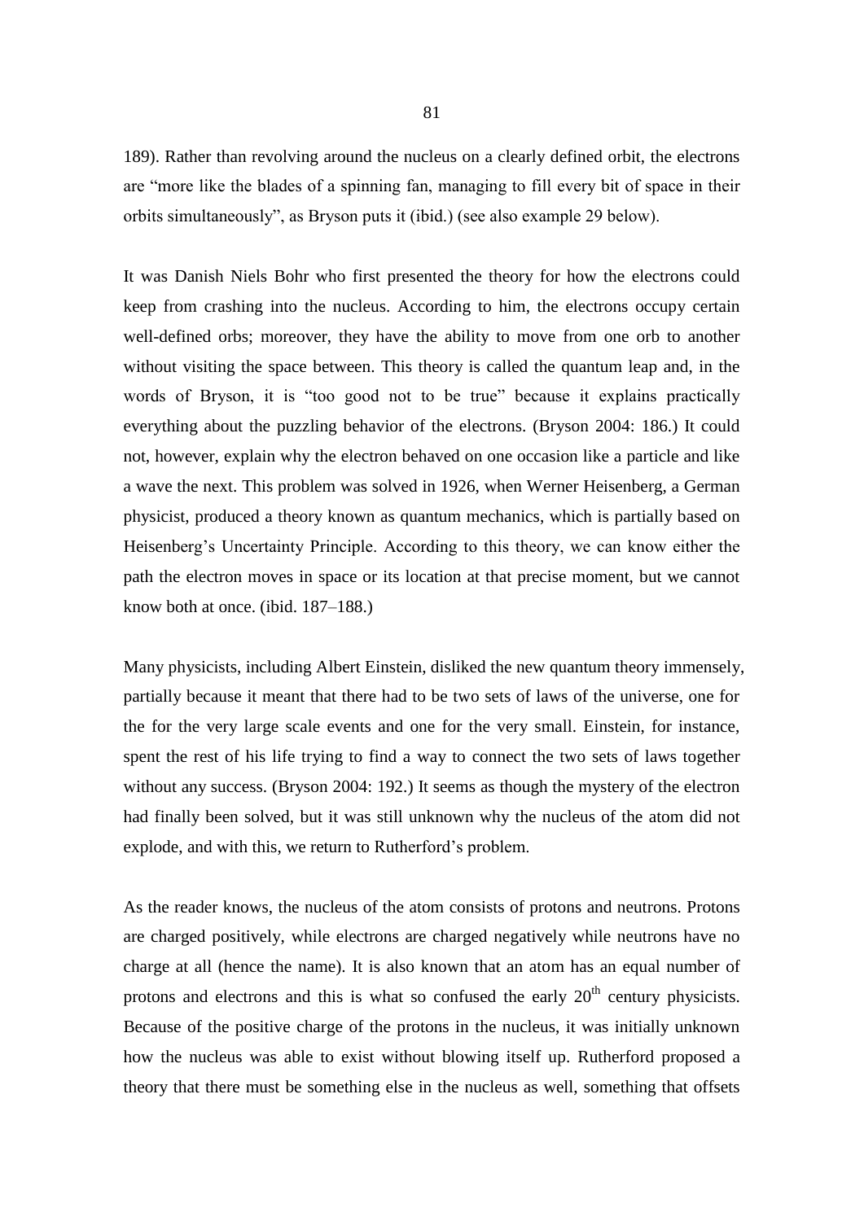189). Rather than revolving around the nucleus on a clearly defined orbit, the electrons are "more like the blades of a spinning fan, managing to fill every bit of space in their orbits simultaneously", as Bryson puts it (ibid.) (see also example 29 below).

It was Danish Niels Bohr who first presented the theory for how the electrons could keep from crashing into the nucleus. According to him, the electrons occupy certain well-defined orbs; moreover, they have the ability to move from one orb to another without visiting the space between. This theory is called the quantum leap and, in the words of Bryson, it is "too good not to be true" because it explains practically everything about the puzzling behavior of the electrons. (Bryson 2004: 186.) It could not, however, explain why the electron behaved on one occasion like a particle and like a wave the next. This problem was solved in 1926, when Werner Heisenberg, a German physicist, produced a theory known as quantum mechanics, which is partially based on Heisenberg's Uncertainty Principle. According to this theory, we can know either the path the electron moves in space or its location at that precise moment, but we cannot know both at once. (ibid. 187–188.)

Many physicists, including Albert Einstein, disliked the new quantum theory immensely, partially because it meant that there had to be two sets of laws of the universe, one for the for the very large scale events and one for the very small. Einstein, for instance, spent the rest of his life trying to find a way to connect the two sets of laws together without any success. (Bryson 2004: 192.) It seems as though the mystery of the electron had finally been solved, but it was still unknown why the nucleus of the atom did not explode, and with this, we return to Rutherford's problem.

As the reader knows, the nucleus of the atom consists of protons and neutrons. Protons are charged positively, while electrons are charged negatively while neutrons have no charge at all (hence the name). It is also known that an atom has an equal number of protons and electrons and this is what so confused the early 20th century physicists. Because of the positive charge of the protons in the nucleus, it was initially unknown how the nucleus was able to exist without blowing itself up. Rutherford proposed a theory that there must be something else in the nucleus as well, something that offsets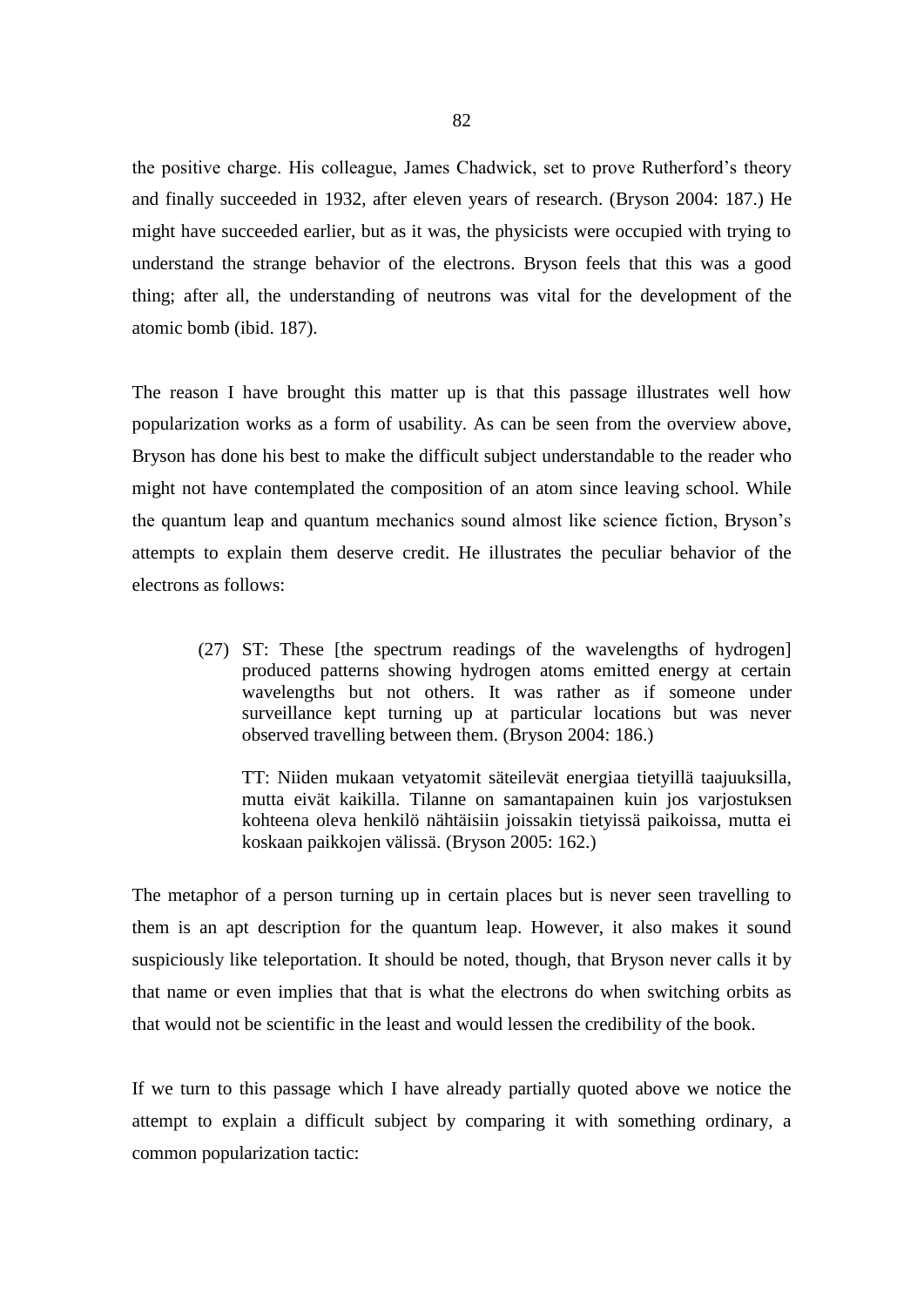the positive charge. His colleague, James Chadwick, set to prove Rutherford's theory and finally succeeded in 1932, after eleven years of research. (Bryson 2004: 187.) He might have succeeded earlier, but as it was, the physicists were occupied with trying to understand the strange behavior of the electrons. Bryson feels that this was a good thing; after all, the understanding of neutrons was vital for the development of the atomic bomb (ibid. 187).

The reason I have brought this matter up is that this passage illustrates well how popularization works as a form of usability. As can be seen from the overview above, Bryson has done his best to make the difficult subject understandable to the reader who might not have contemplated the composition of an atom since leaving school. While the quantum leap and quantum mechanics sound almost like science fiction, Bryson's attempts to explain them deserve credit. He illustrates the peculiar behavior of the electrons as follows:

> (27) ST: These [the spectrum readings of the wavelengths of hydrogen] produced patterns showing hydrogen atoms emitted energy at certain wavelengths but not others. It was rather as if someone under surveillance kept turning up at particular locations but was never observed travelling between them. (Bryson 2004: 186.)
>
> TT: Niiden mukaan vetyatomit säteilevät energiaa tietyillä taajuuksilla, mutta eivät kaikilla. Tilanne on samantapainen kuin jos varjostuksen kohteena oleva henkilö nähtäisiin joissakin tietyissä paikoissa, mutta ei koskaan paikkojen välissä. (Bryson 2005: 162.)

The metaphor of a person turning up in certain places but is never seen travelling to them is an apt description for the quantum leap. However, it also makes it sound suspiciously like teleportation. It should be noted, though, that Bryson never calls it by that name or even implies that that is what the electrons do when switching orbits as that would not be scientific in the least and would lessen the credibility of the book.

If we turn to this passage which I have already partially quoted above we notice the attempt to explain a difficult subject by comparing it with something ordinary, a common popularization tactic: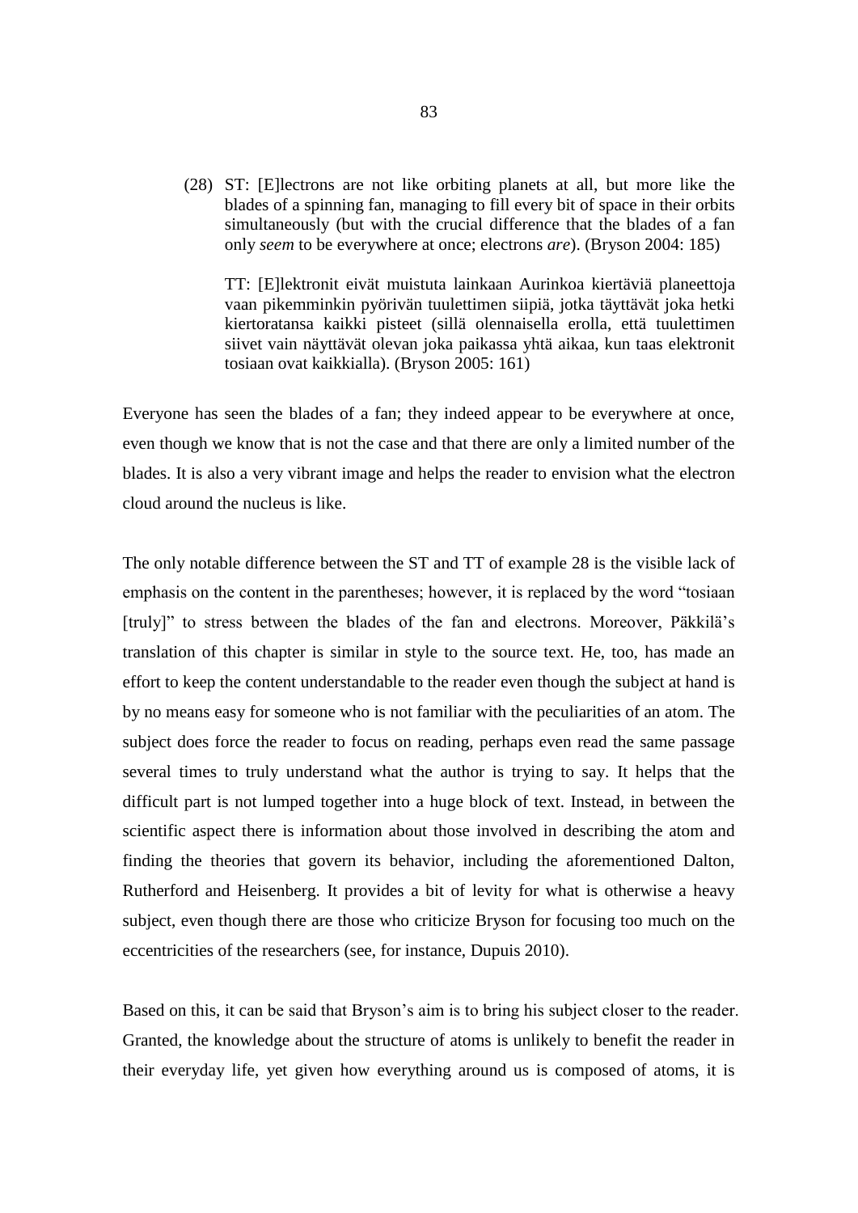(28) ST: [E]lectrons are not like orbiting planets at all, but more like the blades of a spinning fan, managing to fill every bit of space in their orbits simultaneously (but with the crucial difference that the blades of a fan only *seem* to be everywhere at once; electrons *are*). (Bryson 2004: 185)

TT: [E]lektronit eivät muistuta lainkaan Aurinkoa kiertäviä planeettoja vaan pikemminkin pyörivän tuulettimen siipiä, jotka täyttävät joka hetki kiertoratansa kaikki pisteet (sillä olennaisella erolla, että tuulettimen siivet vain näyttävät olevan joka paikassa yhtä aikaa, kun taas elektronit tosiaan ovat kaikkialla). (Bryson 2005: 161)

Everyone has seen the blades of a fan; they indeed appear to be everywhere at once, even though we know that is not the case and that there are only a limited number of the blades. It is also a very vibrant image and helps the reader to envision what the electron cloud around the nucleus is like.

The only notable difference between the ST and TT of example 28 is the visible lack of emphasis on the content in the parentheses; however, it is replaced by the word "tosiaan [truly]" to stress between the blades of the fan and electrons. Moreover, Päkkilä's translation of this chapter is similar in style to the source text. He, too, has made an effort to keep the content understandable to the reader even though the subject at hand is by no means easy for someone who is not familiar with the peculiarities of an atom. The subject does force the reader to focus on reading, perhaps even read the same passage several times to truly understand what the author is trying to say. It helps that the difficult part is not lumped together into a huge block of text. Instead, in between the scientific aspect there is information about those involved in describing the atom and finding the theories that govern its behavior, including the aforementioned Dalton, Rutherford and Heisenberg. It provides a bit of levity for what is otherwise a heavy subject, even though there are those who criticize Bryson for focusing too much on the eccentricities of the researchers (see, for instance, Dupuis 2010).

Based on this, it can be said that Bryson's aim is to bring his subject closer to the reader. Granted, the knowledge about the structure of atoms is unlikely to benefit the reader in their everyday life, yet given how everything around us is composed of atoms, it is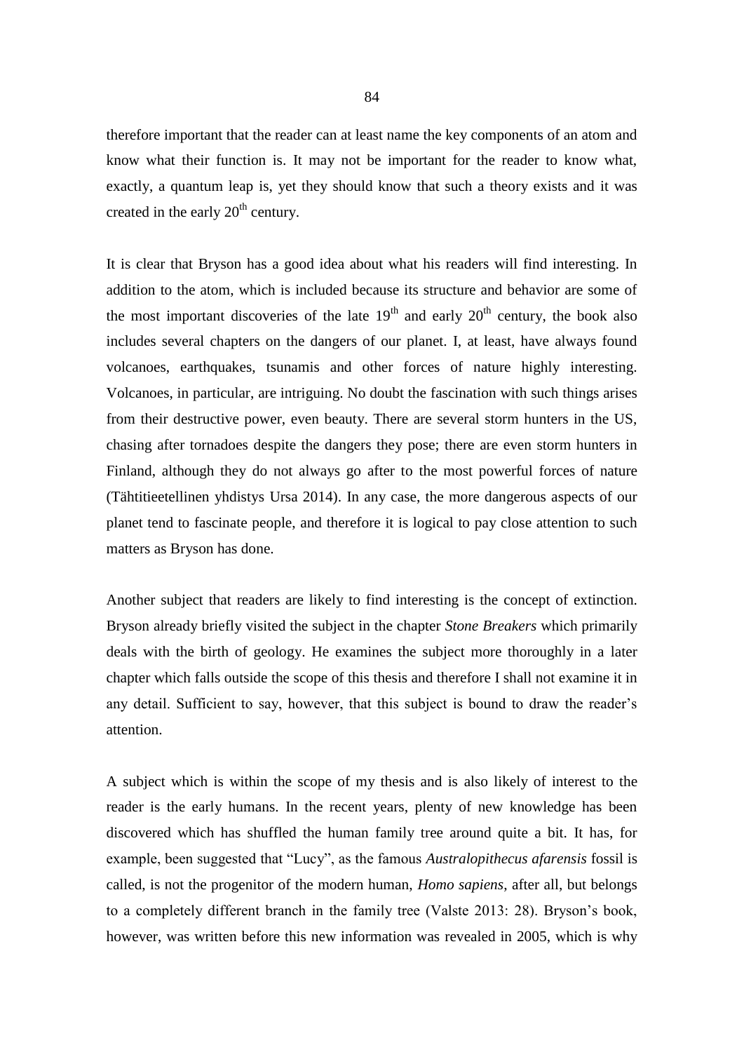therefore important that the reader can at least name the key components of an atom and know what their function is. It may not be important for the reader to know what, exactly, a quantum leap is, yet they should know that such a theory exists and it was created in the early 20$^{th}$ century.

It is clear that Bryson has a good idea about what his readers will find interesting. In addition to the atom, which is included because its structure and behavior are some of the most important discoveries of the late 19$^{th}$ and early 20$^{th}$ century, the book also includes several chapters on the dangers of our planet. I, at least, have always found volcanoes, earthquakes, tsunamis and other forces of nature highly interesting. Volcanoes, in particular, are intriguing. No doubt the fascination with such things arises from their destructive power, even beauty. There are several storm hunters in the US, chasing after tornadoes despite the dangers they pose; there are even storm hunters in Finland, although they do not always go after to the most powerful forces of nature (Tähtitieetellinen yhdistys Ursa 2014). In any case, the more dangerous aspects of our planet tend to fascinate people, and therefore it is logical to pay close attention to such matters as Bryson has done.

Another subject that readers are likely to find interesting is the concept of extinction. Bryson already briefly visited the subject in the chapter *Stone Breakers* which primarily deals with the birth of geology. He examines the subject more thoroughly in a later chapter which falls outside the scope of this thesis and therefore I shall not examine it in any detail. Sufficient to say, however, that this subject is bound to draw the reader's attention.

A subject which is within the scope of my thesis and is also likely of interest to the reader is the early humans. In the recent years, plenty of new knowledge has been discovered which has shuffled the human family tree around quite a bit. It has, for example, been suggested that "Lucy", as the famous *Australopithecus afarensis* fossil is called, is not the progenitor of the modern human, *Homo sapiens*, after all, but belongs to a completely different branch in the family tree (Valste 2013: 28). Bryson's book, however, was written before this new information was revealed in 2005, which is why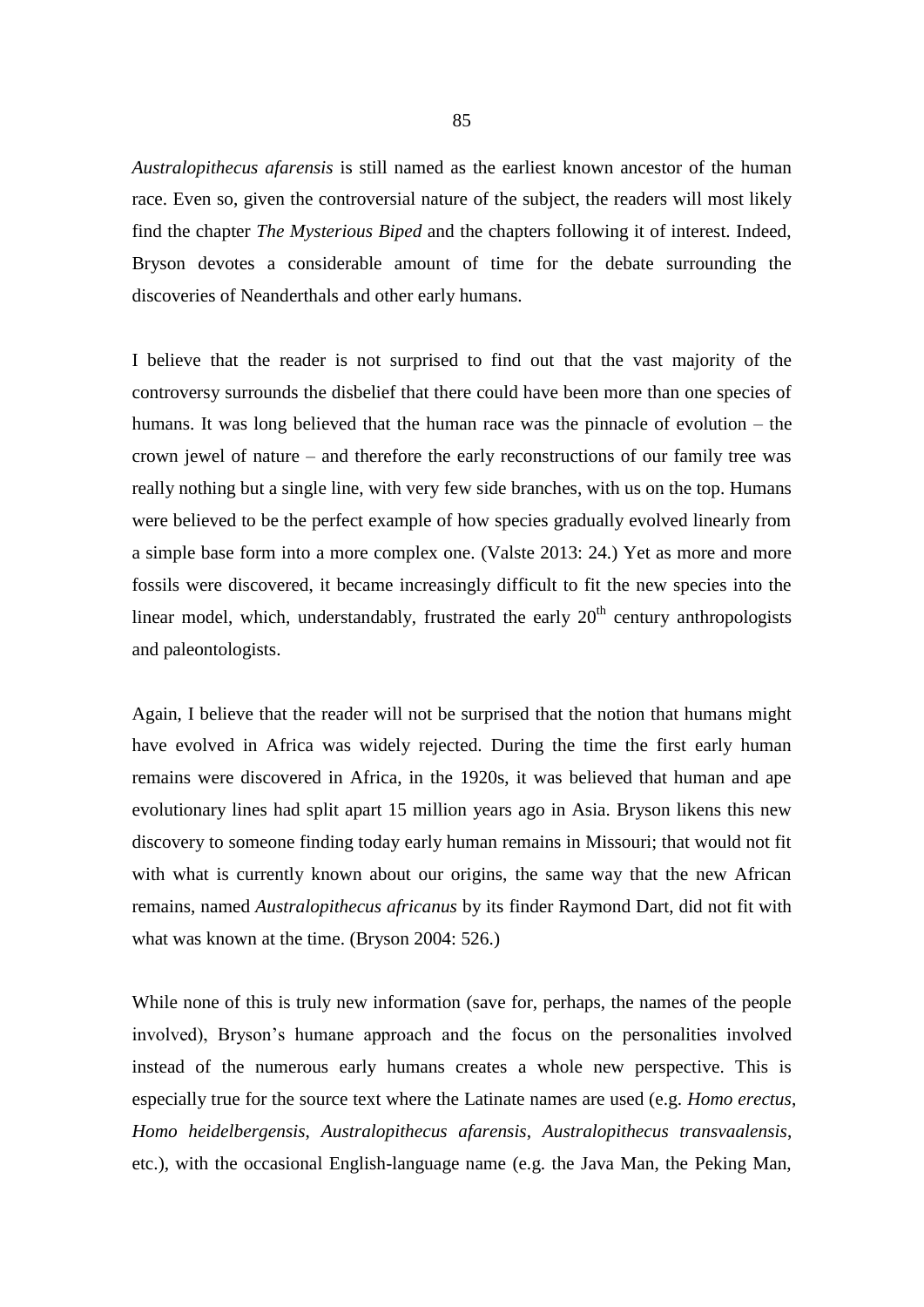*Australopithecus afarensis* is still named as the earliest known ancestor of the human race. Even so, given the controversial nature of the subject, the readers will most likely find the chapter *The Mysterious Biped* and the chapters following it of interest. Indeed, Bryson devotes a considerable amount of time for the debate surrounding the discoveries of Neanderthals and other early humans.

I believe that the reader is not surprised to find out that the vast majority of the controversy surrounds the disbelief that there could have been more than one species of humans. It was long believed that the human race was the pinnacle of evolution – the crown jewel of nature – and therefore the early reconstructions of our family tree was really nothing but a single line, with very few side branches, with us on the top. Humans were believed to be the perfect example of how species gradually evolved linearly from a simple base form into a more complex one. (Valste 2013: 24.) Yet as more and more fossils were discovered, it became increasingly difficult to fit the new species into the linear model, which, understandably, frustrated the early 20th century anthropologists and paleontologists.

Again, I believe that the reader will not be surprised that the notion that humans might have evolved in Africa was widely rejected. During the time the first early human remains were discovered in Africa, in the 1920s, it was believed that human and ape evolutionary lines had split apart 15 million years ago in Asia. Bryson likens this new discovery to someone finding today early human remains in Missouri; that would not fit with what is currently known about our origins, the same way that the new African remains, named *Australopithecus africanus* by its finder Raymond Dart, did not fit with what was known at the time. (Bryson 2004: 526.)

While none of this is truly new information (save for, perhaps, the names of the people involved), Bryson's humane approach and the focus on the personalities involved instead of the numerous early humans creates a whole new perspective. This is especially true for the source text where the Latinate names are used (e.g. *Homo erectus*, *Homo heidelbergensis*, *Australopithecus afarensis*, *Australopithecus transvaalensis*, etc.), with the occasional English-language name (e.g. the Java Man, the Peking Man,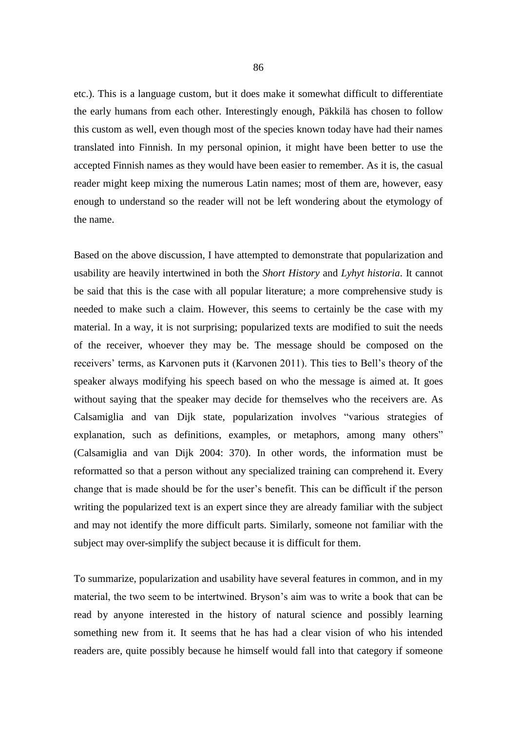etc.). This is a language custom, but it does make it somewhat difficult to differentiate the early humans from each other. Interestingly enough, Päkkilä has chosen to follow this custom as well, even though most of the species known today have had their names translated into Finnish. In my personal opinion, it might have been better to use the accepted Finnish names as they would have been easier to remember. As it is, the casual reader might keep mixing the numerous Latin names; most of them are, however, easy enough to understand so the reader will not be left wondering about the etymology of the name.

Based on the above discussion, I have attempted to demonstrate that popularization and usability are heavily intertwined in both the *Short History* and *Lyhyt historia*. It cannot be said that this is the case with all popular literature; a more comprehensive study is needed to make such a claim. However, this seems to certainly be the case with my material. In a way, it is not surprising; popularized texts are modified to suit the needs of the receiver, whoever they may be. The message should be composed on the receivers' terms, as Karvonen puts it (Karvonen 2011). This ties to Bell's theory of the speaker always modifying his speech based on who the message is aimed at. It goes without saying that the speaker may decide for themselves who the receivers are. As Calsamiglia and van Dijk state, popularization involves "various strategies of explanation, such as definitions, examples, or metaphors, among many others" (Calsamiglia and van Dijk 2004: 370). In other words, the information must be reformatted so that a person without any specialized training can comprehend it. Every change that is made should be for the user's benefit. This can be difficult if the person writing the popularized text is an expert since they are already familiar with the subject and may not identify the more difficult parts. Similarly, someone not familiar with the subject may over-simplify the subject because it is difficult for them.

To summarize, popularization and usability have several features in common, and in my material, the two seem to be intertwined. Bryson's aim was to write a book that can be read by anyone interested in the history of natural science and possibly learning something new from it. It seems that he has had a clear vision of who his intended readers are, quite possibly because he himself would fall into that category if someone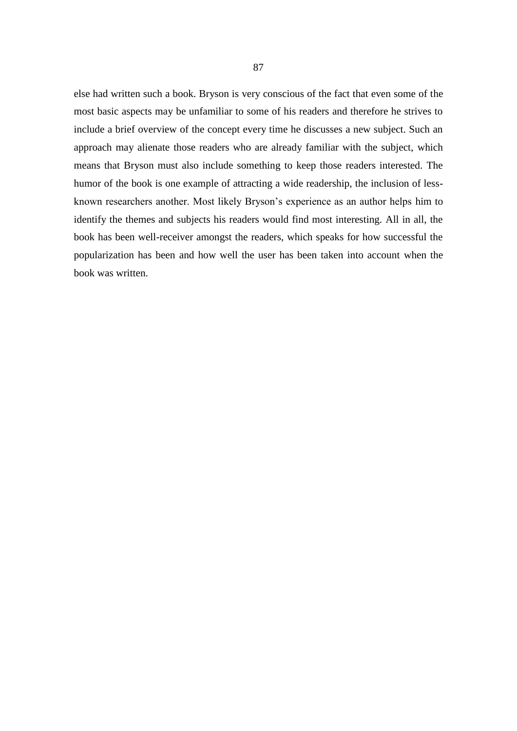else had written such a book. Bryson is very conscious of the fact that even some of the most basic aspects may be unfamiliar to some of his readers and therefore he strives to include a brief overview of the concept every time he discusses a new subject. Such an approach may alienate those readers who are already familiar with the subject, which means that Bryson must also include something to keep those readers interested. The humor of the book is one example of attracting a wide readership, the inclusion of less-known researchers another. Most likely Bryson's experience as an author helps him to identify the themes and subjects his readers would find most interesting. All in all, the book has been well-receiver amongst the readers, which speaks for how successful the popularization has been and how well the user has been taken into account when the book was written.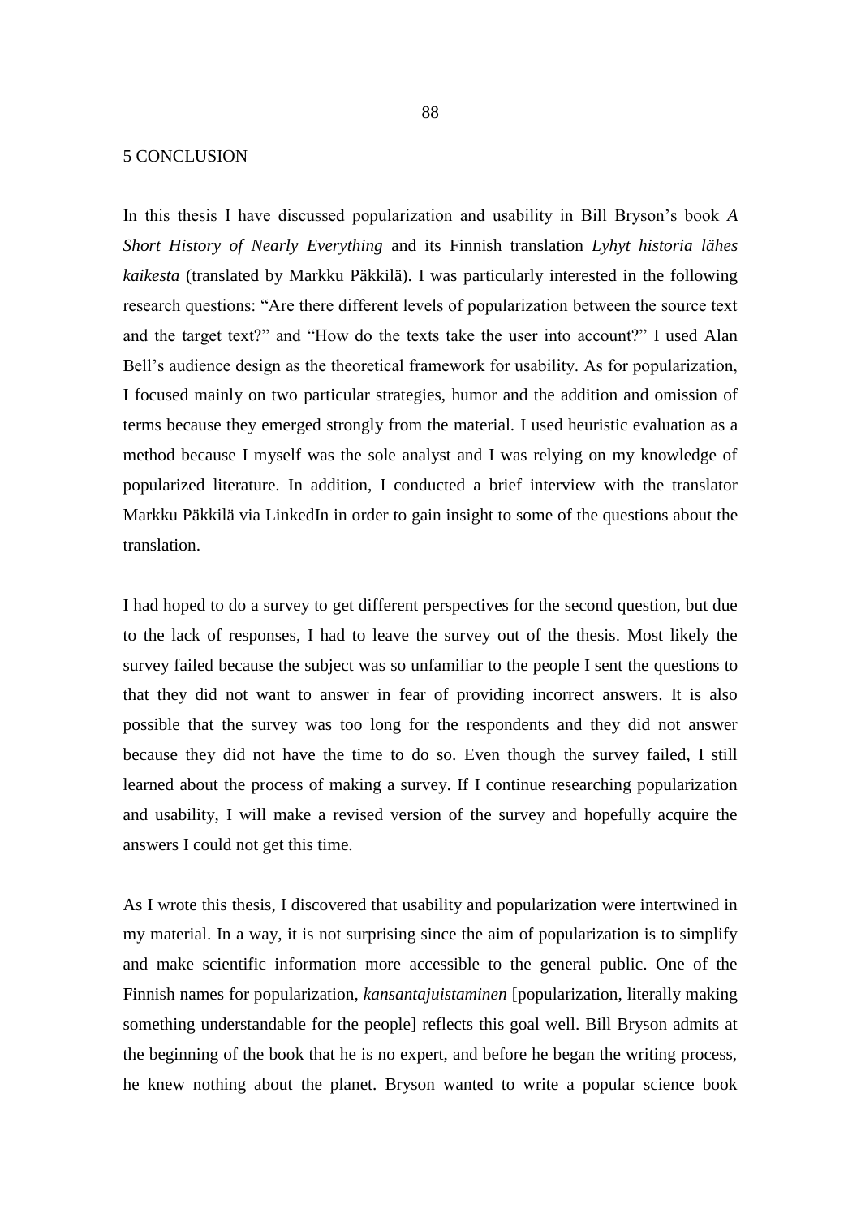# 5 CONCLUSION

In this thesis I have discussed popularization and usability in Bill Bryson's book *A Short History of Nearly Everything* and its Finnish translation *Lyhyt historia lähes kaikesta* (translated by Markku Päkkilä). I was particularly interested in the following research questions: "Are there different levels of popularization between the source text and the target text?" and "How do the texts take the user into account?" I used Alan Bell's audience design as the theoretical framework for usability. As for popularization, I focused mainly on two particular strategies, humor and the addition and omission of terms because they emerged strongly from the material. I used heuristic evaluation as a method because I myself was the sole analyst and I was relying on my knowledge of popularized literature. In addition, I conducted a brief interview with the translator Markku Päkkilä via LinkedIn in order to gain insight to some of the questions about the translation.

I had hoped to do a survey to get different perspectives for the second question, but due to the lack of responses, I had to leave the survey out of the thesis. Most likely the survey failed because the subject was so unfamiliar to the people I sent the questions to that they did not want to answer in fear of providing incorrect answers. It is also possible that the survey was too long for the respondents and they did not answer because they did not have the time to do so. Even though the survey failed, I still learned about the process of making a survey. If I continue researching popularization and usability, I will make a revised version of the survey and hopefully acquire the answers I could not get this time.

As I wrote this thesis, I discovered that usability and popularization were intertwined in my material. In a way, it is not surprising since the aim of popularization is to simplify and make scientific information more accessible to the general public. One of the Finnish names for popularization, *kansantajuistaminen* [popularization, literally making something understandable for the people] reflects this goal well. Bill Bryson admits at the beginning of the book that he is no expert, and before he began the writing process, he knew nothing about the planet. Bryson wanted to write a popular science book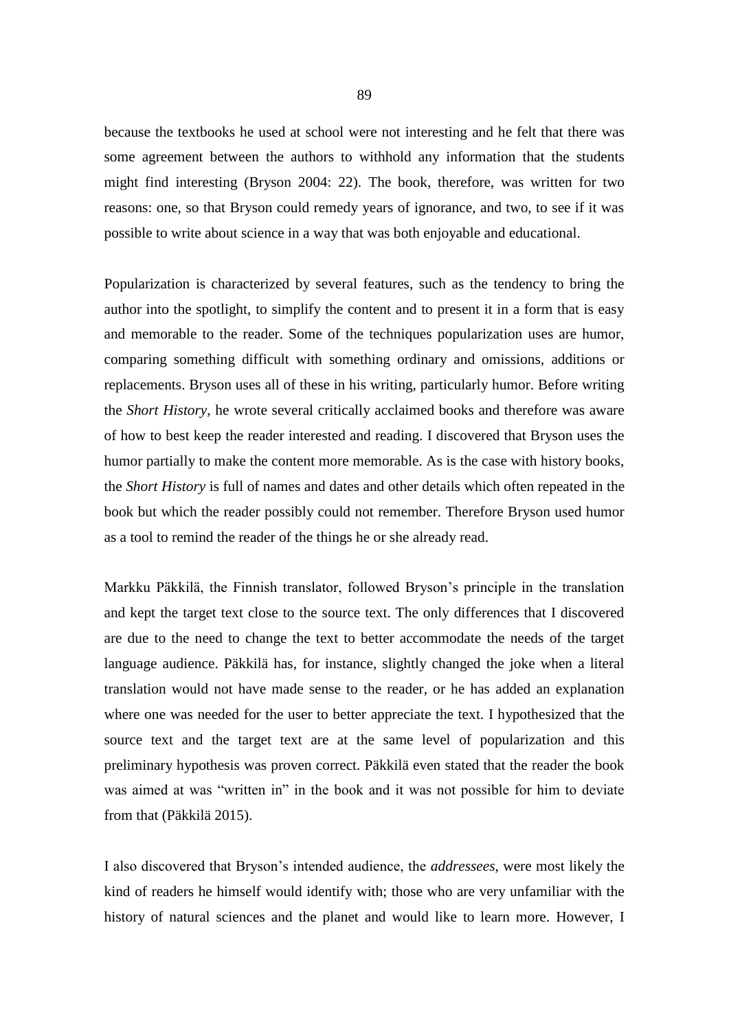because the textbooks he used at school were not interesting and he felt that there was some agreement between the authors to withhold any information that the students might find interesting (Bryson 2004: 22). The book, therefore, was written for two reasons: one, so that Bryson could remedy years of ignorance, and two, to see if it was possible to write about science in a way that was both enjoyable and educational.

Popularization is characterized by several features, such as the tendency to bring the author into the spotlight, to simplify the content and to present it in a form that is easy and memorable to the reader. Some of the techniques popularization uses are humor, comparing something difficult with something ordinary and omissions, additions or replacements. Bryson uses all of these in his writing, particularly humor. Before writing the *Short History*, he wrote several critically acclaimed books and therefore was aware of how to best keep the reader interested and reading. I discovered that Bryson uses the humor partially to make the content more memorable. As is the case with history books, the *Short History* is full of names and dates and other details which often repeated in the book but which the reader possibly could not remember. Therefore Bryson used humor as a tool to remind the reader of the things he or she already read.

Markku Päkkilä, the Finnish translator, followed Bryson's principle in the translation and kept the target text close to the source text. The only differences that I discovered are due to the need to change the text to better accommodate the needs of the target language audience. Päkkilä has, for instance, slightly changed the joke when a literal translation would not have made sense to the reader, or he has added an explanation where one was needed for the user to better appreciate the text. I hypothesized that the source text and the target text are at the same level of popularization and this preliminary hypothesis was proven correct. Päkkilä even stated that the reader the book was aimed at was "written in" in the book and it was not possible for him to deviate from that (Päkkilä 2015).

I also discovered that Bryson's intended audience, the *addressees*, were most likely the kind of readers he himself would identify with; those who are very unfamiliar with the history of natural sciences and the planet and would like to learn more. However, I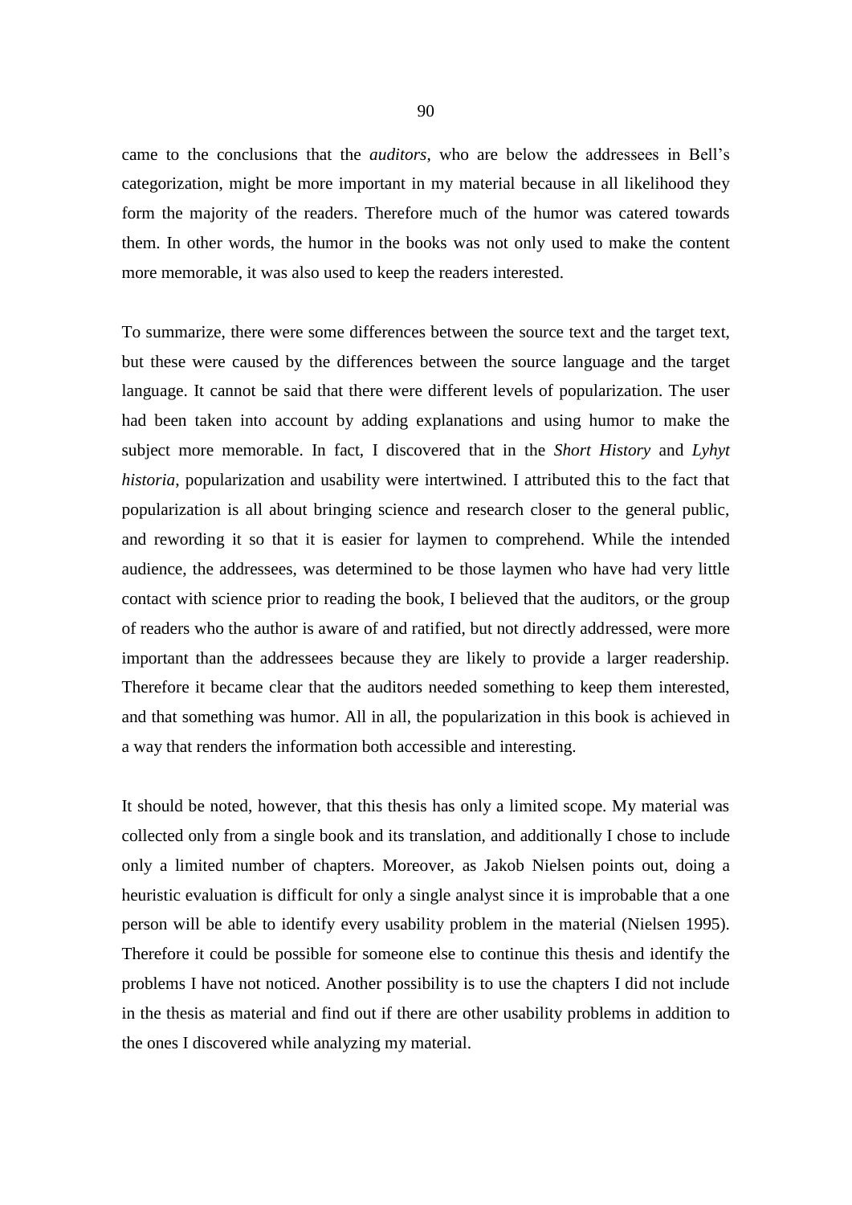came to the conclusions that the *auditors*, who are below the addressees in Bell's categorization, might be more important in my material because in all likelihood they form the majority of the readers. Therefore much of the humor was catered towards them. In other words, the humor in the books was not only used to make the content more memorable, it was also used to keep the readers interested.

To summarize, there were some differences between the source text and the target text, but these were caused by the differences between the source language and the target language. It cannot be said that there were different levels of popularization. The user had been taken into account by adding explanations and using humor to make the subject more memorable. In fact, I discovered that in the *Short History* and *Lyhyt historia*, popularization and usability were intertwined. I attributed this to the fact that popularization is all about bringing science and research closer to the general public, and rewording it so that it is easier for laymen to comprehend. While the intended audience, the addressees, was determined to be those laymen who have had very little contact with science prior to reading the book, I believed that the auditors, or the group of readers who the author is aware of and ratified, but not directly addressed, were more important than the addressees because they are likely to provide a larger readership. Therefore it became clear that the auditors needed something to keep them interested, and that something was humor. All in all, the popularization in this book is achieved in a way that renders the information both accessible and interesting.

It should be noted, however, that this thesis has only a limited scope. My material was collected only from a single book and its translation, and additionally I chose to include only a limited number of chapters. Moreover, as Jakob Nielsen points out, doing a heuristic evaluation is difficult for only a single analyst since it is improbable that a one person will be able to identify every usability problem in the material (Nielsen 1995). Therefore it could be possible for someone else to continue this thesis and identify the problems I have not noticed. Another possibility is to use the chapters I did not include in the thesis as material and find out if there are other usability problems in addition to the ones I discovered while analyzing my material.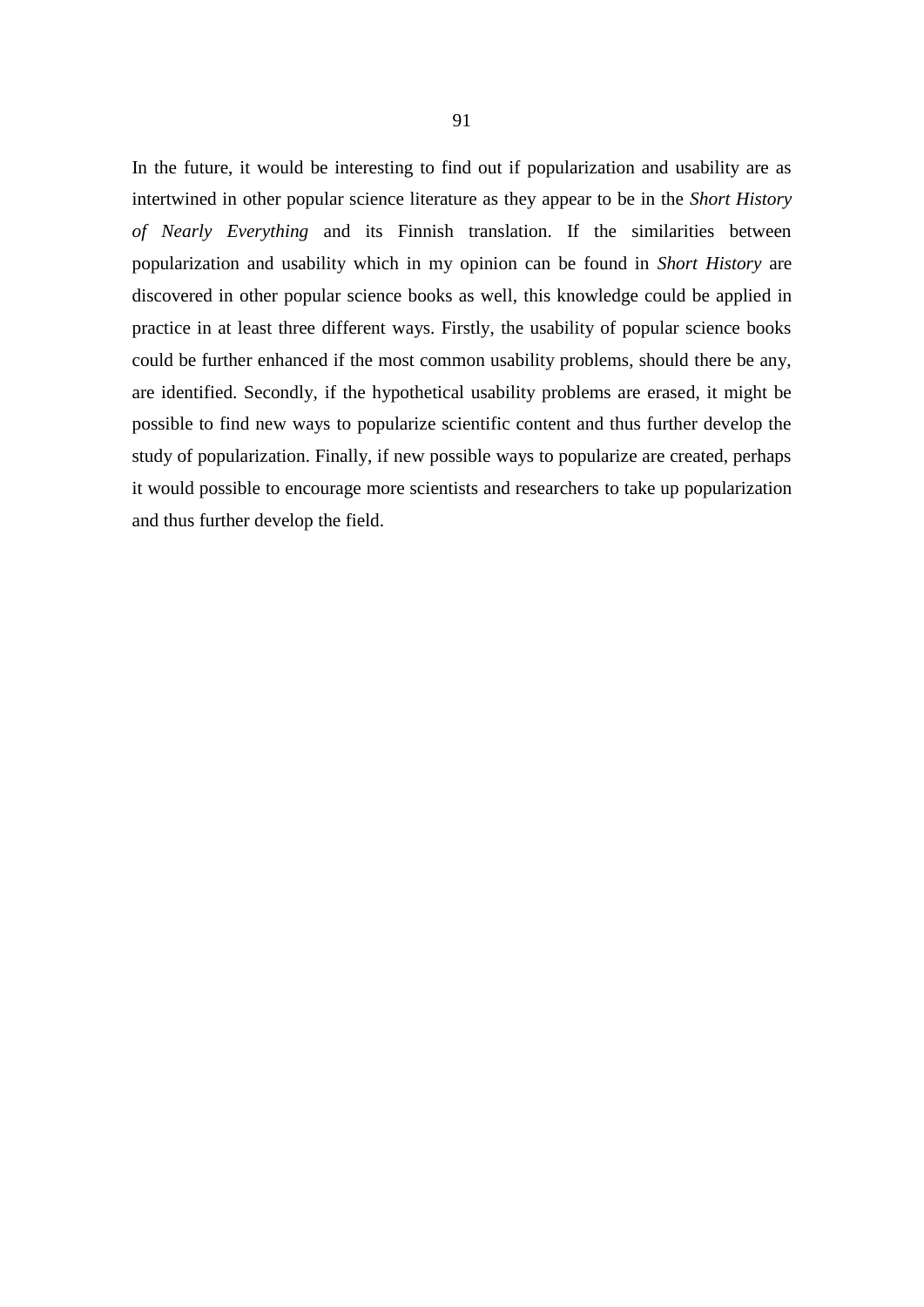In the future, it would be interesting to find out if popularization and usability are as intertwined in other popular science literature as they appear to be in the *Short History of Nearly Everything* and its Finnish translation. If the similarities between popularization and usability which in my opinion can be found in *Short History* are discovered in other popular science books as well, this knowledge could be applied in practice in at least three different ways. Firstly, the usability of popular science books could be further enhanced if the most common usability problems, should there be any, are identified. Secondly, if the hypothetical usability problems are erased, it might be possible to find new ways to popularize scientific content and thus further develop the study of popularization. Finally, if new possible ways to popularize are created, perhaps it would possible to encourage more scientists and researchers to take up popularization and thus further develop the field.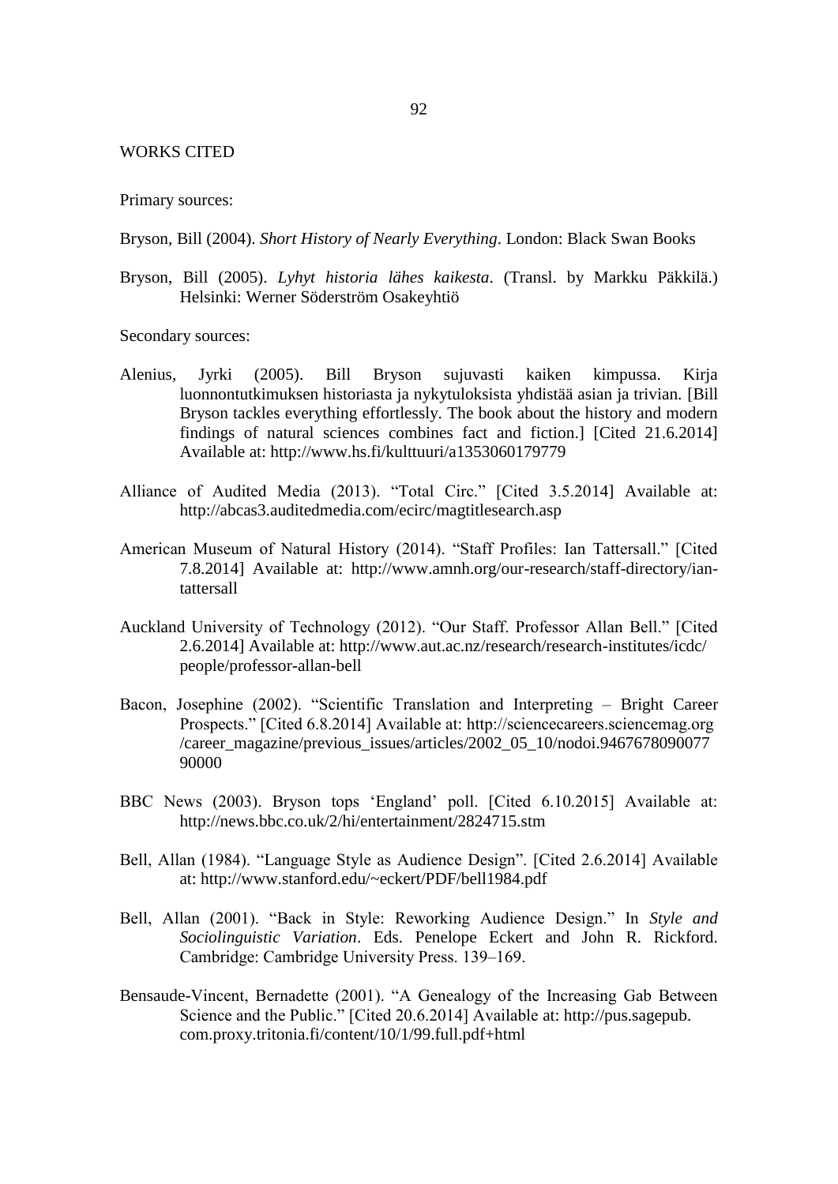## WORKS CITED

Primary sources:

Bryson, Bill (2004). *Short History of Nearly Everything*. London: Black Swan Books

Bryson, Bill (2005). *Lyhyt historia lähes kaikesta*. (Transl. by Markku Päkkilä.) Helsinki: Werner Söderström Osakeyhtiö

Secondary sources:

Alenius, Jyrki (2005). Bill Bryson sujuvasti kaiken kimpussa. Kirja luonnontutkimuksen historiasta ja nykytuloksista yhdistää asian ja trivian. [Bill Bryson tackles everything effortlessly. The book about the history and modern findings of natural sciences combines fact and fiction.] [Cited 21.6.2014] Available at: http://www.hs.fi/kulttuuri/a1353060179779

Alliance of Audited Media (2013). "Total Circ." [Cited 3.5.2014] Available at: http://abcas3.auditedmedia.com/ecirc/magtitlesearch.asp

American Museum of Natural History (2014). "Staff Profiles: Ian Tattersall." [Cited 7.8.2014] Available at: http://www.amnh.org/our-research/staff-directory/ian-tattersall

Auckland University of Technology (2012). "Our Staff. Professor Allan Bell." [Cited 2.6.2014] Available at: http://www.aut.ac.nz/research/research-institutes/icdc/people/professor-allan-bell

Bacon, Josephine (2002). "Scientific Translation and Interpreting – Bright Career Prospects." [Cited 6.8.2014] Available at: http://sciencecareers.sciencemag.org/career_magazine/previous_issues/articles/2002_05_10/nodoi.946767809007790000

BBC News (2003). Bryson tops 'England' poll. [Cited 6.10.2015] Available at: http://news.bbc.co.uk/2/hi/entertainment/2824715.stm

Bell, Allan (1984). "Language Style as Audience Design". [Cited 2.6.2014] Available at: http://www.stanford.edu/~eckert/PDF/bell1984.pdf

Bell, Allan (2001). "Back in Style: Reworking Audience Design." In *Style and Sociolinguistic Variation*. Eds. Penelope Eckert and John R. Rickford. Cambridge: Cambridge University Press. 139–169.

Bensaude-Vincent, Bernadette (2001). "A Genealogy of the Increasing Gab Between Science and the Public." [Cited 20.6.2014] Available at: http://pus.sagepub.com.proxy.tritonia.fi/content/10/1/99.full.pdf+html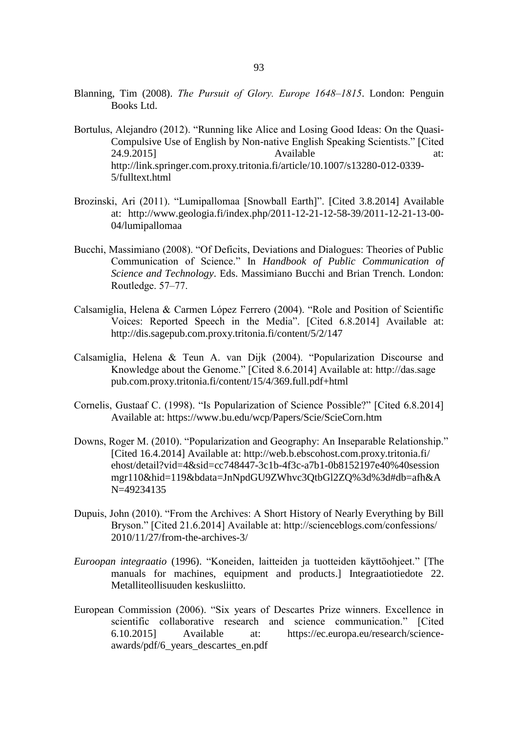Blanning, Tim (2008). *The Pursuit of Glory. Europe 1648–1815*. London: Penguin Books Ltd.

Bortulus, Alejandro (2012). "Running like Alice and Losing Good Ideas: On the Quasi-Compulsive Use of English by Non-native English Speaking Scientists." [Cited 24.9.2015] Available at: http://link.springer.com.proxy.tritonia.fi/article/10.1007/s13280-012-0339-5/fulltext.html

Brozinski, Ari (2011). "Lumipallomaa [Snowball Earth]". [Cited 3.8.2014] Available at: http://www.geologia.fi/index.php/2011-12-21-12-58-39/2011-12-21-13-00-04/lumipallomaa

Bucchi, Massimiano (2008). "Of Deficits, Deviations and Dialogues: Theories of Public Communication of Science." In *Handbook of Public Communication of Science and Technology*. Eds. Massimiano Bucchi and Brian Trench. London: Routledge. 57–77.

Calsamiglia, Helena & Carmen López Ferrero (2004). "Role and Position of Scientific Voices: Reported Speech in the Media". [Cited 6.8.2014] Available at: http://dis.sagepub.com.proxy.tritonia.fi/content/5/2/147

Calsamiglia, Helena & Teun A. van Dijk (2004). "Popularization Discourse and Knowledge about the Genome." [Cited 8.6.2014] Available at: http://das.sage pub.com.proxy.tritonia.fi/content/15/4/369.full.pdf+html

Cornelis, Gustaaf C. (1998). "Is Popularization of Science Possible?" [Cited 6.8.2014] Available at: https://www.bu.edu/wcp/Papers/Scie/ScieCorn.htm

Downs, Roger M. (2010). "Popularization and Geography: An Inseparable Relationship." [Cited 16.4.2014] Available at: http://web.b.ebscohost.com.proxy.tritonia.fi/ ehost/detail?vid=4&sid=cc748447-3c1b-4f3c-a7b1-0b8152197e40%40session mgr110&hid=119&bdata=JnNpdGU9ZWhvc3QtbGl2ZQ%3d%3d#db=afh&AN=49234135

Dupuis, John (2010). "From the Archives: A Short History of Nearly Everything by Bill Bryson." [Cited 21.6.2014] Available at: http://scienceblogs.com/confessions/ 2010/11/27/from-the-archives-3/

*Euroopan integraatio* (1996). "Koneiden, laitteiden ja tuotteiden käyttöohjeet." [The manuals for machines, equipment and products.] Integraatiotiedote 22. Metalliteollisuuden keskusliitto.

European Commission (2006). "Six years of Descartes Prize winners. Excellence in scientific collaborative research and science communication." [Cited 6.10.2015] Available at: https://ec.europa.eu/research/science-awards/pdf/6_years_descartes_en.pdf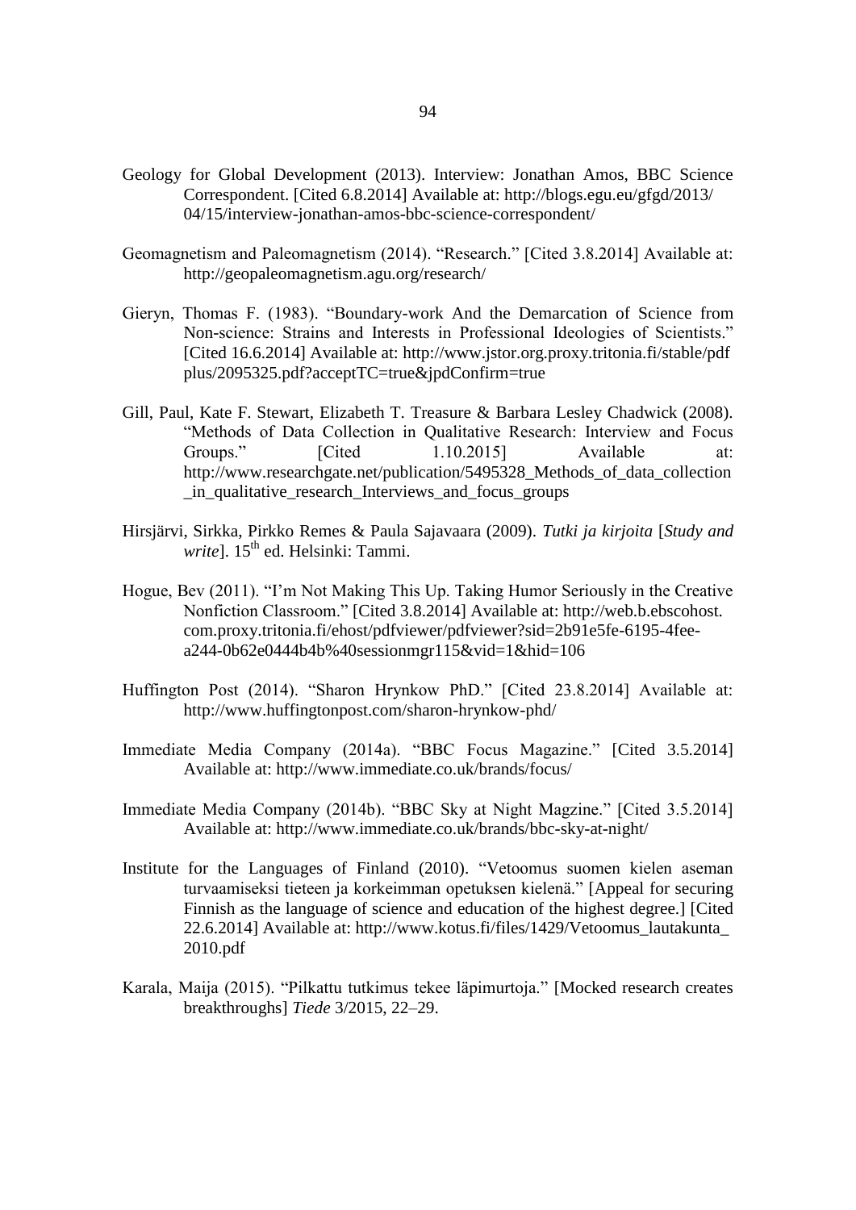Geology for Global Development (2013). Interview: Jonathan Amos, BBC Science Correspondent. [Cited 6.8.2014] Available at: http://blogs.egu.eu/gfgd/2013/04/15/interview-jonathan-amos-bbc-science-correspondent/

Geomagnetism and Paleomagnetism (2014). "Research." [Cited 3.8.2014] Available at: http://geopaleomagnetism.agu.org/research/

Gieryn, Thomas F. (1983). "Boundary-work And the Demarcation of Science from Non-science: Strains and Interests in Professional Ideologies of Scientists." [Cited 16.6.2014] Available at: http://www.jstor.org.proxy.tritonia.fi/stable/pdfplus/2095325.pdf?acceptTC=true&jpdConfirm=true

Gill, Paul, Kate F. Stewart, Elizabeth T. Treasure & Barbara Lesley Chadwick (2008). "Methods of Data Collection in Qualitative Research: Interview and Focus Groups." [Cited 1.10.2015] Available at: http://www.researchgate.net/publication/5495328_Methods_of_data_collection_in_qualitative_research_Interviews_and_focus_groups

Hirsjärvi, Sirkka, Pirkko Remes & Paula Sajavaara (2009). *Tutki ja kirjoita* [*Study and write*]. 15th ed. Helsinki: Tammi.

Hogue, Bev (2011). "I'm Not Making This Up. Taking Humor Seriously in the Creative Nonfiction Classroom." [Cited 3.8.2014] Available at: http://web.b.ebscohost.com.proxy.tritonia.fi/ehost/pdfviewer/pdfviewer?sid=2b91e5fe-6195-4fee-a244-0b62e0444b4b%40sessionmgr115&vid=1&hid=106

Huffington Post (2014). "Sharon Hrynkow PhD." [Cited 23.8.2014] Available at: http://www.huffingtonpost.com/sharon-hrynkow-phd/

Immediate Media Company (2014a). "BBC Focus Magazine." [Cited 3.5.2014] Available at: http://www.immediate.co.uk/brands/focus/

Immediate Media Company (2014b). "BBC Sky at Night Magzine." [Cited 3.5.2014] Available at: http://www.immediate.co.uk/brands/bbc-sky-at-night/

Institute for the Languages of Finland (2010). "Vetoomus suomen kielen aseman turvaamiseksi tieteen ja korkeimman opetuksen kielenä." [Appeal for securing Finnish as the language of science and education of the highest degree.] [Cited 22.6.2014] Available at: http://www.kotus.fi/files/1429/Vetoomus_lautakunta_2010.pdf

Karala, Maija (2015). "Pilkattu tutkimus tekee läpimurtoja." [Mocked research creates breakthroughs] *Tiede* 3/2015, 22–29.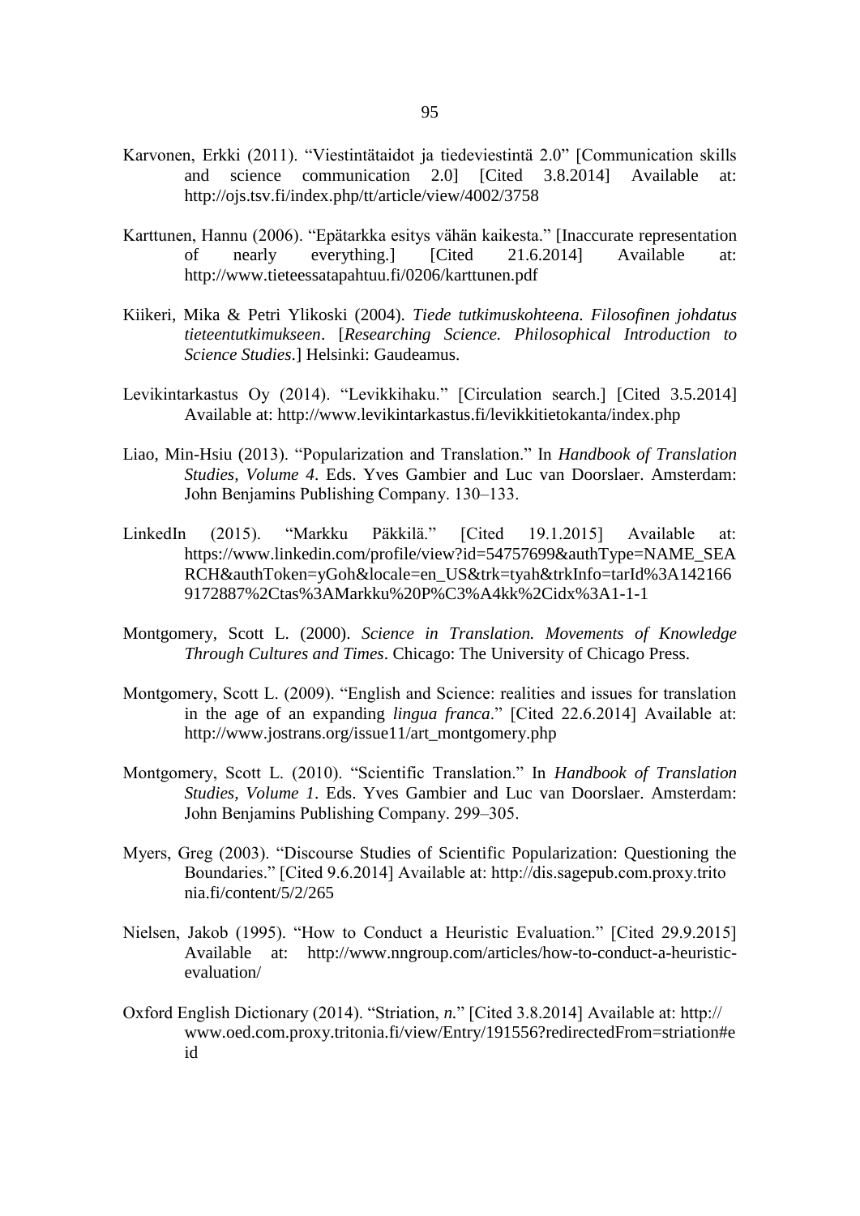Karvonen, Erkki (2011). "Viestintätaidot ja tiedeviestintä 2.0" [Communication skills and science communication 2.0] [Cited 3.8.2014] Available at: http://ojs.tsv.fi/index.php/tt/article/view/4002/3758

Karttunen, Hannu (2006). "Epätarkka esitys vähän kaikesta." [Inaccurate representation of nearly everything.] [Cited 21.6.2014] Available at: http://www.tieteessatapahtuu.fi/0206/karttunen.pdf

Kiikeri, Mika & Petri Ylikoski (2004). *Tiede tutkimuskohteena. Filosofinen johdatus tieteentutkimukseen*. [*Researching Science. Philosophical Introduction to Science Studies*.] Helsinki: Gaudeamus.

Levikintarkastus Oy (2014). "Levikkihaku." [Circulation search.] [Cited 3.5.2014] Available at: http://www.levikintarkastus.fi/levikkitietokanta/index.php

Liao, Min-Hsiu (2013). "Popularization and Translation." In *Handbook of Translation Studies, Volume 4*. Eds. Yves Gambier and Luc van Doorslaer. Amsterdam: John Benjamins Publishing Company. 130–133.

LinkedIn (2015). "Markku Päkkilä." [Cited 19.1.2015] Available at: https://www.linkedin.com/profile/view?id=54757699&authType=NAME_SEARCH&authToken=yGoh&locale=en_US&trk=tyah&trkInfo=tarId%3A1421669172887%2Ctas%3AMarkku%20P%C3%A4kk%2Cidx%3A1-1-1

Montgomery, Scott L. (2000). *Science in Translation. Movements of Knowledge Through Cultures and Times*. Chicago: The University of Chicago Press.

Montgomery, Scott L. (2009). "English and Science: realities and issues for translation in the age of an expanding *lingua franca*." [Cited 22.6.2014] Available at: http://www.jostrans.org/issue11/art_montgomery.php

Montgomery, Scott L. (2010). "Scientific Translation." In *Handbook of Translation Studies, Volume 1*. Eds. Yves Gambier and Luc van Doorslaer. Amsterdam: John Benjamins Publishing Company. 299–305.

Myers, Greg (2003). "Discourse Studies of Scientific Popularization: Questioning the Boundaries." [Cited 9.6.2014] Available at: http://dis.sagepub.com.proxy.tritonia.fi/content/5/2/265

Nielsen, Jakob (1995). "How to Conduct a Heuristic Evaluation." [Cited 29.9.2015] Available at: http://www.nngroup.com/articles/how-to-conduct-a-heuristic-evaluation/

Oxford English Dictionary (2014). "Striation, *n.*" [Cited 3.8.2014] Available at: http://www.oed.com.proxy.tritonia.fi/view/Entry/191556?redirectedFrom=striation#eid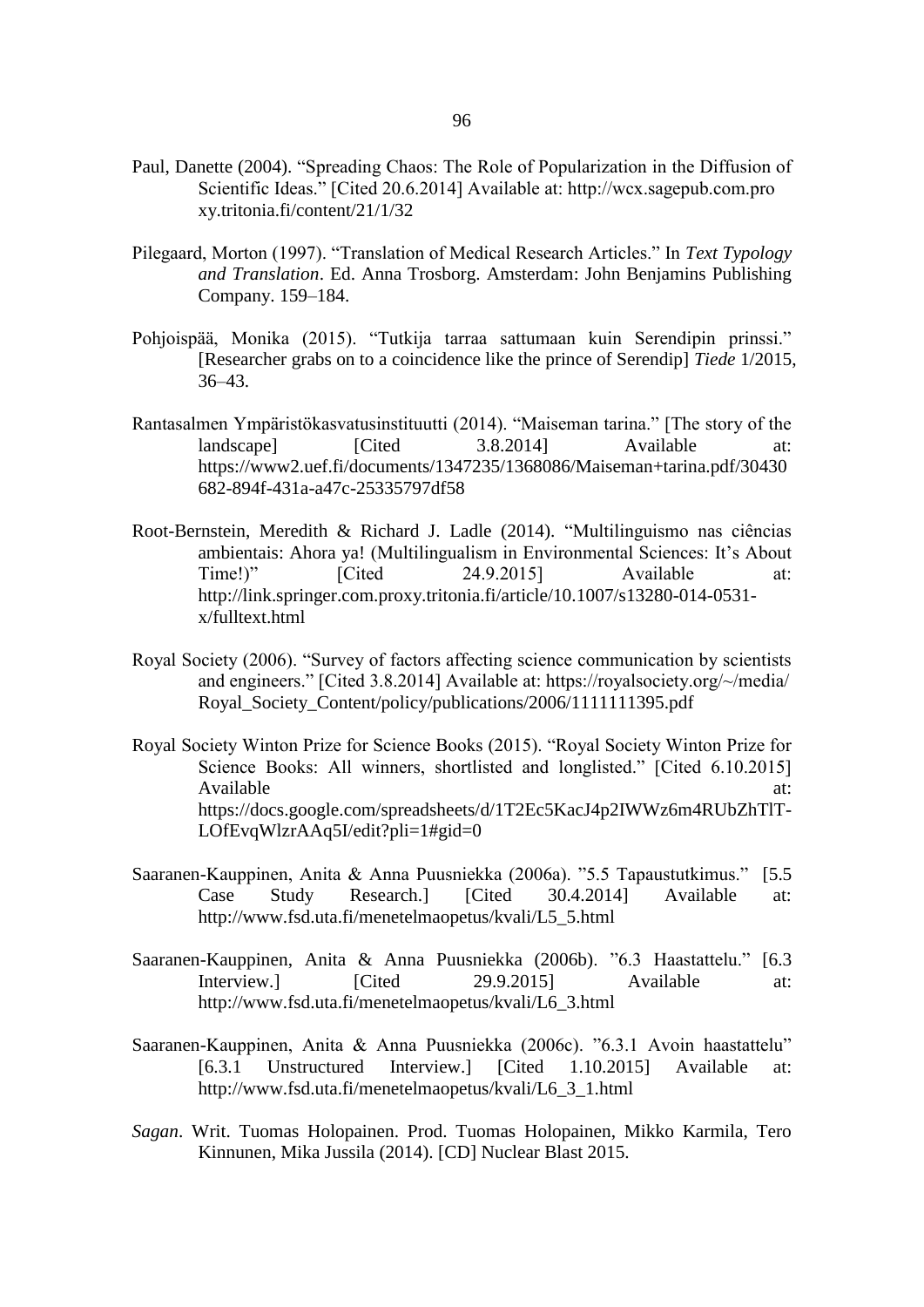Paul, Danette (2004). “Spreading Chaos: The Role of Popularization in the Diffusion of Scientific Ideas.” [Cited 20.6.2014] Available at: http://wcx.sagepub.com.proxy.tritonia.fi/content/21/1/32

Pilegaard, Morton (1997). “Translation of Medical Research Articles.” In *Text Typology and Translation*. Ed. Anna Trosborg. Amsterdam: John Benjamins Publishing Company. 159–184.

Pohjoispää, Monika (2015). “Tutkija tarraa sattumaan kuin Serendipin prinssi.” [Researcher grabs on to a coincidence like the prince of Serendip] *Tiede* 1/2015, 36–43.

Rantasalmen Ympäristökasvatusinstituutti (2014). “Maiseman tarina.” [The story of the landscape] [Cited 3.8.2014] Available at: https://www2.uef.fi/documents/1347235/1368086/Maiseman+tarina.pdf/30430682-894f-431a-a47c-25335797df58

Root-Bernstein, Meredith & Richard J. Ladle (2014). “Multilinguismo nas ciências ambientais: Ahora ya! (Multilingualism in Environmental Sciences: It’s About Time!)” [Cited 24.9.2015] Available at: http://link.springer.com.proxy.tritonia.fi/article/10.1007/s13280-014-0531-x/fulltext.html

Royal Society (2006). “Survey of factors affecting science communication by scientists and engineers.” [Cited 3.8.2014] Available at: https://royalsociety.org/~/media/Royal_Society_Content/policy/publications/2006/1111111395.pdf

Royal Society Winton Prize for Science Books (2015). “Royal Society Winton Prize for Science Books: All winners, shortlisted and longlisted.” [Cited 6.10.2015] Available at: https://docs.google.com/spreadsheets/d/1T2Ec5KacJ4p2IWWz6m4RUbZhTlT-LOfEvqWlzrAAq5I/edit?pli=1#gid=0

Saaranen-Kauppinen, Anita & Anna Puusniekka (2006a). ”5.5 Tapaustutkimus.” [5.5 Case Study Research.] [Cited 30.4.2014] Available at: http://www.fsd.uta.fi/menetelmaopetus/kvali/L5_5.html

Saaranen-Kauppinen, Anita & Anna Puusniekka (2006b). ”6.3 Haastattelu.” [6.3 Interview.] [Cited 29.9.2015] Available at: http://www.fsd.uta.fi/menetelmaopetus/kvali/L6_3.html

Saaranen-Kauppinen, Anita & Anna Puusniekka (2006c). ”6.3.1 Avoin haastattelu” [6.3.1 Unstructured Interview.] [Cited 1.10.2015] Available at: http://www.fsd.uta.fi/menetelmaopetus/kvali/L6_3_1.html

*Sagan*. Writ. Tuomas Holopainen. Prod. Tuomas Holopainen, Mikko Karmila, Tero Kinnunen, Mika Jussila (2014). [CD] Nuclear Blast 2015.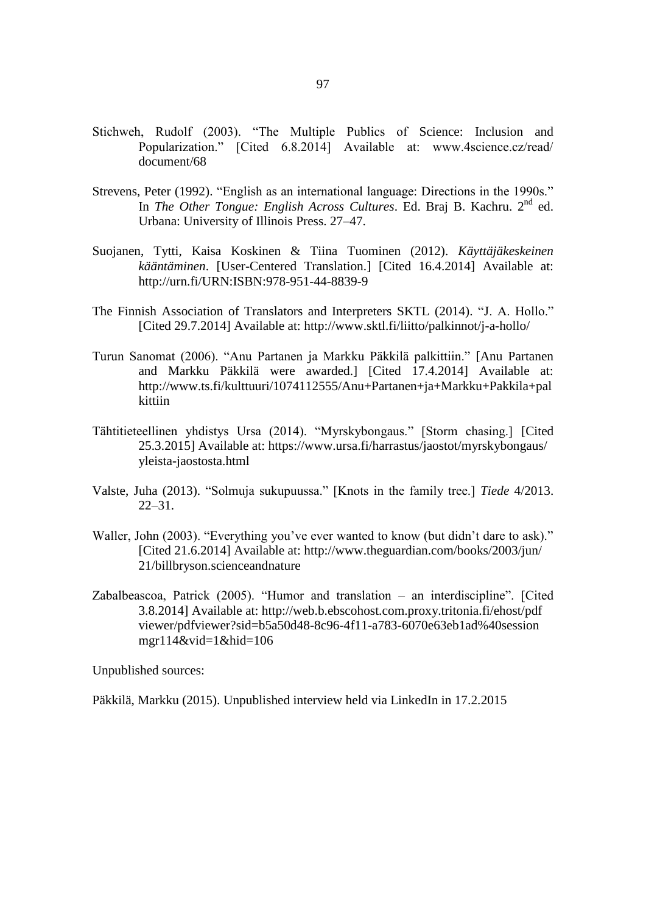Stichweh, Rudolf (2003). “The Multiple Publics of Science: Inclusion and Popularization.” [Cited 6.8.2014] Available at: www.4science.cz/read/document/68

Strevens, Peter (1992). “English as an international language: Directions in the 1990s.” In *The Other Tongue: English Across Cultures*. Ed. Braj B. Kachru. 2nd ed. Urbana: University of Illinois Press. 27–47.

Suojanen, Tytti, Kaisa Koskinen & Tiina Tuominen (2012). *Käyttäjäkeskeinen kääntäminen*. [User-Centered Translation.] [Cited 16.4.2014] Available at: http://urn.fi/URN:ISBN:978-951-44-8839-9

The Finnish Association of Translators and Interpreters SKTL (2014). “J. A. Hollo.” [Cited 29.7.2014] Available at: http://www.sktl.fi/liitto/palkinnot/j-a-hollo/

Turun Sanomat (2006). “Anu Partanen ja Markku Päkkilä palkittiin.” [Anu Partanen and Markku Päkkilä were awarded.] [Cited 17.4.2014] Available at: http://www.ts.fi/kulttuuri/1074112555/Anu+Partanen+ja+Markku+Pakkila+palkittiin

Tähtitieteellinen yhdistys Ursa (2014). “Myrskybongaus.” [Storm chasing.] [Cited 25.3.2015] Available at: https://www.ursa.fi/harrastus/jaostot/myrskybongaus/yleista-jaostosta.html

Valste, Juha (2013). “Solmuja sukupuussa.” [Knots in the family tree.] *Tiede* 4/2013. 22–31.

Waller, John (2003). “Everything you’ve ever wanted to know (but didn’t dare to ask).” [Cited 21.6.2014] Available at: http://www.theguardian.com/books/2003/jun/21/billbryson.scienceandnature

Zabalbeascoa, Patrick (2005). “Humor and translation – an interdiscipline”. [Cited 3.8.2014] Available at: http://web.b.ebscohost.com.proxy.tritonia.fi/ehost/pdfviewer/pdfviewer?sid=b5a50d48-8c96-4f11-a783-6070e63eb1ad%40sessionmgr114&vid=1&hid=106

Unpublished sources:

Päkkilä, Markku (2015). Unpublished interview held via LinkedIn in 17.2.2015